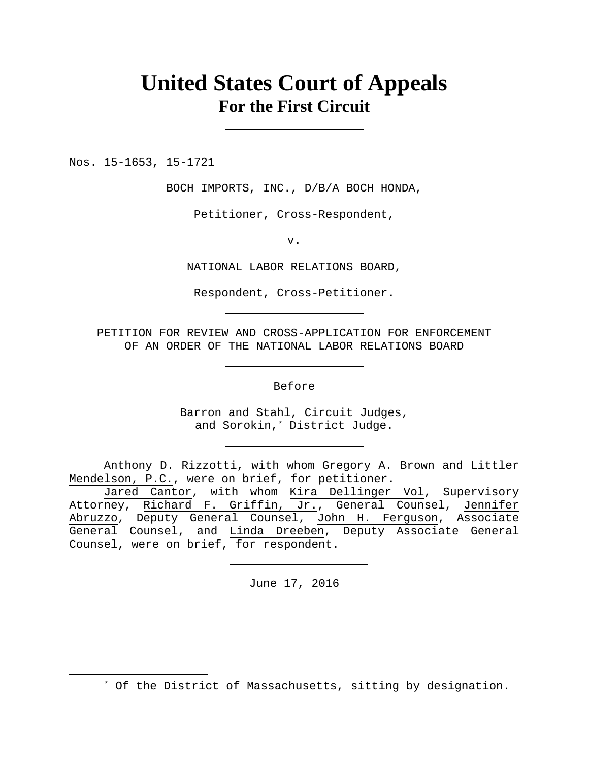# United States Court of Appeals
## For the First Circuit

Nos. 15-1653, 15-1721

BOCH IMPORTS, INC., D/B/A BOCH HONDA,

Petitioner, Cross-Respondent,

v.

NATIONAL LABOR RELATIONS BOARD,

Respondent, Cross-Petitioner.

PETITION FOR REVIEW AND CROSS-APPLICATION FOR ENFORCEMENT OF AN ORDER OF THE NATIONAL LABOR RELATIONS BOARD

Before

Barron and Stahl, Circuit Judges,
and Sorokin,[*] District Judge.

Anthony D. Rizzotti, with whom Gregory A. Brown and Littler Mendelson, P.C., were on brief, for petitioner.

Jared Cantor, with whom Kira Dellinger Vol, Supervisory Attorney, Richard F. Griffin, Jr., General Counsel, Jennifer Abruzzo, Deputy General Counsel, John H. Ferguson, Associate General Counsel, and Linda Dreeben, Deputy Associate General Counsel, were on brief, for respondent.

June 17, 2016

[*] Of the District of Massachusetts, sitting by designation.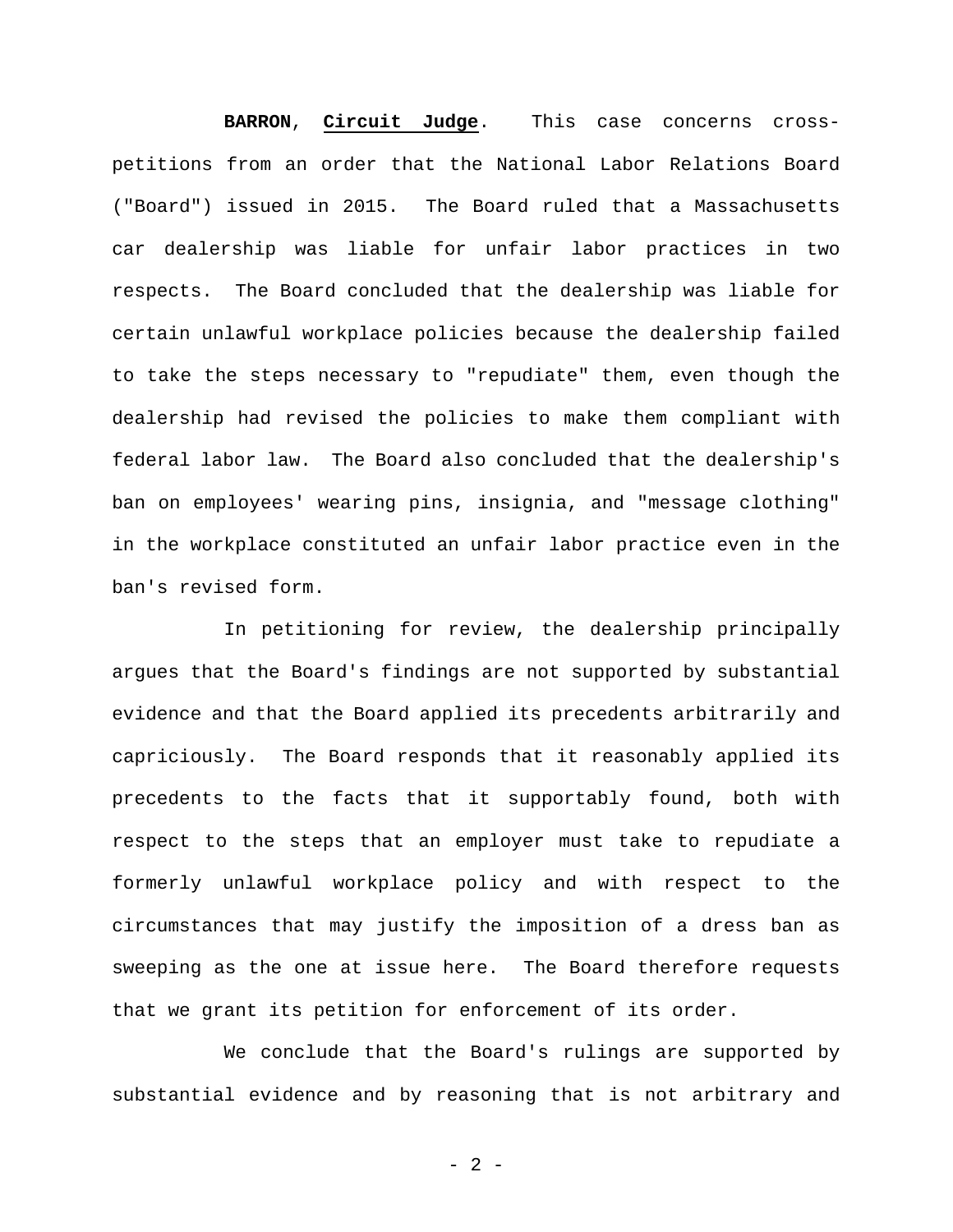**BARRON**, **Circuit Judge**. This case concerns cross-petitions from an order that the National Labor Relations Board ("Board") issued in 2015. The Board ruled that a Massachusetts car dealership was liable for unfair labor practices in two respects. The Board concluded that the dealership was liable for certain unlawful workplace policies because the dealership failed to take the steps necessary to "repudiate" them, even though the dealership had revised the policies to make them compliant with federal labor law. The Board also concluded that the dealership's ban on employees' wearing pins, insignia, and "message clothing" in the workplace constituted an unfair labor practice even in the ban's revised form.

In petitioning for review, the dealership principally argues that the Board's findings are not supported by substantial evidence and that the Board applied its precedents arbitrarily and capriciously. The Board responds that it reasonably applied its precedents to the facts that it supportably found, both with respect to the steps that an employer must take to repudiate a formerly unlawful workplace policy and with respect to the circumstances that may justify the imposition of a dress ban as sweeping as the one at issue here. The Board therefore requests that we grant its petition for enforcement of its order.

We conclude that the Board's rulings are supported by substantial evidence and by reasoning that is not arbitrary and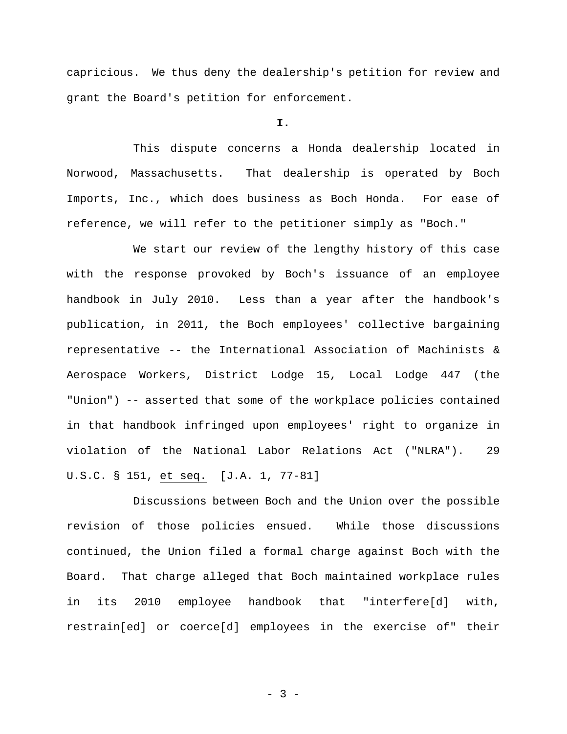capricious. We thus deny the dealership's petition for review and grant the Board's petition for enforcement.

**I.**

This dispute concerns a Honda dealership located in Norwood, Massachusetts. That dealership is operated by Boch Imports, Inc., which does business as Boch Honda. For ease of reference, we will refer to the petitioner simply as "Boch."

We start our review of the lengthy history of this case with the response provoked by Boch's issuance of an employee handbook in July 2010. Less than a year after the handbook's publication, in 2011, the Boch employees' collective bargaining representative -- the International Association of Machinists & Aerospace Workers, District Lodge 15, Local Lodge 447 (the "Union") -- asserted that some of the workplace policies contained in that handbook infringed upon employees' right to organize in violation of the National Labor Relations Act ("NLRA"). 29 U.S.C. § 151, et seq. [J.A. 1, 77-81]

Discussions between Boch and the Union over the possible revision of those policies ensued. While those discussions continued, the Union filed a formal charge against Boch with the Board. That charge alleged that Boch maintained workplace rules in its 2010 employee handbook that "interfere[d] with, restrain[ed] or coerce[d] employees in the exercise of" their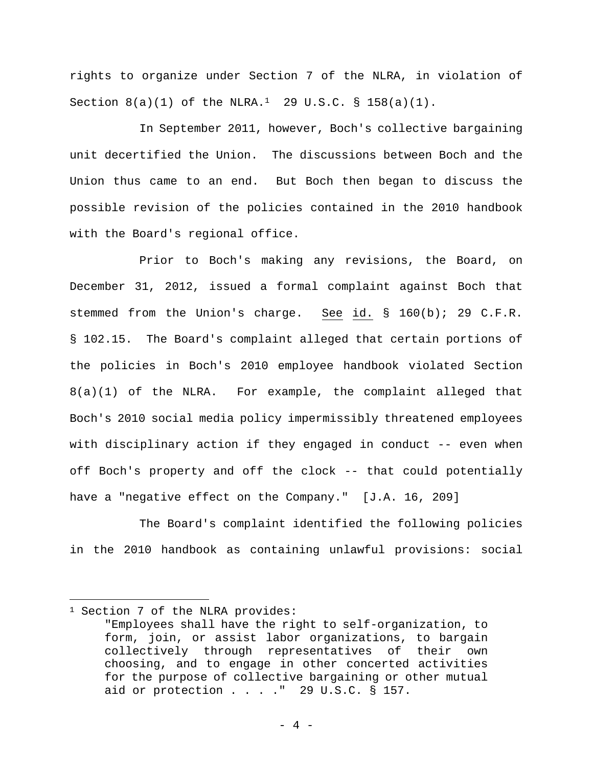rights to organize under Section 7 of the NLRA, in violation of Section 8(a)(1) of the NLRA.[1] 29 U.S.C. § 158(a)(1).

In September 2011, however, Boch's collective bargaining unit decertified the Union. The discussions between Boch and the Union thus came to an end. But Boch then began to discuss the possible revision of the policies contained in the 2010 handbook with the Board's regional office.

Prior to Boch's making any revisions, the Board, on December 31, 2012, issued a formal complaint against Boch that stemmed from the Union's charge. See id. § 160(b); 29 C.F.R. § 102.15. The Board's complaint alleged that certain portions of the policies in Boch's 2010 employee handbook violated Section 8(a)(1) of the NLRA. For example, the complaint alleged that Boch's 2010 social media policy impermissibly threatened employees with disciplinary action if they engaged in conduct -- even when off Boch's property and off the clock -- that could potentially have a "negative effect on the Company." [J.A. 16, 209]

The Board's complaint identified the following policies in the 2010 handbook as containing unlawful provisions: social

---

[1] Section 7 of the NLRA provides:

> "Employees shall have the right to self-organization, to form, join, or assist labor organizations, to bargain collectively through representatives of their own choosing, and to engage in other concerted activities for the purpose of collective bargaining or other mutual aid or protection . . . ." 29 U.S.C. § 157.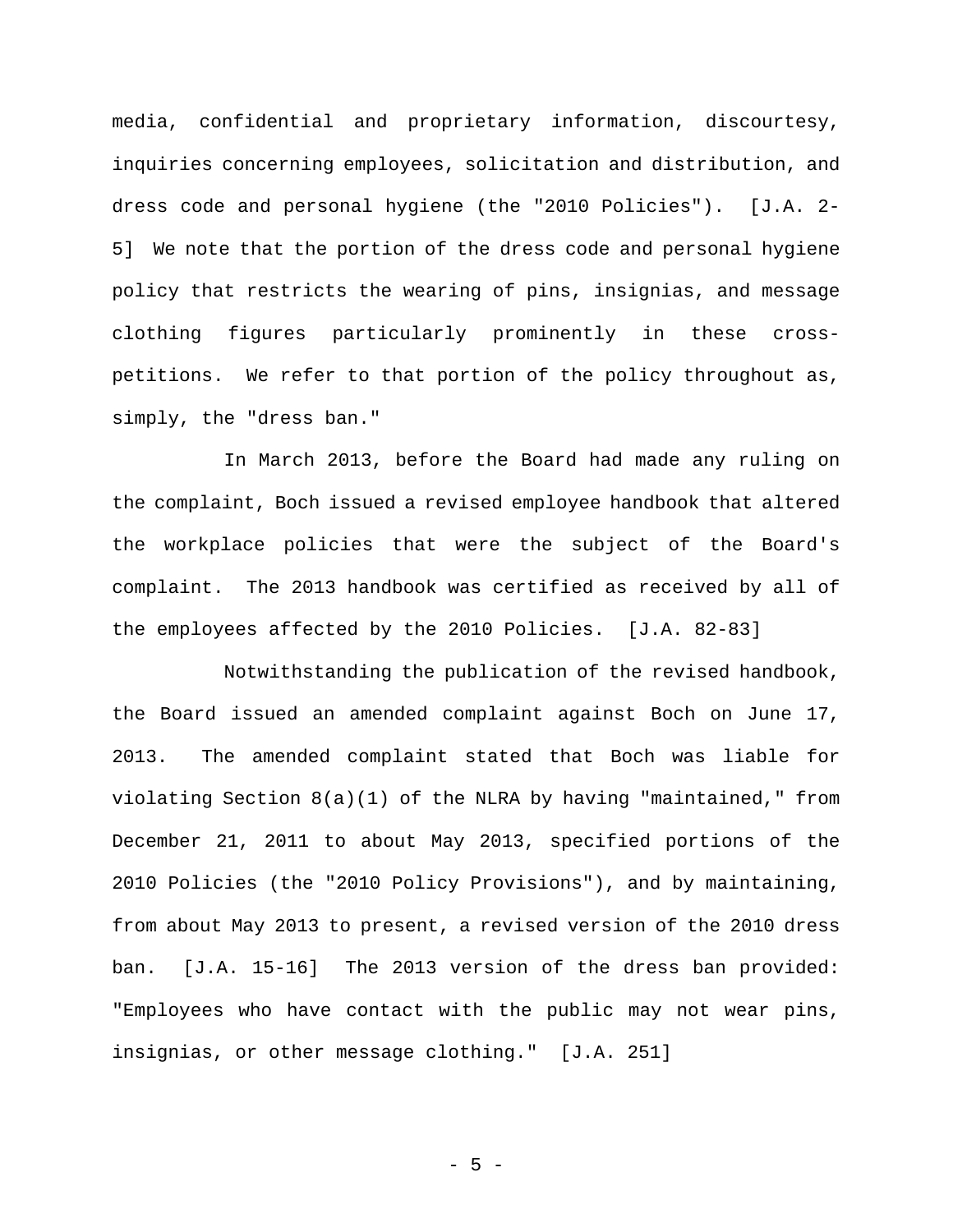media, confidential and proprietary information, discourtesy, inquiries concerning employees, solicitation and distribution, and dress code and personal hygiene (the "2010 Policies"). [J.A. 2-5] We note that the portion of the dress code and personal hygiene policy that restricts the wearing of pins, insignias, and message clothing figures particularly prominently in these cross-petitions. We refer to that portion of the policy throughout as, simply, the "dress ban."

In March 2013, before the Board had made any ruling on the complaint, Boch issued a revised employee handbook that altered the workplace policies that were the subject of the Board's complaint. The 2013 handbook was certified as received by all of the employees affected by the 2010 Policies. [J.A. 82-83]

Notwithstanding the publication of the revised handbook, the Board issued an amended complaint against Boch on June 17, 2013. The amended complaint stated that Boch was liable for violating Section 8(a)(1) of the NLRA by having "maintained," from December 21, 2011 to about May 2013, specified portions of the 2010 Policies (the "2010 Policy Provisions"), and by maintaining, from about May 2013 to present, a revised version of the 2010 dress ban. [J.A. 15-16] The 2013 version of the dress ban provided: "Employees who have contact with the public may not wear pins, insignias, or other message clothing." [J.A. 251]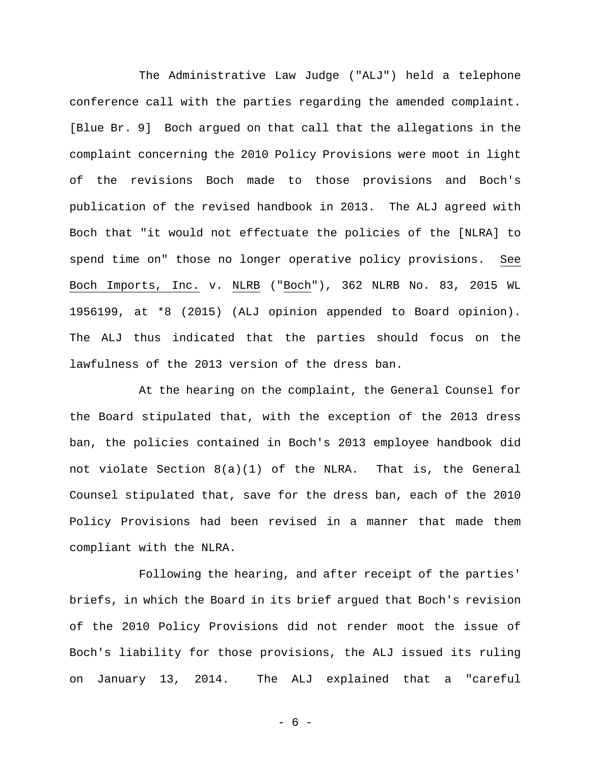The Administrative Law Judge ("ALJ") held a telephone conference call with the parties regarding the amended complaint. [Blue Br. 9] Boch argued on that call that the allegations in the complaint concerning the 2010 Policy Provisions were moot in light of the revisions Boch made to those provisions and Boch's publication of the revised handbook in 2013. The ALJ agreed with Boch that "it would not effectuate the policies of the [NLRA] to spend time on" those no longer operative policy provisions. See Boch Imports, Inc. v. NLRB ("Boch"), 362 NLRB No. 83, 2015 WL 1956199, at *8 (2015) (ALJ opinion appended to Board opinion). The ALJ thus indicated that the parties should focus on the lawfulness of the 2013 version of the dress ban.

At the hearing on the complaint, the General Counsel for the Board stipulated that, with the exception of the 2013 dress ban, the policies contained in Boch's 2013 employee handbook did not violate Section 8(a)(1) of the NLRA. That is, the General Counsel stipulated that, save for the dress ban, each of the 2010 Policy Provisions had been revised in a manner that made them compliant with the NLRA.

Following the hearing, and after receipt of the parties' briefs, in which the Board in its brief argued that Boch's revision of the 2010 Policy Provisions did not render moot the issue of Boch's liability for those provisions, the ALJ issued its ruling on January 13, 2014. The ALJ explained that a "careful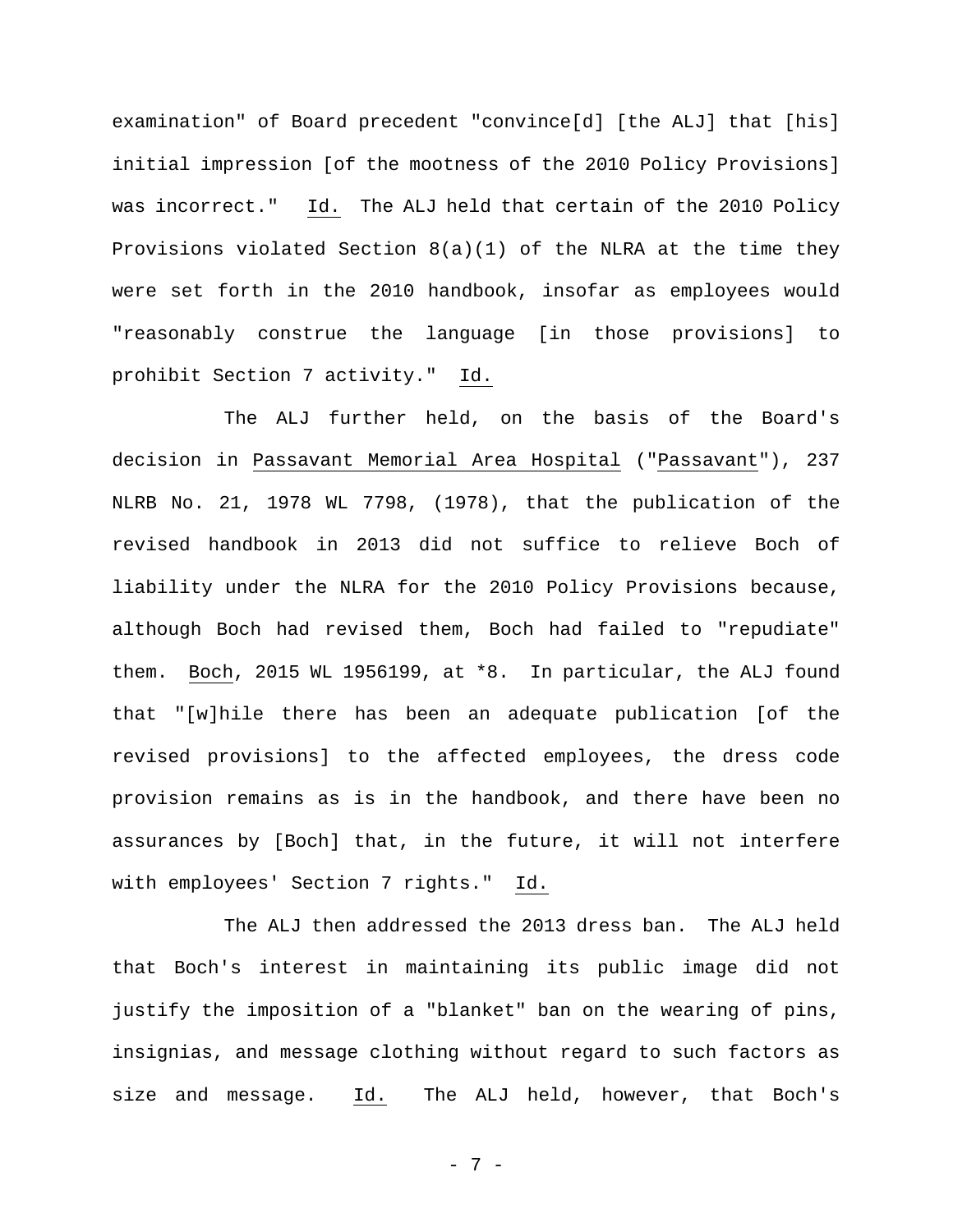examination" of Board precedent "convince[d] [the ALJ] that [his] initial impression [of the mootness of the 2010 Policy Provisions] was incorrect." Id. The ALJ held that certain of the 2010 Policy Provisions violated Section 8(a)(1) of the NLRA at the time they were set forth in the 2010 handbook, insofar as employees would "reasonably construe the language [in those provisions] to prohibit Section 7 activity." Id.

The ALJ further held, on the basis of the Board's decision in Passavant Memorial Area Hospital ("Passavant"), 237 NLRB No. 21, 1978 WL 7798, (1978), that the publication of the revised handbook in 2013 did not suffice to relieve Boch of liability under the NLRA for the 2010 Policy Provisions because, although Boch had revised them, Boch had failed to "repudiate" them. Boch, 2015 WL 1956199, at *8. In particular, the ALJ found that "[w]hile there has been an adequate publication [of the revised provisions] to the affected employees, the dress code provision remains as is in the handbook, and there have been no assurances by [Boch] that, in the future, it will not interfere with employees' Section 7 rights." Id.

The ALJ then addressed the 2013 dress ban. The ALJ held that Boch's interest in maintaining its public image did not justify the imposition of a "blanket" ban on the wearing of pins, insignias, and message clothing without regard to such factors as size and message. Id. The ALJ held, however, that Boch's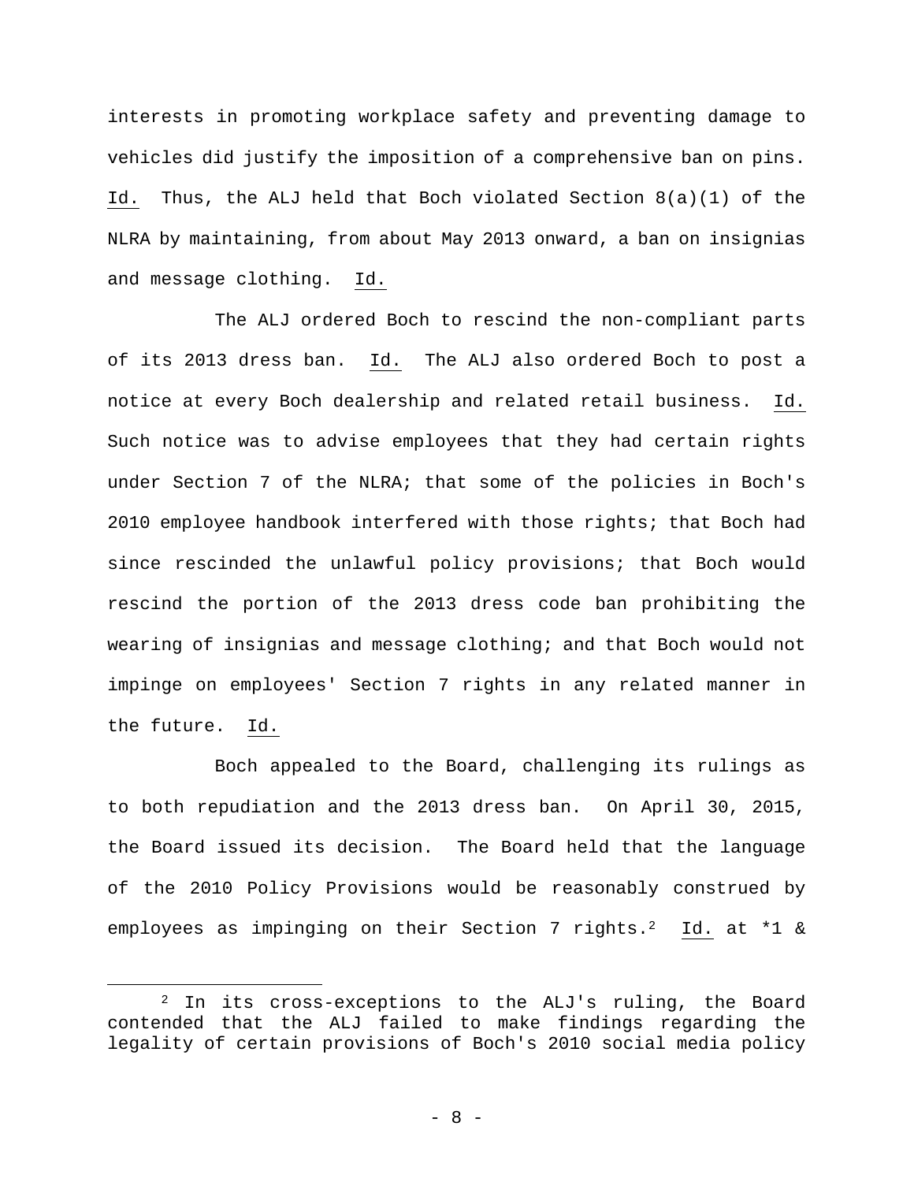interests in promoting workplace safety and preventing damage to vehicles did justify the imposition of a comprehensive ban on pins. Id. Thus, the ALJ held that Boch violated Section 8(a)(1) of the NLRA by maintaining, from about May 2013 onward, a ban on insignias and message clothing. Id.

The ALJ ordered Boch to rescind the non-compliant parts of its 2013 dress ban. Id. The ALJ also ordered Boch to post a notice at every Boch dealership and related retail business. Id. Such notice was to advise employees that they had certain rights under Section 7 of the NLRA; that some of the policies in Boch's 2010 employee handbook interfered with those rights; that Boch had since rescinded the unlawful policy provisions; that Boch would rescind the portion of the 2013 dress code ban prohibiting the wearing of insignias and message clothing; and that Boch would not impinge on employees' Section 7 rights in any related manner in the future. Id.

Boch appealed to the Board, challenging its rulings as to both repudiation and the 2013 dress ban. On April 30, 2015, the Board issued its decision. The Board held that the language of the 2010 Policy Provisions would be reasonably construed by employees as impinging on their Section 7 rights.[2] Id. at *1 &

[2] In its cross-exceptions to the ALJ's ruling, the Board contended that the ALJ failed to make findings regarding the legality of certain provisions of Boch's 2010 social media policy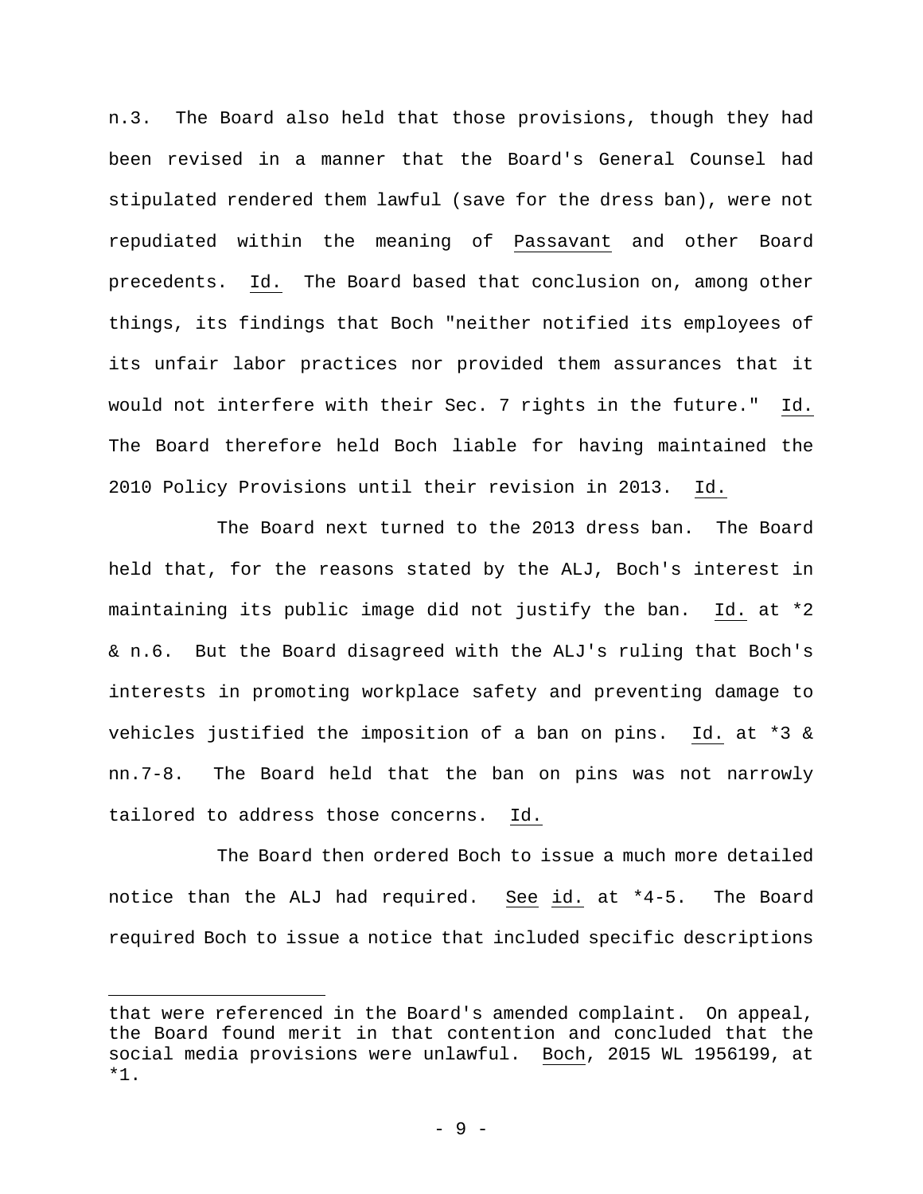n.3. The Board also held that those provisions, though they had been revised in a manner that the Board's General Counsel had stipulated rendered them lawful (save for the dress ban), were not repudiated within the meaning of Passavant and other Board precedents. Id. The Board based that conclusion on, among other things, its findings that Boch "neither notified its employees of its unfair labor practices nor provided them assurances that it would not interfere with their Sec. 7 rights in the future." Id. The Board therefore held Boch liable for having maintained the 2010 Policy Provisions until their revision in 2013. Id.

The Board next turned to the 2013 dress ban. The Board held that, for the reasons stated by the ALJ, Boch's interest in maintaining its public image did not justify the ban. Id. at *2 & n.6. But the Board disagreed with the ALJ's ruling that Boch's interests in promoting workplace safety and preventing damage to vehicles justified the imposition of a ban on pins. Id. at *3 & nn.7-8. The Board held that the ban on pins was not narrowly tailored to address those concerns. Id.

The Board then ordered Boch to issue a much more detailed notice than the ALJ had required. See id. at *4-5. The Board required Boch to issue a notice that included specific descriptions

---

that were referenced in the Board's amended complaint. On appeal, the Board found merit in that contention and concluded that the social media provisions were unlawful. Boch, 2015 WL 1956199, at *1.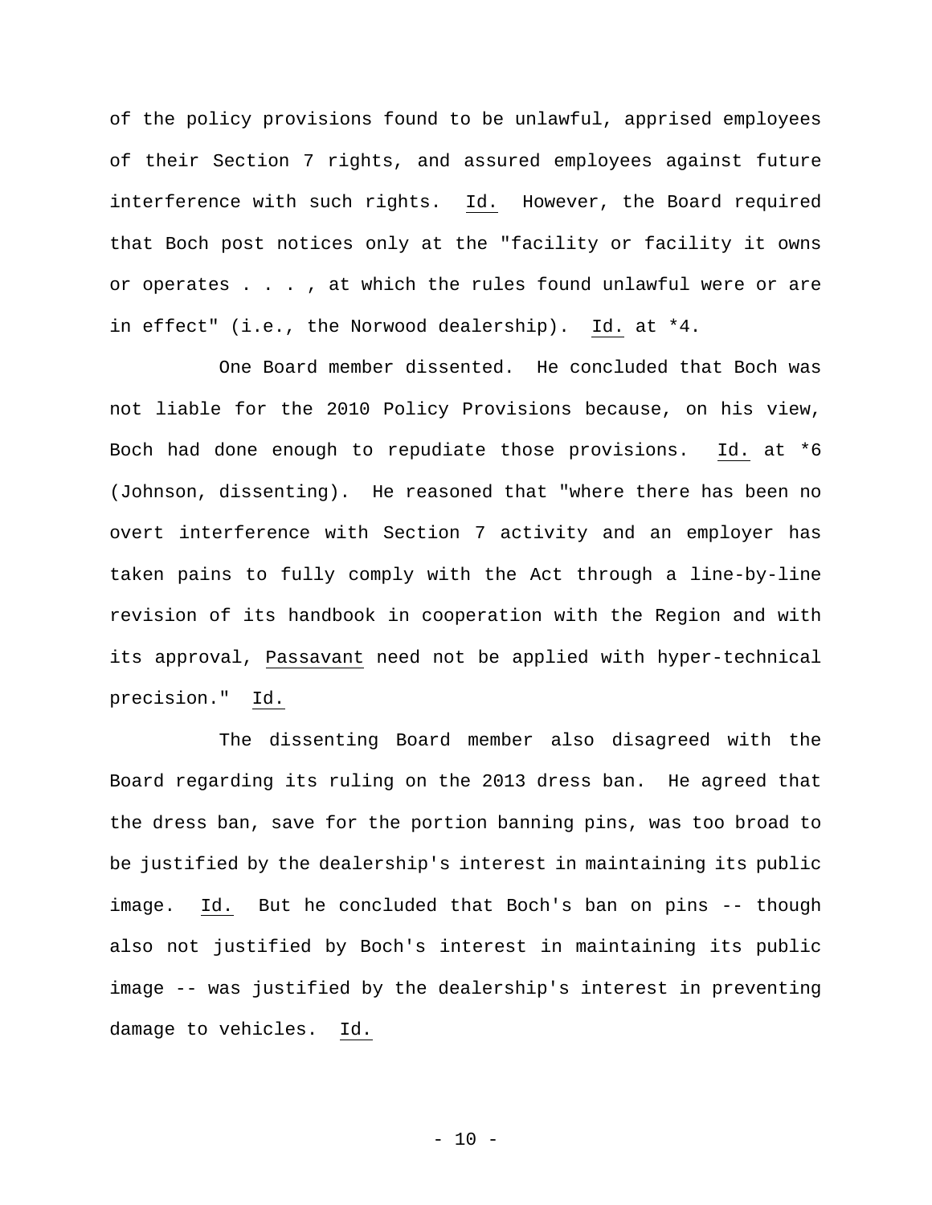of the policy provisions found to be unlawful, apprised employees of their Section 7 rights, and assured employees against future interference with such rights. Id. However, the Board required that Boch post notices only at the "facility or facility it owns or operates . . . , at which the rules found unlawful were or are in effect" (i.e., the Norwood dealership). Id. at *4.

One Board member dissented. He concluded that Boch was not liable for the 2010 Policy Provisions because, on his view, Boch had done enough to repudiate those provisions. Id. at *6 (Johnson, dissenting). He reasoned that "where there has been no overt interference with Section 7 activity and an employer has taken pains to fully comply with the Act through a line-by-line revision of its handbook in cooperation with the Region and with its approval, Passavant need not be applied with hyper-technical precision." Id.

The dissenting Board member also disagreed with the Board regarding its ruling on the 2013 dress ban. He agreed that the dress ban, save for the portion banning pins, was too broad to be justified by the dealership's interest in maintaining its public image. Id. But he concluded that Boch's ban on pins -- though also not justified by Boch's interest in maintaining its public image -- was justified by the dealership's interest in preventing damage to vehicles. Id.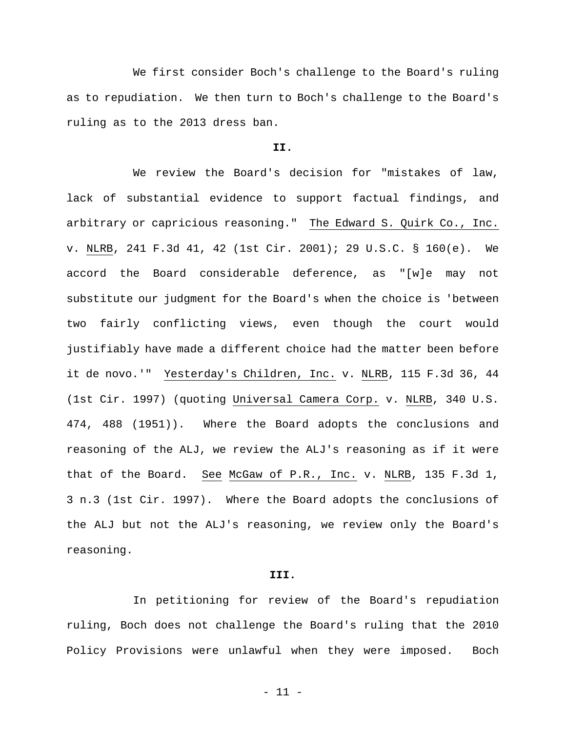We first consider Boch's challenge to the Board's ruling as to repudiation. We then turn to Boch's challenge to the Board's ruling as to the 2013 dress ban.

**II.**

We review the Board's decision for "mistakes of law, lack of substantial evidence to support factual findings, and arbitrary or capricious reasoning." The Edward S. Quirk Co., Inc. v. NLRB, 241 F.3d 41, 42 (1st Cir. 2001); 29 U.S.C. § 160(e). We accord the Board considerable deference, as "[w]e may not substitute our judgment for the Board's when the choice is 'between two fairly conflicting views, even though the court would justifiably have made a different choice had the matter been before it de novo.'" Yesterday's Children, Inc. v. NLRB, 115 F.3d 36, 44 (1st Cir. 1997) (quoting Universal Camera Corp. v. NLRB, 340 U.S. 474, 488 (1951)). Where the Board adopts the conclusions and reasoning of the ALJ, we review the ALJ's reasoning as if it were that of the Board. See McGaw of P.R., Inc. v. NLRB, 135 F.3d 1, 3 n.3 (1st Cir. 1997). Where the Board adopts the conclusions of the ALJ but not the ALJ's reasoning, we review only the Board's reasoning.

**III.**

In petitioning for review of the Board's repudiation ruling, Boch does not challenge the Board's ruling that the 2010 Policy Provisions were unlawful when they were imposed. Boch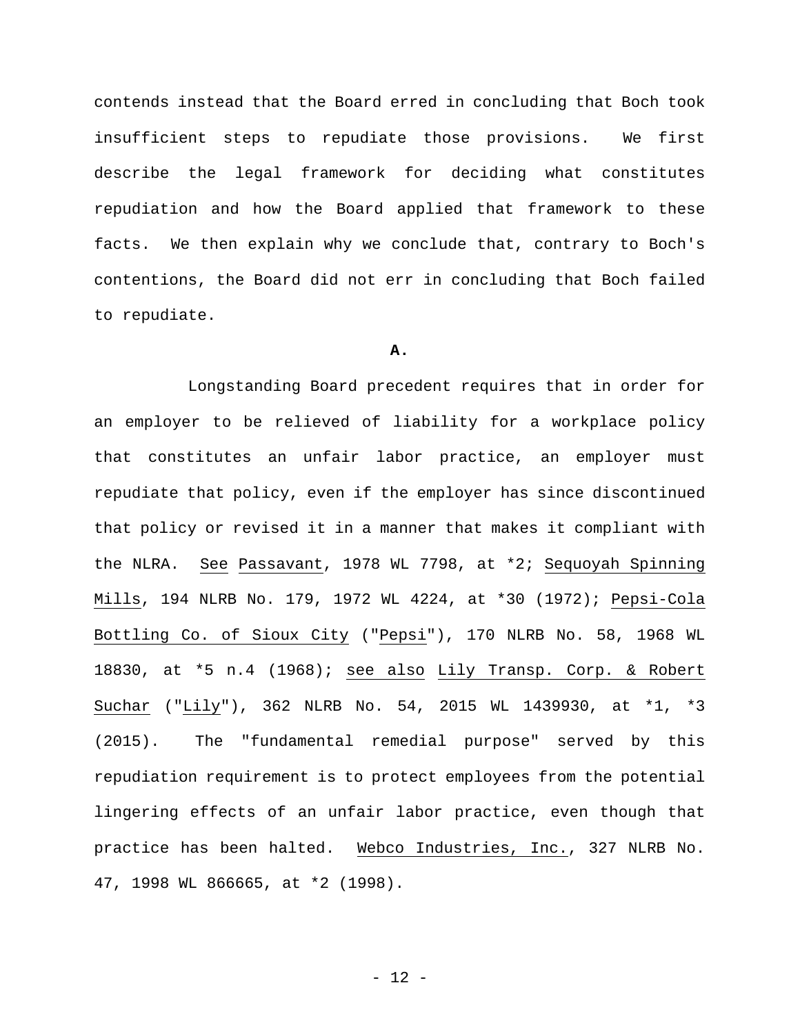contends instead that the Board erred in concluding that Boch took insufficient steps to repudiate those provisions. We first describe the legal framework for deciding what constitutes repudiation and how the Board applied that framework to these facts. We then explain why we conclude that, contrary to Boch's contentions, the Board did not err in concluding that Boch failed to repudiate.

**A.**

Longstanding Board precedent requires that in order for an employer to be relieved of liability for a workplace policy that constitutes an unfair labor practice, an employer must repudiate that policy, even if the employer has since discontinued that policy or revised it in a manner that makes it compliant with the NLRA. See Passavant, 1978 WL 7798, at *2; Sequoyah Spinning Mills, 194 NLRB No. 179, 1972 WL 4224, at *30 (1972); Pepsi-Cola Bottling Co. of Sioux City ("Pepsi"), 170 NLRB No. 58, 1968 WL 18830, at *5 n.4 (1968); see also Lily Transp. Corp. & Robert Suchar ("Lily"), 362 NLRB No. 54, 2015 WL 1439930, at *1, *3 (2015). The "fundamental remedial purpose" served by this repudiation requirement is to protect employees from the potential lingering effects of an unfair labor practice, even though that practice has been halted. Webco Industries, Inc., 327 NLRB No. 47, 1998 WL 866665, at *2 (1998).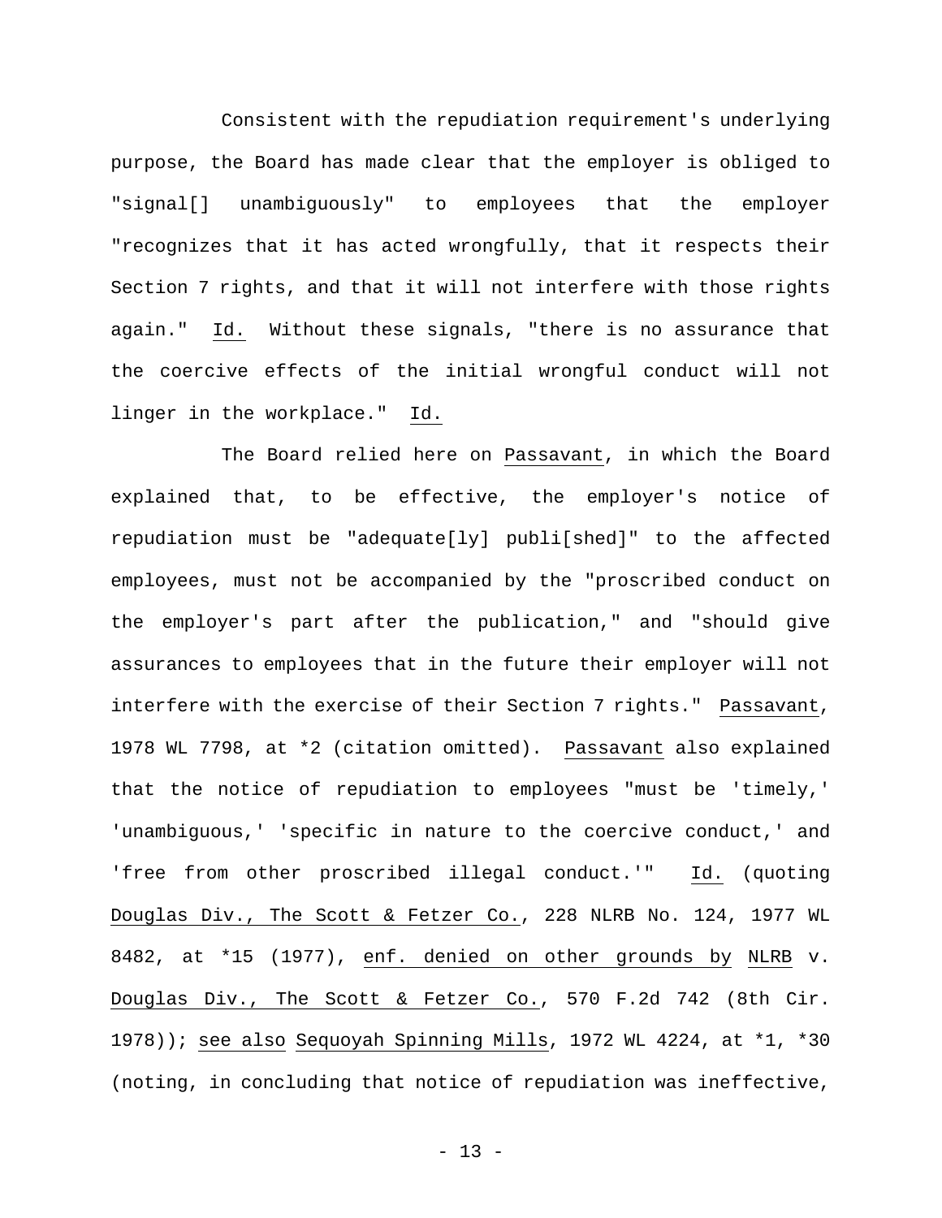Consistent with the repudiation requirement's underlying purpose, the Board has made clear that the employer is obliged to "signal[] unambiguously" to employees that the employer "recognizes that it has acted wrongfully, that it respects their Section 7 rights, and that it will not interfere with those rights again." Id. Without these signals, "there is no assurance that the coercive effects of the initial wrongful conduct will not linger in the workplace." Id.

The Board relied here on Passavant, in which the Board explained that, to be effective, the employer's notice of repudiation must be "adequate[ly] publi[shed]" to the affected employees, must not be accompanied by the "proscribed conduct on the employer's part after the publication," and "should give assurances to employees that in the future their employer will not interfere with the exercise of their Section 7 rights." Passavant, 1978 WL 7798, at *2 (citation omitted). Passavant also explained that the notice of repudiation to employees "must be 'timely,' 'unambiguous,' 'specific in nature to the coercive conduct,' and 'free from other proscribed illegal conduct.'" Id. (quoting Douglas Div., The Scott & Fetzer Co., 228 NLRB No. 124, 1977 WL 8482, at *15 (1977), enf. denied on other grounds by NLRB v. Douglas Div., The Scott & Fetzer Co., 570 F.2d 742 (8th Cir. 1978)); see also Sequoyah Spinning Mills, 1972 WL 4224, at *1, *30 (noting, in concluding that notice of repudiation was ineffective,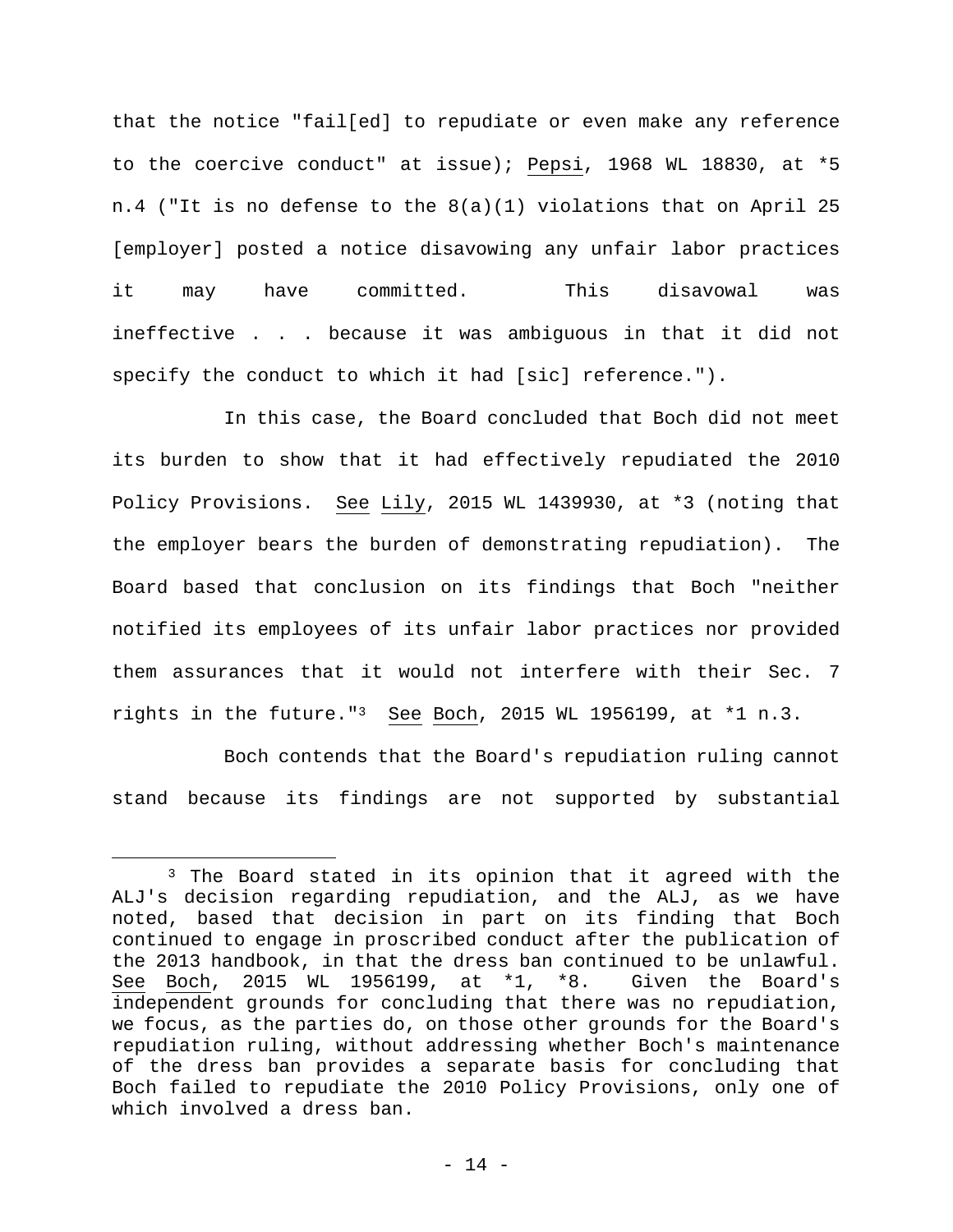that the notice "fail[ed] to repudiate or even make any reference to the coercive conduct" at issue); Pepsi, 1968 WL 18830, at *5 n.4 ("It is no defense to the 8(a)(1) violations that on April 25 [employer] posted a notice disavowing any unfair labor practices it may have committed. This disavowal was ineffective . . . because it was ambiguous in that it did not specify the conduct to which it had [sic] reference.").

In this case, the Board concluded that Boch did not meet its burden to show that it had effectively repudiated the 2010 Policy Provisions. See Lily, 2015 WL 1439930, at *3 (noting that the employer bears the burden of demonstrating repudiation). The Board based that conclusion on its findings that Boch "neither notified its employees of its unfair labor practices nor provided them assurances that it would not interfere with their Sec. 7 rights in the future."[3] See Boch, 2015 WL 1956199, at *1 n.3.

Boch contends that the Board's repudiation ruling cannot stand because its findings are not supported by substantial

[3] The Board stated in its opinion that it agreed with the ALJ's decision regarding repudiation, and the ALJ, as we have noted, based that decision in part on its finding that Boch continued to engage in proscribed conduct after the publication of the 2013 handbook, in that the dress ban continued to be unlawful. See Boch, 2015 WL 1956199, at *1, *8. Given the Board's independent grounds for concluding that there was no repudiation, we focus, as the parties do, on those other grounds for the Board's repudiation ruling, without addressing whether Boch's maintenance of the dress ban provides a separate basis for concluding that Boch failed to repudiate the 2010 Policy Provisions, only one of which involved a dress ban.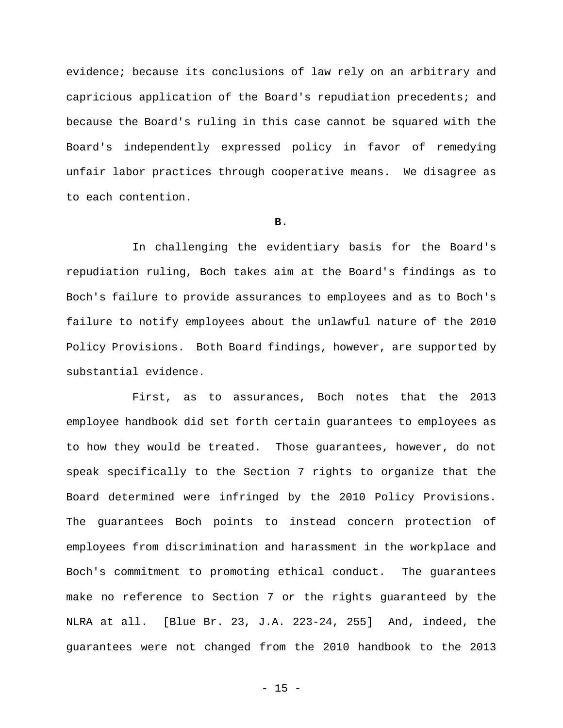evidence; because its conclusions of law rely on an arbitrary and capricious application of the Board's repudiation precedents; and because the Board's ruling in this case cannot be squared with the Board's independently expressed policy in favor of remedying unfair labor practices through cooperative means. We disagree as to each contention.

**B.**

In challenging the evidentiary basis for the Board's repudiation ruling, Boch takes aim at the Board's findings as to Boch's failure to provide assurances to employees and as to Boch's failure to notify employees about the unlawful nature of the 2010 Policy Provisions. Both Board findings, however, are supported by substantial evidence.

First, as to assurances, Boch notes that the 2013 employee handbook did set forth certain guarantees to employees as to how they would be treated. Those guarantees, however, do not speak specifically to the Section 7 rights to organize that the Board determined were infringed by the 2010 Policy Provisions. The guarantees Boch points to instead concern protection of employees from discrimination and harassment in the workplace and Boch's commitment to promoting ethical conduct. The guarantees make no reference to Section 7 or the rights guaranteed by the NLRA at all. [Blue Br. 23, J.A. 223-24, 255] And, indeed, the guarantees were not changed from the 2010 handbook to the 2013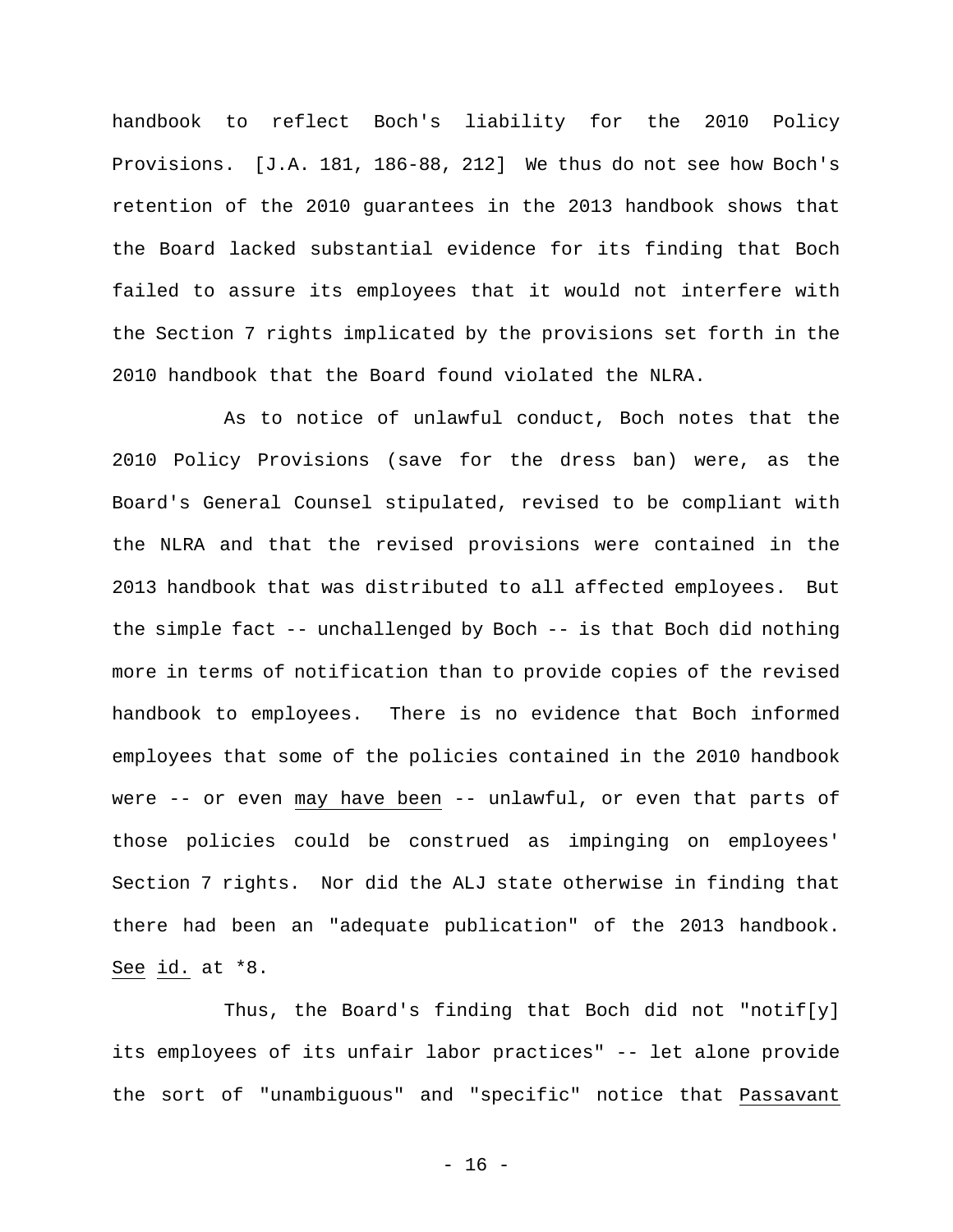handbook to reflect Boch's liability for the 2010 Policy Provisions. [J.A. 181, 186-88, 212] We thus do not see how Boch's retention of the 2010 guarantees in the 2013 handbook shows that the Board lacked substantial evidence for its finding that Boch failed to assure its employees that it would not interfere with the Section 7 rights implicated by the provisions set forth in the 2010 handbook that the Board found violated the NLRA.

As to notice of unlawful conduct, Boch notes that the 2010 Policy Provisions (save for the dress ban) were, as the Board's General Counsel stipulated, revised to be compliant with the NLRA and that the revised provisions were contained in the 2013 handbook that was distributed to all affected employees. But the simple fact -- unchallenged by Boch -- is that Boch did nothing more in terms of notification than to provide copies of the revised handbook to employees. There is no evidence that Boch informed employees that some of the policies contained in the 2010 handbook were -- or even <u>may have been</u> -- unlawful, or even that parts of those policies could be construed as impinging on employees' Section 7 rights. Nor did the ALJ state otherwise in finding that there had been an "adequate publication" of the 2013 handbook. <u>See</u> <u>id.</u> at *8.

Thus, the Board's finding that Boch did not "notif[y] its employees of its unfair labor practices" -- let alone provide the sort of "unambiguous" and "specific" notice that <u>Passavant</u>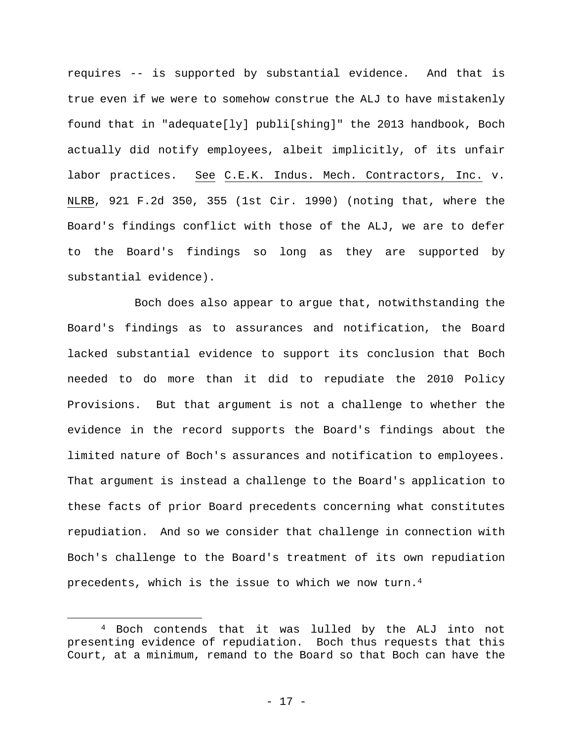requires -- is supported by substantial evidence. And that is true even if we were to somehow construe the ALJ to have mistakenly found that in "adequate[ly] publi[shing]" the 2013 handbook, Boch actually did notify employees, albeit implicitly, of its unfair labor practices. See C.E.K. Indus. Mech. Contractors, Inc. v. NLRB, 921 F.2d 350, 355 (1st Cir. 1990) (noting that, where the Board's findings conflict with those of the ALJ, we are to defer to the Board's findings so long as they are supported by substantial evidence).

Boch does also appear to argue that, notwithstanding the Board's findings as to assurances and notification, the Board lacked substantial evidence to support its conclusion that Boch needed to do more than it did to repudiate the 2010 Policy Provisions. But that argument is not a challenge to whether the evidence in the record supports the Board's findings about the limited nature of Boch's assurances and notification to employees. That argument is instead a challenge to the Board's application to these facts of prior Board precedents concerning what constitutes repudiation. And so we consider that challenge in connection with Boch's challenge to the Board's treatment of its own repudiation precedents, which is the issue to which we now turn.[4]

---

[4] Boch contends that it was lulled by the ALJ into not presenting evidence of repudiation. Boch thus requests that this Court, at a minimum, remand to the Board so that Boch can have the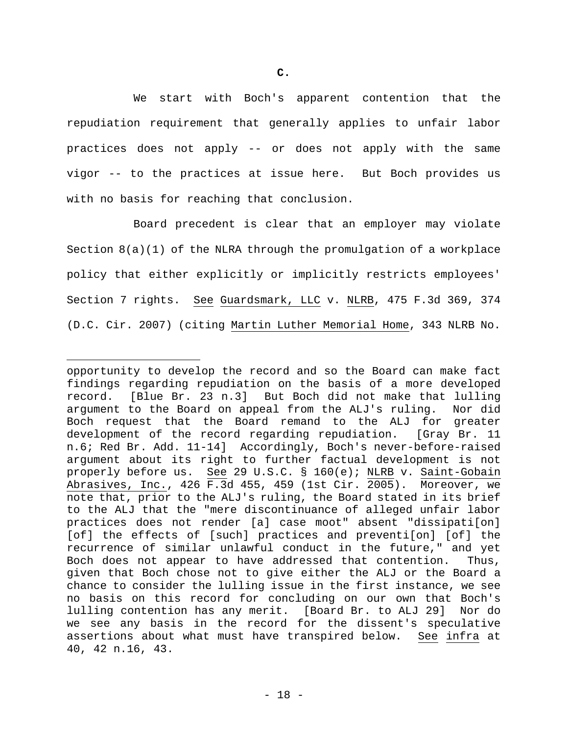**C.**

We start with Boch's apparent contention that the repudiation requirement that generally applies to unfair labor practices does not apply -- or does not apply with the same vigor -- to the practices at issue here. But Boch provides us with no basis for reaching that conclusion.

Board precedent is clear that an employer may violate Section 8(a)(1) of the NLRA through the promulgation of a workplace policy that either explicitly or implicitly restricts employees' Section 7 rights. See Guardsmark, LLC v. NLRB, 475 F.3d 369, 374 (D.C. Cir. 2007) (citing Martin Luther Memorial Home, 343 NLRB No.

---

opportunity to develop the record and so the Board can make fact findings regarding repudiation on the basis of a more developed record. [Blue Br. 23 n.3] But Boch did not make that lulling argument to the Board on appeal from the ALJ's ruling. Nor did Boch request that the Board remand to the ALJ for greater development of the record regarding repudiation. [Gray Br. 11 n.6; Red Br. Add. 11-14] Accordingly, Boch's never-before-raised argument about its right to further factual development is not properly before us. See 29 U.S.C. § 160(e); NLRB v. Saint-Gobain Abrasives, Inc., 426 F.3d 455, 459 (1st Cir. 2005). Moreover, we note that, prior to the ALJ's ruling, the Board stated in its brief to the ALJ that the "mere discontinuance of alleged unfair labor practices does not render [a] case moot" absent "dissipati[on] [of] the effects of [such] practices and preventi[on] [of] the recurrence of similar unlawful conduct in the future," and yet Boch does not appear to have addressed that contention. Thus, given that Boch chose not to give either the ALJ or the Board a chance to consider the lulling issue in the first instance, we see no basis on this record for concluding on our own that Boch's lulling contention has any merit. [Board Br. to ALJ 29] Nor do we see any basis in the record for the dissent's speculative assertions about what must have transpired below. See infra at 40, 42 n.16, 43.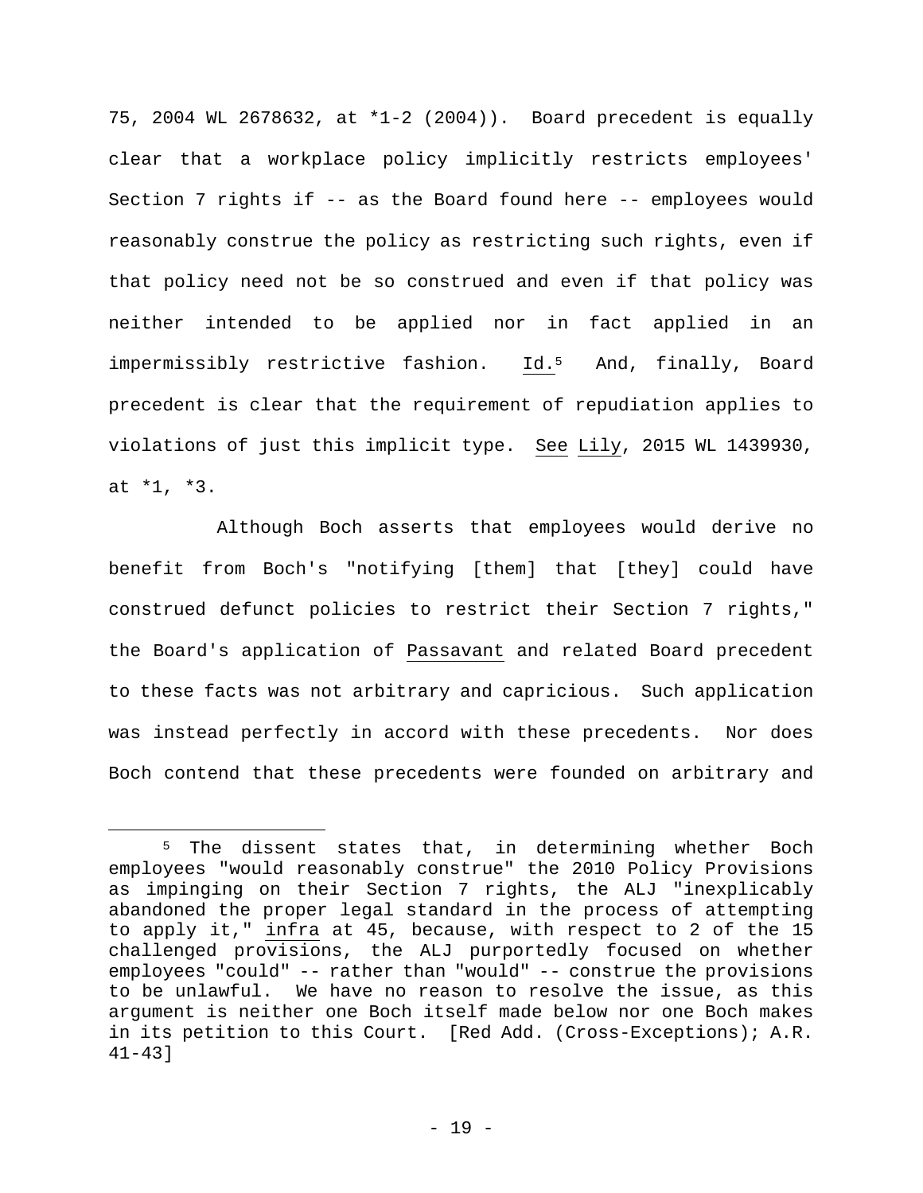75, 2004 WL 2678632, at *1-2 (2004)). Board precedent is equally clear that a workplace policy implicitly restricts employees' Section 7 rights if -- as the Board found here -- employees would reasonably construe the policy as restricting such rights, even if that policy need not be so construed and even if that policy was neither intended to be applied nor in fact applied in an impermissibly restrictive fashion. Id.[5] And, finally, Board precedent is clear that the requirement of repudiation applies to violations of just this implicit type. See Lily, 2015 WL 1439930, at *1, *3.

Although Boch asserts that employees would derive no benefit from Boch's "notifying [them] that [they] could have construed defunct policies to restrict their Section 7 rights," the Board's application of Passavant and related Board precedent to these facts was not arbitrary and capricious. Such application was instead perfectly in accord with these precedents. Nor does Boch contend that these precedents were founded on arbitrary and

---

[5] The dissent states that, in determining whether Boch employees "would reasonably construe" the 2010 Policy Provisions as impinging on their Section 7 rights, the ALJ "inexplicably abandoned the proper legal standard in the process of attempting to apply it," infra at 45, because, with respect to 2 of the 15 challenged provisions, the ALJ purportedly focused on whether employees "could" -- rather than "would" -- construe the provisions to be unlawful. We have no reason to resolve the issue, as this argument is neither one Boch itself made below nor one Boch makes in its petition to this Court. [Red Add. (Cross-Exceptions); A.R. 41-43]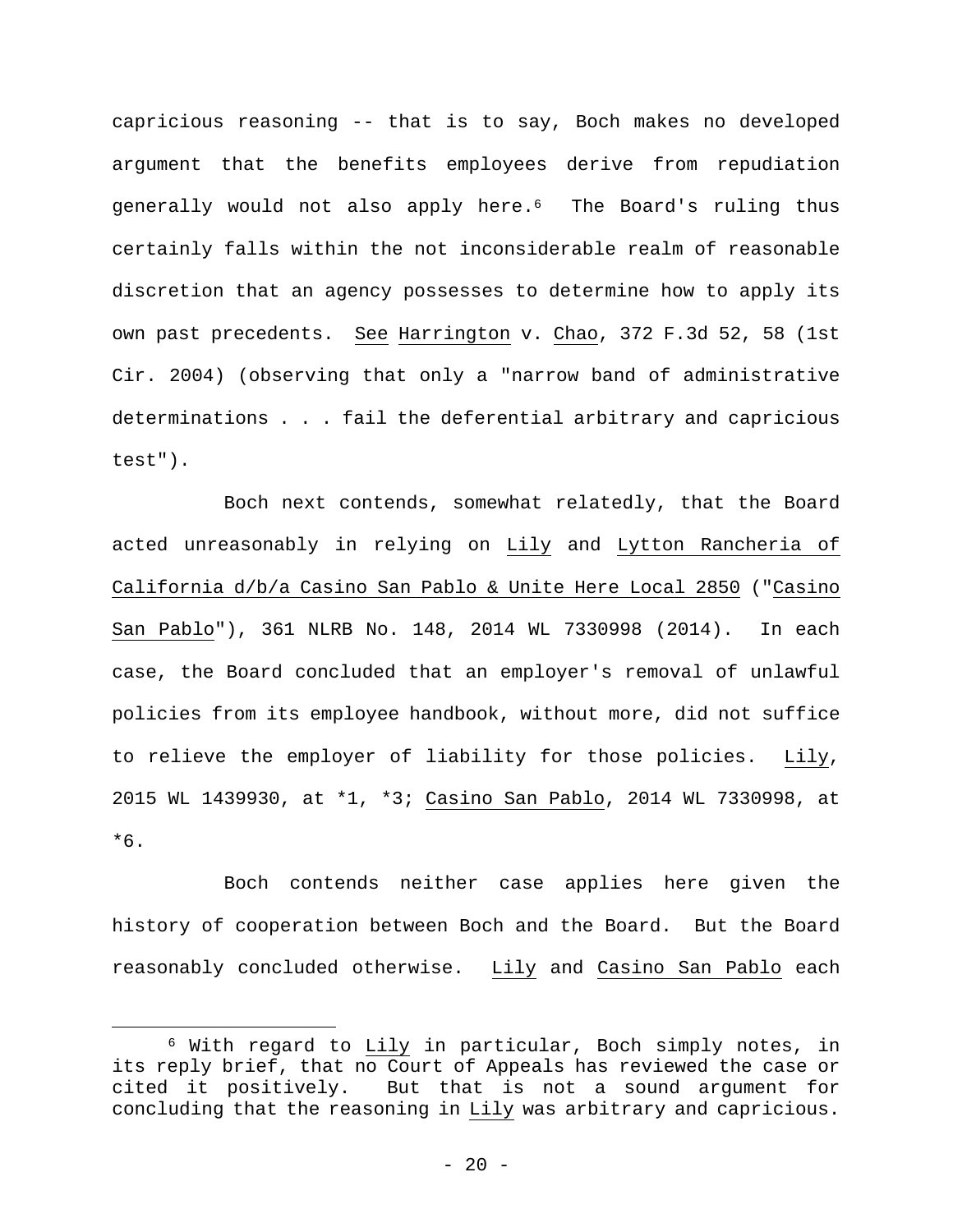capricious reasoning -- that is to say, Boch makes no developed argument that the benefits employees derive from repudiation generally would not also apply here.[6] The Board's ruling thus certainly falls within the not inconsiderable realm of reasonable discretion that an agency possesses to determine how to apply its own past precedents. _See_ _Harrington_ v. _Chao_, 372 F.3d 52, 58 (1st Cir. 2004) (observing that only a "narrow band of administrative determinations . . . fail the deferential arbitrary and capricious test").

Boch next contends, somewhat relatedly, that the Board acted unreasonably in relying on _Lily_ and _Lytton Rancheria of California d/b/a Casino San Pablo & Unite Here Local 2850_ ("_Casino San Pablo_"), 361 NLRB No. 148, 2014 WL 7330998 (2014). In each case, the Board concluded that an employer's removal of unlawful policies from its employee handbook, without more, did not suffice to relieve the employer of liability for those policies. _Lily_, 2015 WL 1439930, at *1, *3; _Casino San Pablo_, 2014 WL 7330998, at *6.

Boch contends neither case applies here given the history of cooperation between Boch and the Board. But the Board reasonably concluded otherwise. _Lily_ and _Casino San Pablo_ each

---

[6] With regard to _Lily_ in particular, Boch simply notes, in its reply brief, that no Court of Appeals has reviewed the case or cited it positively. But that is not a sound argument for concluding that the reasoning in _Lily_ was arbitrary and capricious.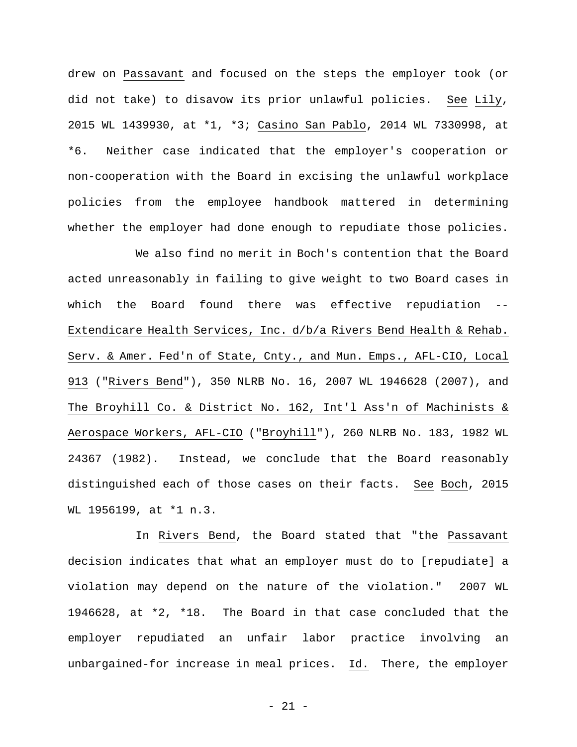drew on Passavant and focused on the steps the employer took (or did not take) to disavow its prior unlawful policies. See Lily, 2015 WL 1439930, at *1, *3; Casino San Pablo, 2014 WL 7330998, at *6. Neither case indicated that the employer's cooperation or non-cooperation with the Board in excising the unlawful workplace policies from the employee handbook mattered in determining whether the employer had done enough to repudiate those policies.

We also find no merit in Boch's contention that the Board acted unreasonably in failing to give weight to two Board cases in which the Board found there was effective repudiation -- Extendicare Health Services, Inc. d/b/a Rivers Bend Health & Rehab. Serv. & Amer. Fed'n of State, Cnty., and Mun. Emps., AFL-CIO, Local 913 ("Rivers Bend"), 350 NLRB No. 16, 2007 WL 1946628 (2007), and The Broyhill Co. & District No. 162, Int'l Ass'n of Machinists & Aerospace Workers, AFL-CIO ("Broyhill"), 260 NLRB No. 183, 1982 WL 24367 (1982). Instead, we conclude that the Board reasonably distinguished each of those cases on their facts. See Boch, 2015 WL 1956199, at *1 n.3.

In Rivers Bend, the Board stated that "the Passavant decision indicates that what an employer must do to [repudiate] a violation may depend on the nature of the violation." 2007 WL 1946628, at *2, *18. The Board in that case concluded that the employer repudiated an unfair labor practice involving an unbargained-for increase in meal prices. Id. There, the employer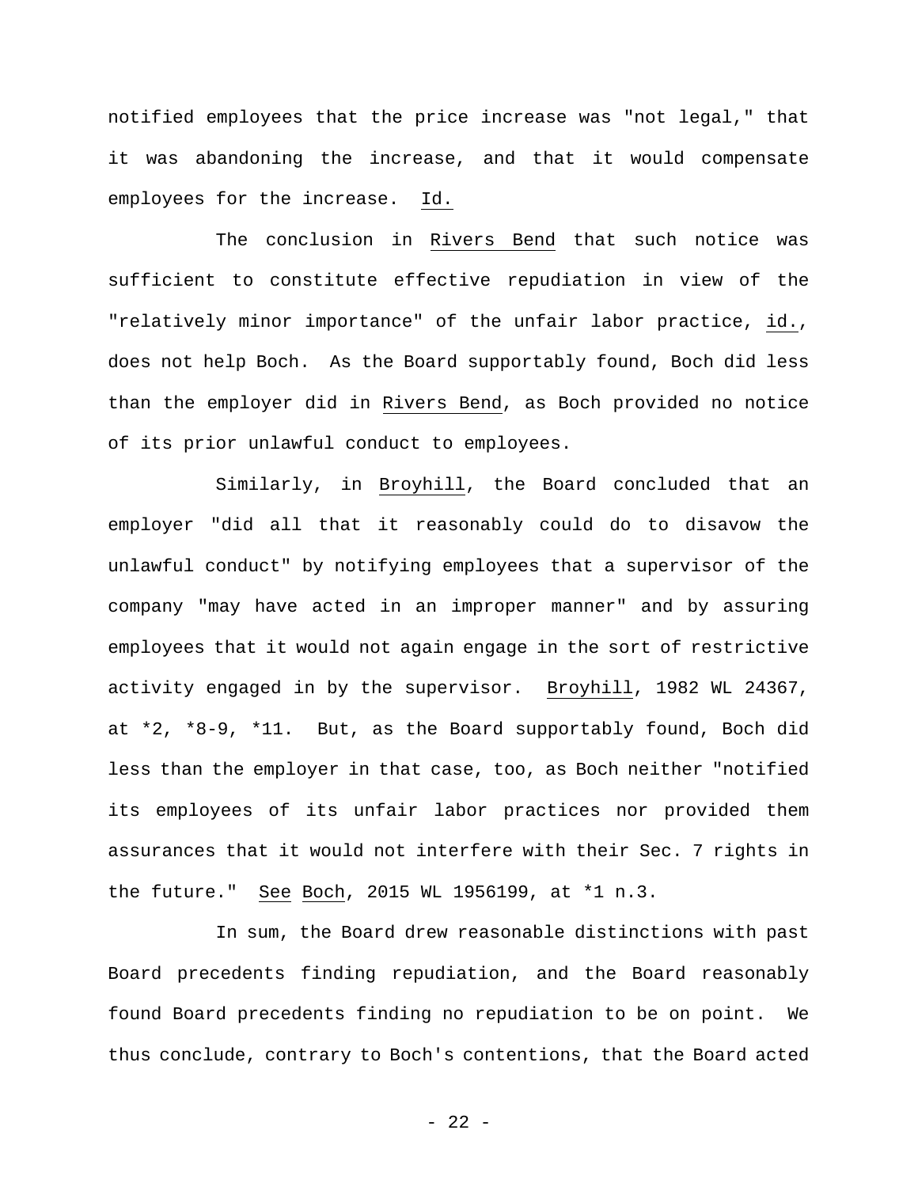notified employees that the price increase was "not legal," that it was abandoning the increase, and that it would compensate employees for the increase. Id.

The conclusion in Rivers Bend that such notice was sufficient to constitute effective repudiation in view of the "relatively minor importance" of the unfair labor practice, id., does not help Boch. As the Board supportably found, Boch did less than the employer did in Rivers Bend, as Boch provided no notice of its prior unlawful conduct to employees.

Similarly, in Broyhill, the Board concluded that an employer "did all that it reasonably could do to disavow the unlawful conduct" by notifying employees that a supervisor of the company "may have acted in an improper manner" and by assuring employees that it would not again engage in the sort of restrictive activity engaged in by the supervisor. Broyhill, 1982 WL 24367, at *2, *8-9, *11. But, as the Board supportably found, Boch did less than the employer in that case, too, as Boch neither "notified its employees of its unfair labor practices nor provided them assurances that it would not interfere with their Sec. 7 rights in the future." See Boch, 2015 WL 1956199, at *1 n.3.

In sum, the Board drew reasonable distinctions with past Board precedents finding repudiation, and the Board reasonably found Board precedents finding no repudiation to be on point. We thus conclude, contrary to Boch's contentions, that the Board acted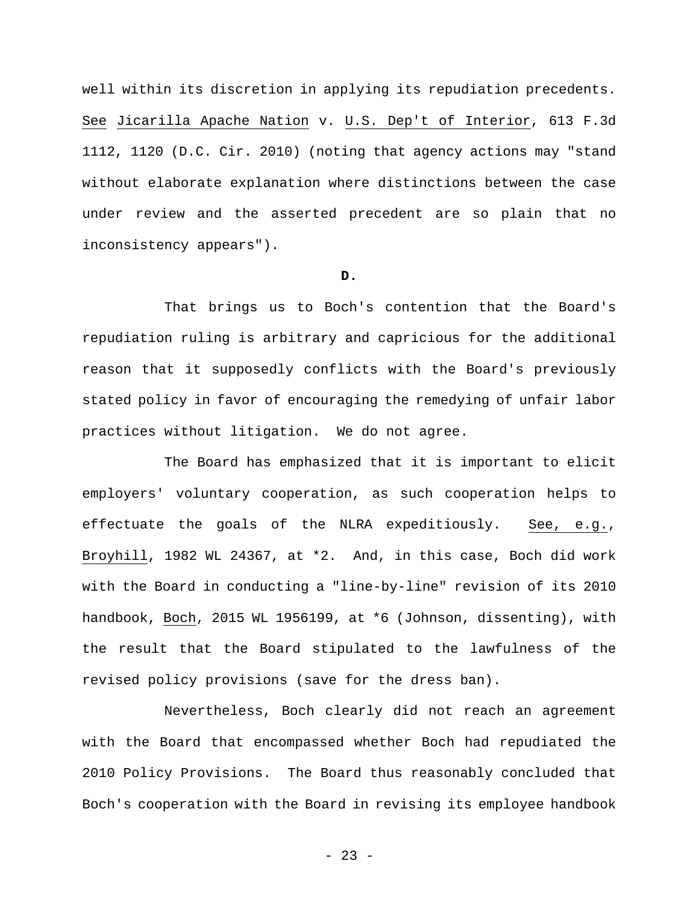well within its discretion in applying its repudiation precedents. See Jicarilla Apache Nation v. U.S. Dep't of Interior, 613 F.3d 1112, 1120 (D.C. Cir. 2010) (noting that agency actions may "stand without elaborate explanation where distinctions between the case under review and the asserted precedent are so plain that no inconsistency appears").

**D.**

That brings us to Boch's contention that the Board's repudiation ruling is arbitrary and capricious for the additional reason that it supposedly conflicts with the Board's previously stated policy in favor of encouraging the remedying of unfair labor practices without litigation. We do not agree.

The Board has emphasized that it is important to elicit employers' voluntary cooperation, as such cooperation helps to effectuate the goals of the NLRA expeditiously. See, e.g., Broyhill, 1982 WL 24367, at *2. And, in this case, Boch did work with the Board in conducting a "line-by-line" revision of its 2010 handbook, Boch, 2015 WL 1956199, at *6 (Johnson, dissenting), with the result that the Board stipulated to the lawfulness of the revised policy provisions (save for the dress ban).

Nevertheless, Boch clearly did not reach an agreement with the Board that encompassed whether Boch had repudiated the 2010 Policy Provisions. The Board thus reasonably concluded that Boch's cooperation with the Board in revising its employee handbook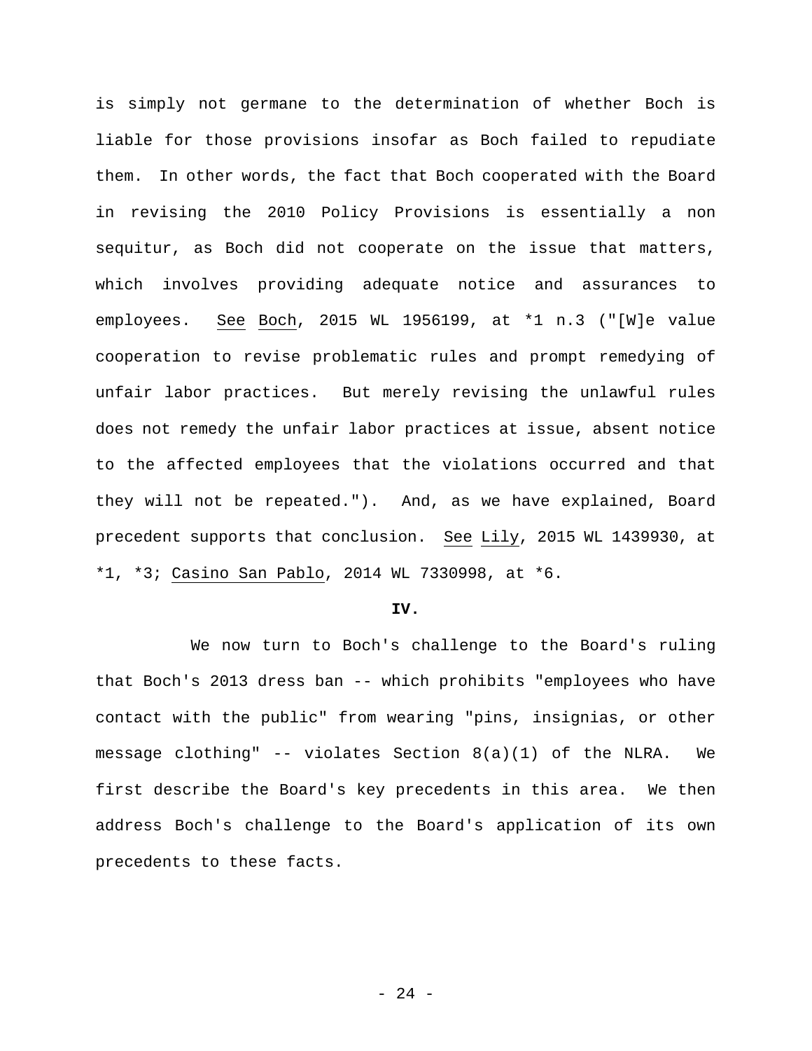is simply not germane to the determination of whether Boch is liable for those provisions insofar as Boch failed to repudiate them. In other words, the fact that Boch cooperated with the Board in revising the 2010 Policy Provisions is essentially a non sequitur, as Boch did not cooperate on the issue that matters, which involves providing adequate notice and assurances to employees. See Boch, 2015 WL 1956199, at *1 n.3 ("[W]e value cooperation to revise problematic rules and prompt remedying of unfair labor practices. But merely revising the unlawful rules does not remedy the unfair labor practices at issue, absent notice to the affected employees that the violations occurred and that they will not be repeated."). And, as we have explained, Board precedent supports that conclusion. See Lily, 2015 WL 1439930, at *1, *3; Casino San Pablo, 2014 WL 7330998, at *6.

**IV.**

We now turn to Boch's challenge to the Board's ruling that Boch's 2013 dress ban -- which prohibits "employees who have contact with the public" from wearing "pins, insignias, or other message clothing" -- violates Section 8(a)(1) of the NLRA. We first describe the Board's key precedents in this area. We then address Boch's challenge to the Board's application of its own precedents to these facts.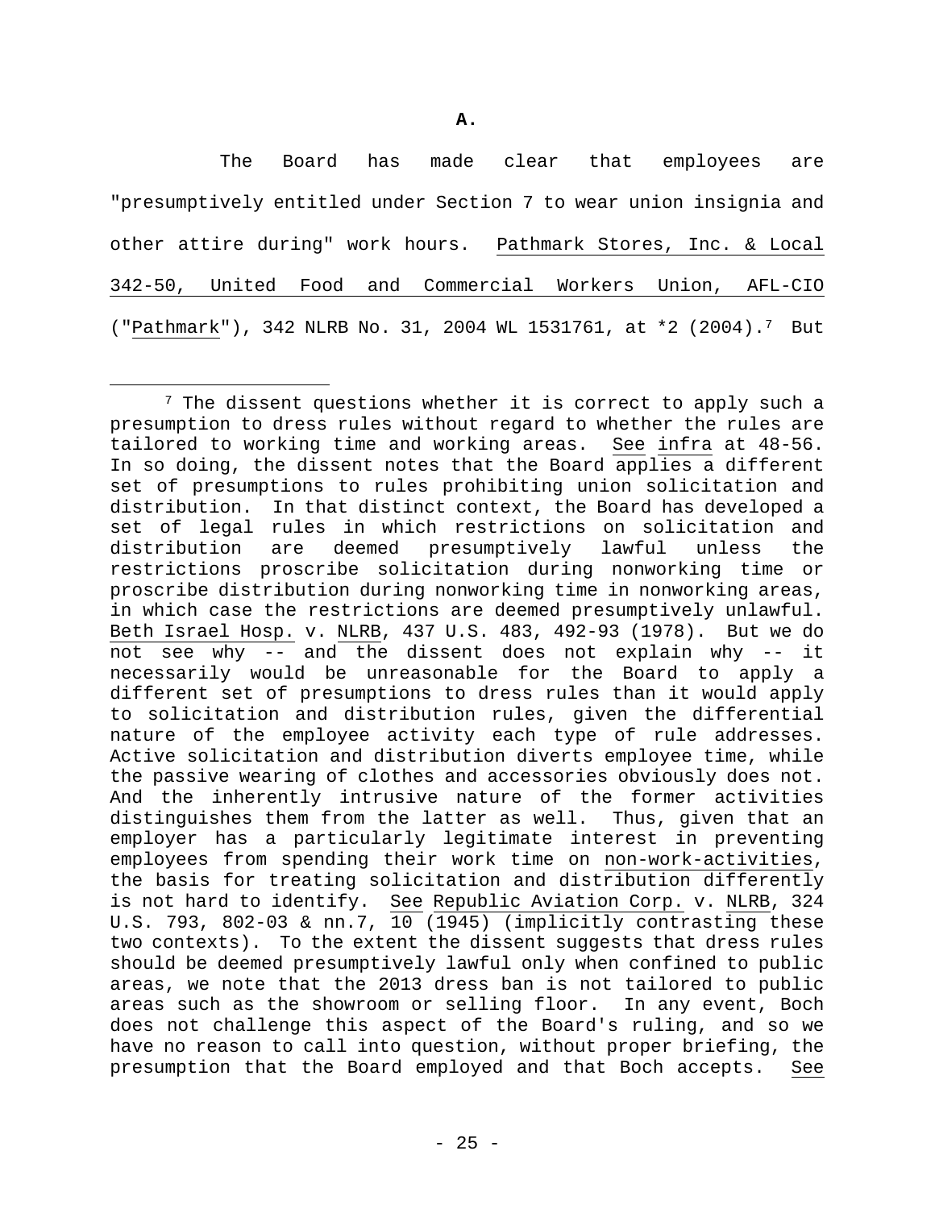**A.**

The Board has made clear that employees are "presumptively entitled under Section 7 to wear union insignia and other attire during" work hours. Pathmark Stores, Inc. & Local 342-50, United Food and Commercial Workers Union, AFL-CIO ("Pathmark"), 342 NLRB No. 31, 2004 WL 1531761, at *2 (2004).[7] But

[7] The dissent questions whether it is correct to apply such a presumption to dress rules without regard to whether the rules are tailored to working time and working areas. See infra at 48-56. In so doing, the dissent notes that the Board applies a different set of presumptions to rules prohibiting union solicitation and distribution. In that distinct context, the Board has developed a set of legal rules in which restrictions on solicitation and distribution are deemed presumptively lawful unless the restrictions proscribe solicitation during nonworking time or proscribe distribution during nonworking time in nonworking areas, in which case the restrictions are deemed presumptively unlawful. Beth Israel Hosp. v. NLRB, 437 U.S. 483, 492-93 (1978). But we do not see why -- and the dissent does not explain why -- it necessarily would be unreasonable for the Board to apply a different set of presumptions to dress rules than it would apply to solicitation and distribution rules, given the differential nature of the employee activity each type of rule addresses. Active solicitation and distribution diverts employee time, while the passive wearing of clothes and accessories obviously does not. And the inherently intrusive nature of the former activities distinguishes them from the latter as well. Thus, given that an employer has a particularly legitimate interest in preventing employees from spending their work time on non-work-activities, the basis for treating solicitation and distribution differently is not hard to identify. See Republic Aviation Corp. v. NLRB, 324 U.S. 793, 802-03 & nn.7, 10 (1945) (implicitly contrasting these two contexts). To the extent the dissent suggests that dress rules should be deemed presumptively lawful only when confined to public areas, we note that the 2013 dress ban is not tailored to public areas such as the showroom or selling floor. In any event, Boch does not challenge this aspect of the Board's ruling, and so we have no reason to call into question, without proper briefing, the presumption that the Board employed and that Boch accepts. See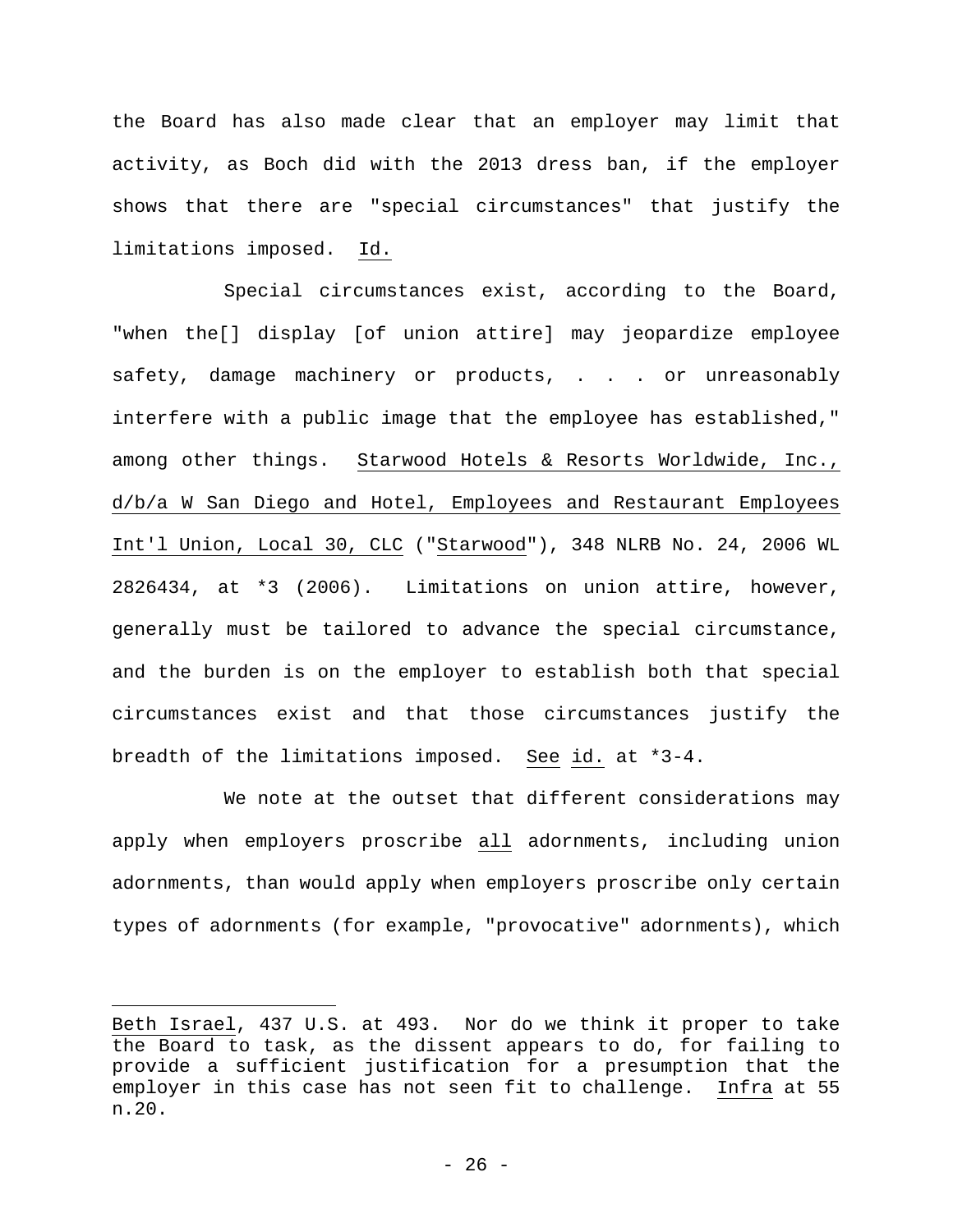the Board has also made clear that an employer may limit that activity, as Boch did with the 2013 dress ban, if the employer shows that there are "special circumstances" that justify the limitations imposed. Id.

Special circumstances exist, according to the Board, "when the[] display [of union attire] may jeopardize employee safety, damage machinery or products, . . . or unreasonably interfere with a public image that the employee has established," among other things. Starwood Hotels & Resorts Worldwide, Inc., d/b/a W San Diego and Hotel, Employees and Restaurant Employees Int'l Union, Local 30, CLC ("Starwood"), 348 NLRB No. 24, 2006 WL 2826434, at *3 (2006). Limitations on union attire, however, generally must be tailored to advance the special circumstance, and the burden is on the employer to establish both that special circumstances exist and that those circumstances justify the breadth of the limitations imposed. See id. at *3-4.

We note at the outset that different considerations may apply when employers proscribe all adornments, including union adornments, than would apply when employers proscribe only certain types of adornments (for example, "provocative" adornments), which

---

Beth Israel, 437 U.S. at 493. Nor do we think it proper to take the Board to task, as the dissent appears to do, for failing to provide a sufficient justification for a presumption that the employer in this case has not seen fit to challenge. Infra at 55 n.20.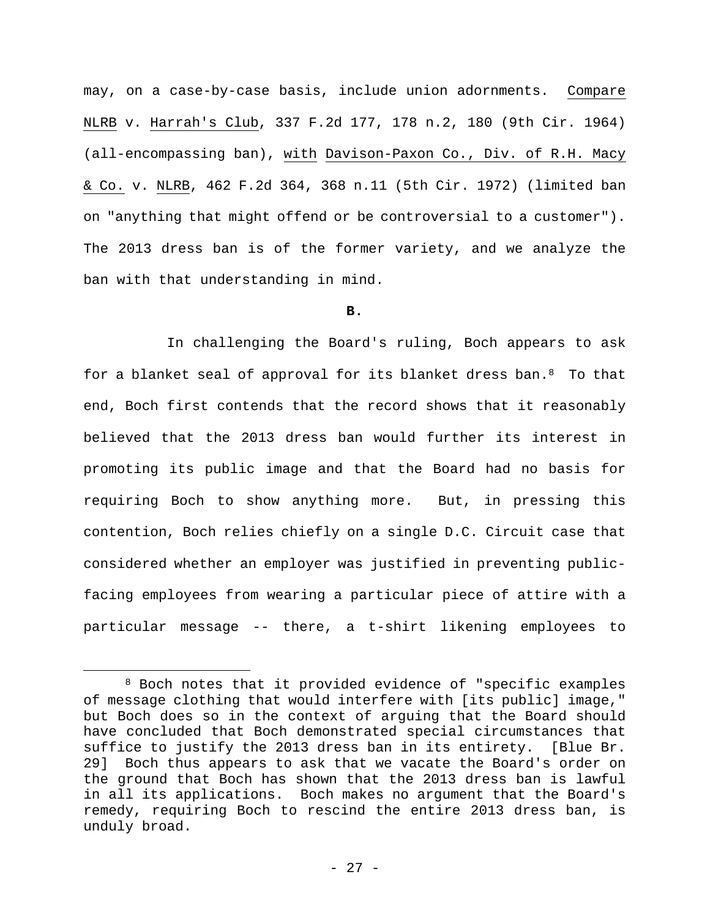may, on a case-by-case basis, include union adornments. Compare NLRB v. Harrah's Club, 337 F.2d 177, 178 n.2, 180 (9th Cir. 1964) (all-encompassing ban), with Davison-Paxon Co., Div. of R.H. Macy & Co. v. NLRB, 462 F.2d 364, 368 n.11 (5th Cir. 1972) (limited ban on "anything that might offend or be controversial to a customer"). The 2013 dress ban is of the former variety, and we analyze the ban with that understanding in mind.

**B.**

In challenging the Board's ruling, Boch appears to ask for a blanket seal of approval for its blanket dress ban.[8] To that end, Boch first contends that the record shows that it reasonably believed that the 2013 dress ban would further its interest in promoting its public image and that the Board had no basis for requiring Boch to show anything more. But, in pressing this contention, Boch relies chiefly on a single D.C. Circuit case that considered whether an employer was justified in preventing public-facing employees from wearing a particular piece of attire with a particular message -- there, a t-shirt likening employees to

---

[8] Boch notes that it provided evidence of "specific examples of message clothing that would interfere with [its public] image," but Boch does so in the context of arguing that the Board should have concluded that Boch demonstrated special circumstances that suffice to justify the 2013 dress ban in its entirety. [Blue Br. 29] Boch thus appears to ask that we vacate the Board's order on the ground that Boch has shown that the 2013 dress ban is lawful in all its applications. Boch makes no argument that the Board's remedy, requiring Boch to rescind the entire 2013 dress ban, is unduly broad.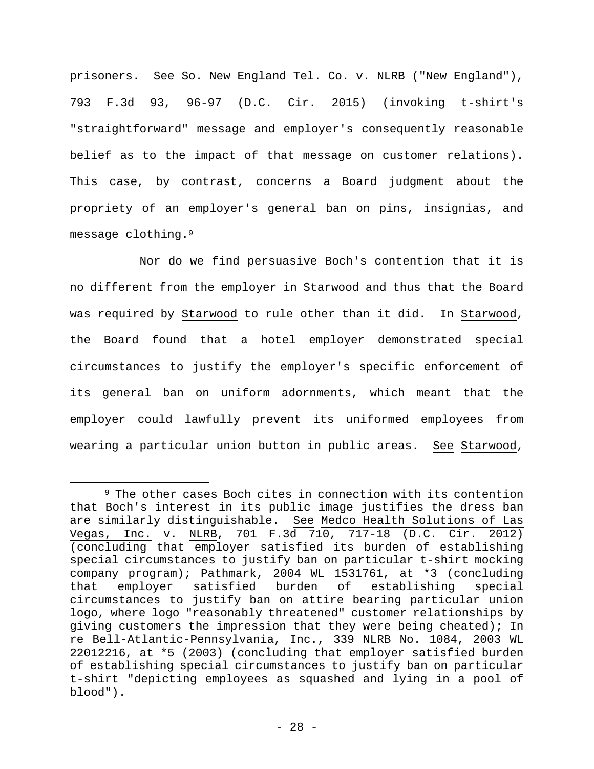prisoners. See So. New England Tel. Co. v. NLRB ("New England"), 793 F.3d 93, 96-97 (D.C. Cir. 2015) (invoking t-shirt's "straightforward" message and employer's consequently reasonable belief as to the impact of that message on customer relations). This case, by contrast, concerns a Board judgment about the propriety of an employer's general ban on pins, insignias, and message clothing.[9]

Nor do we find persuasive Boch's contention that it is no different from the employer in Starwood and thus that the Board was required by Starwood to rule other than it did. In Starwood, the Board found that a hotel employer demonstrated special circumstances to justify the employer's specific enforcement of its general ban on uniform adornments, which meant that the employer could lawfully prevent its uniformed employees from wearing a particular union button in public areas. See Starwood,

---

[9] The other cases Boch cites in connection with its contention that Boch's interest in its public image justifies the dress ban are similarly distinguishable. See Medco Health Solutions of Las Vegas, Inc. v. NLRB, 701 F.3d 710, 717-18 (D.C. Cir. 2012) (concluding that employer satisfied its burden of establishing special circumstances to justify ban on particular t-shirt mocking company program); Pathmark, 2004 WL 1531761, at *3 (concluding that employer satisfied burden of establishing special circumstances to justify ban on attire bearing particular union logo, where logo "reasonably threatened" customer relationships by giving customers the impression that they were being cheated); In re Bell-Atlantic-Pennsylvania, Inc., 339 NLRB No. 1084, 2003 WL 22012216, at *5 (2003) (concluding that employer satisfied burden of establishing special circumstances to justify ban on particular t-shirt "depicting employees as squashed and lying in a pool of blood").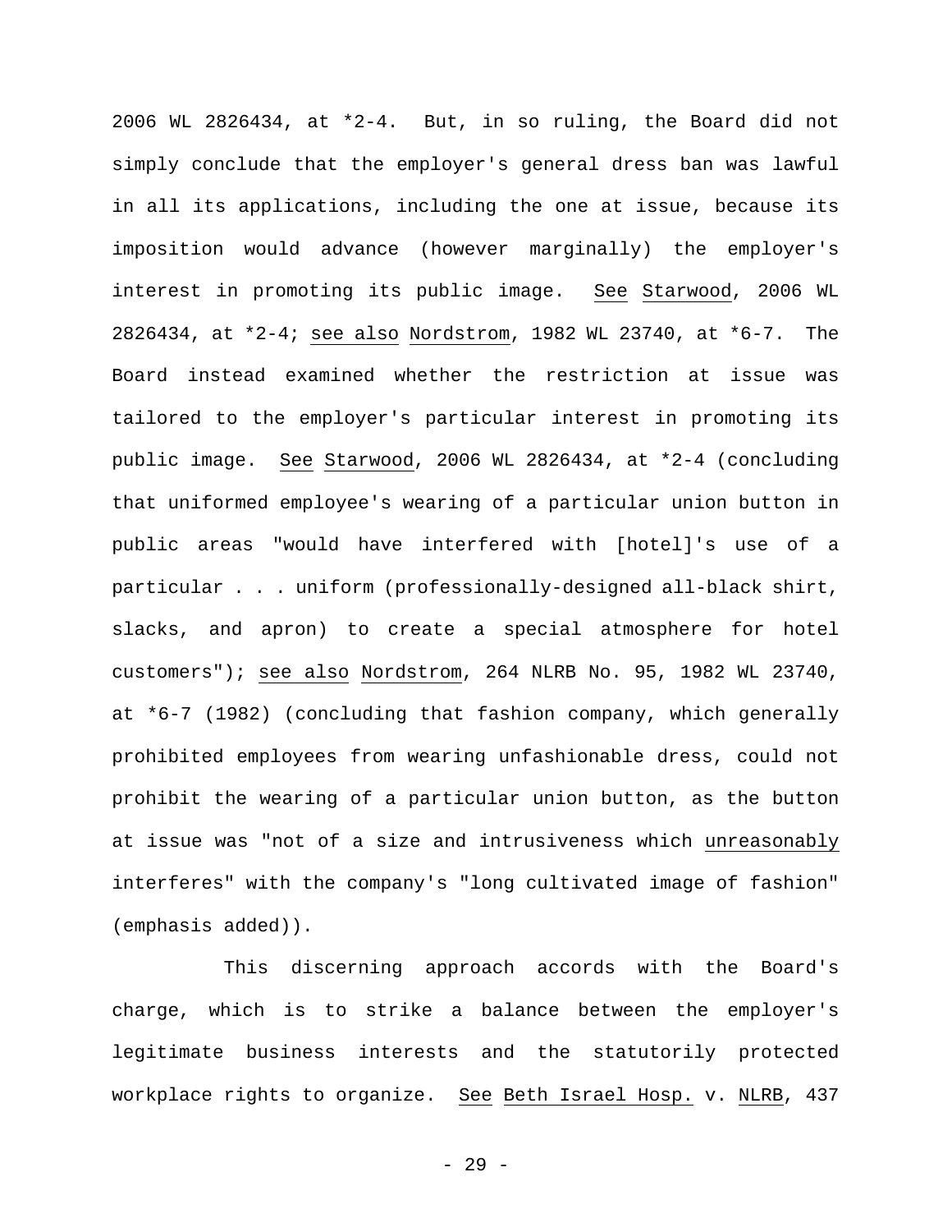2006 WL 2826434, at *2-4. But, in so ruling, the Board did not simply conclude that the employer's general dress ban was lawful in all its applications, including the one at issue, because its imposition would advance (however marginally) the employer's interest in promoting its public image. See Starwood, 2006 WL 2826434, at *2-4; see also Nordstrom, 1982 WL 23740, at *6-7. The Board instead examined whether the restriction at issue was tailored to the employer's particular interest in promoting its public image. See Starwood, 2006 WL 2826434, at *2-4 (concluding that uniformed employee's wearing of a particular union button in public areas "would have interfered with [hotel]'s use of a particular . . . uniform (professionally-designed all-black shirt, slacks, and apron) to create a special atmosphere for hotel customers"); see also Nordstrom, 264 NLRB No. 95, 1982 WL 23740, at *6-7 (1982) (concluding that fashion company, which generally prohibited employees from wearing unfashionable dress, could not prohibit the wearing of a particular union button, as the button at issue was "not of a size and intrusiveness which unreasonably interferes" with the company's "long cultivated image of fashion" (emphasis added)).

This discerning approach accords with the Board's charge, which is to strike a balance between the employer's legitimate business interests and the statutorily protected workplace rights to organize. See Beth Israel Hosp. v. NLRB, 437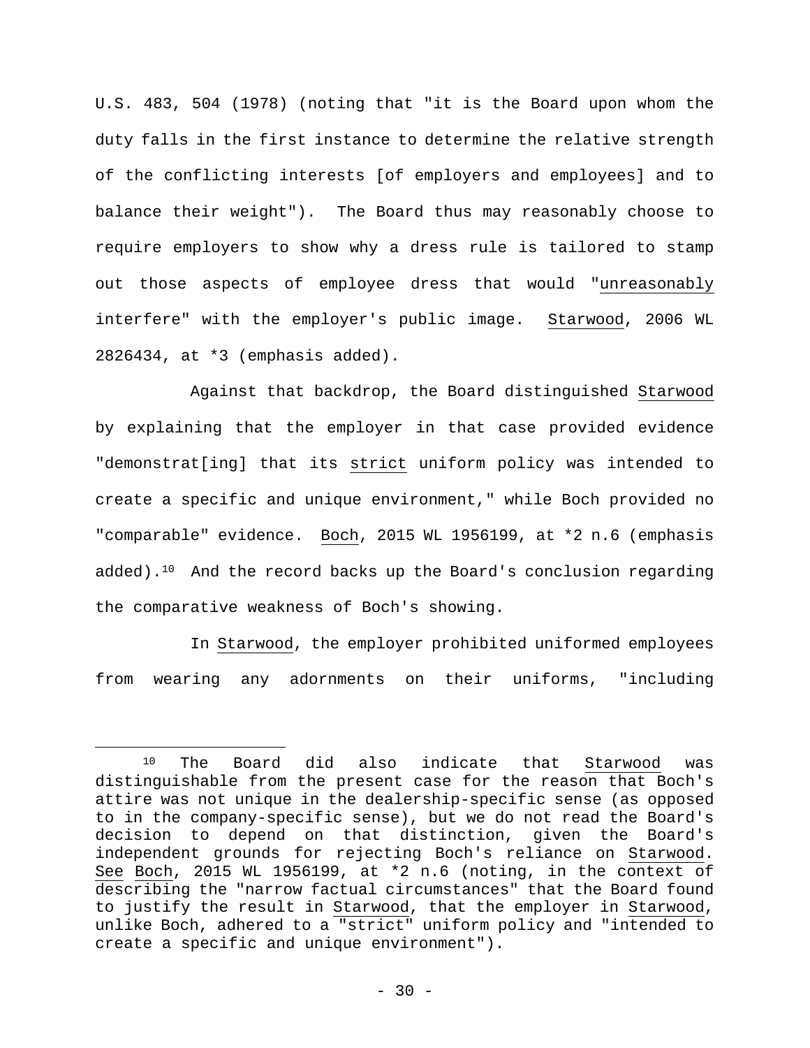U.S. 483, 504 (1978) (noting that "it is the Board upon whom the duty falls in the first instance to determine the relative strength of the conflicting interests [of employers and employees] and to balance their weight"). The Board thus may reasonably choose to require employers to show why a dress rule is tailored to stamp out those aspects of employee dress that would "_unreasonably_ interfere" with the employer's public image. _Starwood_, 2006 WL 2826434, at *3 (emphasis added).

Against that backdrop, the Board distinguished _Starwood_ by explaining that the employer in that case provided evidence "demonstrat[ing] that its _strict_ uniform policy was intended to create a specific and unique environment," while Boch provided no "comparable" evidence. _Boch_, 2015 WL 1956199, at *2 n.6 (emphasis added).[10] And the record backs up the Board's conclusion regarding the comparative weakness of Boch's showing.

In _Starwood_, the employer prohibited uniformed employees from wearing any adornments on their uniforms, "including

---

[10] The Board did also indicate that _Starwood_ was distinguishable from the present case for the reason that Boch's attire was not unique in the dealership-specific sense (as opposed to in the company-specific sense), but we do not read the Board's decision to depend on that distinction, given the Board's independent grounds for rejecting Boch's reliance on _Starwood_. _See_ _Boch_, 2015 WL 1956199, at *2 n.6 (noting, in the context of describing the "narrow factual circumstances" that the Board found to justify the result in _Starwood_, that the employer in _Starwood_, unlike Boch, adhered to a "strict" uniform policy and "intended to create a specific and unique environment").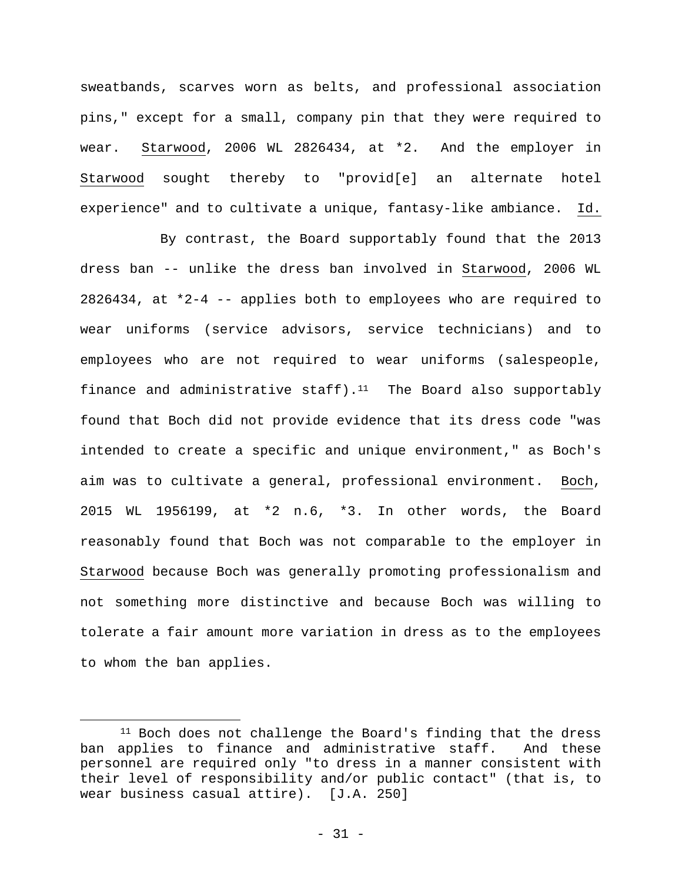sweatbands, scarves worn as belts, and professional association pins," except for a small, company pin that they were required to wear. Starwood, 2006 WL 2826434, at *2. And the employer in Starwood sought thereby to "provid[e] an alternate hotel experience" and to cultivate a unique, fantasy-like ambiance. Id.

By contrast, the Board supportably found that the 2013 dress ban -- unlike the dress ban involved in Starwood, 2006 WL 2826434, at *2-4 -- applies both to employees who are required to wear uniforms (service advisors, service technicians) and to employees who are not required to wear uniforms (salespeople, finance and administrative staff).[11] The Board also supportably found that Boch did not provide evidence that its dress code "was intended to create a specific and unique environment," as Boch's aim was to cultivate a general, professional environment. Boch, 2015 WL 1956199, at *2 n.6, *3. In other words, the Board reasonably found that Boch was not comparable to the employer in Starwood because Boch was generally promoting professionalism and not something more distinctive and because Boch was willing to tolerate a fair amount more variation in dress as to the employees to whom the ban applies.

[11] Boch does not challenge the Board's finding that the dress ban applies to finance and administrative staff. And these personnel are required only "to dress in a manner consistent with their level of responsibility and/or public contact" (that is, to wear business casual attire). [J.A. 250]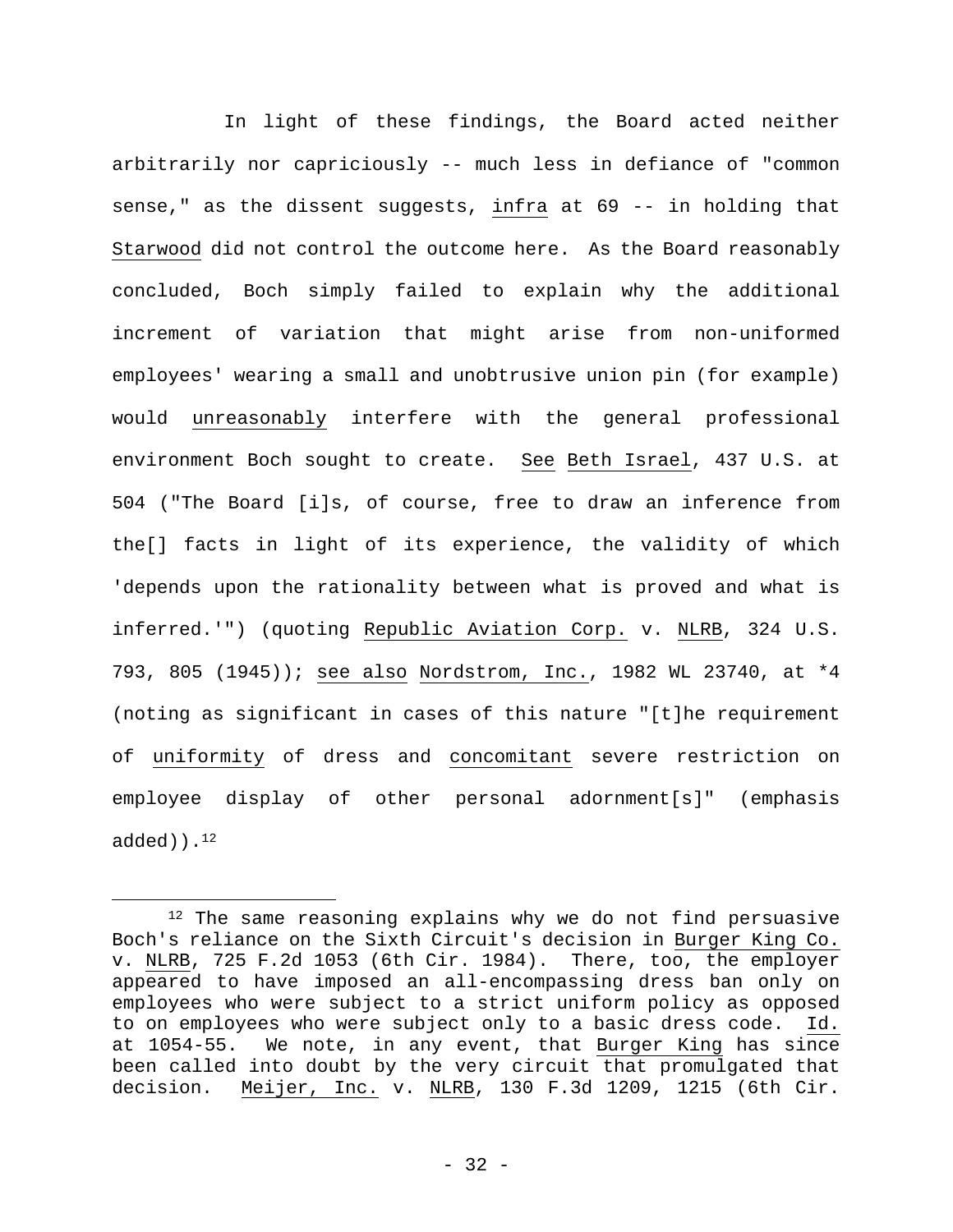In light of these findings, the Board acted neither arbitrarily nor capriciously -- much less in defiance of "common sense," as the dissent suggests, _infra_ at 69 -- in holding that _Starwood_ did not control the outcome here. As the Board reasonably concluded, Boch simply failed to explain why the additional increment of variation that might arise from non-uniformed employees' wearing a small and unobtrusive union pin (for example) would _unreasonably_ interfere with the general professional environment Boch sought to create. _See_ _Beth Israel_, 437 U.S. at 504 ("The Board [i]s, of course, free to draw an inference from the[] facts in light of its experience, the validity of which 'depends upon the rationality between what is proved and what is inferred.'") (quoting _Republic Aviation Corp._ v. _NLRB_, 324 U.S. 793, 805 (1945)); _see also_ _Nordstrom, Inc._, 1982 WL 23740, at *4 (noting as significant in cases of this nature "[t]he requirement of _uniformity_ of dress and _concomitant_ severe restriction on employee display of other personal adornment[s]" (emphasis added)).[12]

---

[12] The same reasoning explains why we do not find persuasive Boch's reliance on the Sixth Circuit's decision in _Burger King Co._ v. _NLRB_, 725 F.2d 1053 (6th Cir. 1984). There, too, the employer appeared to have imposed an all-encompassing dress ban only on employees who were subject to a strict uniform policy as opposed to on employees who were subject only to a basic dress code. _Id._ at 1054-55. We note, in any event, that _Burger King_ has since been called into doubt by the very circuit that promulgated that decision. _Meijer, Inc._ v. _NLRB_, 130 F.3d 1209, 1215 (6th Cir.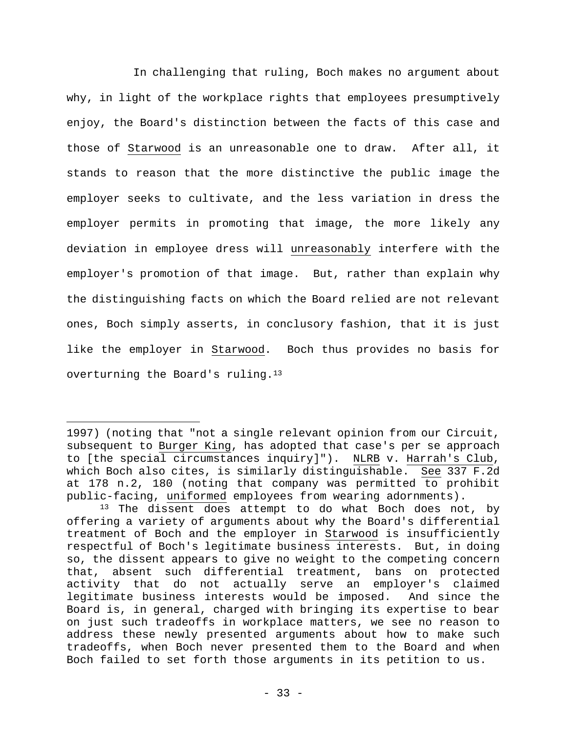In challenging that ruling, Boch makes no argument about why, in light of the workplace rights that employees presumptively enjoy, the Board's distinction between the facts of this case and those of Starwood is an unreasonable one to draw. After all, it stands to reason that the more distinctive the public image the employer seeks to cultivate, and the less variation in dress the employer permits in promoting that image, the more likely any deviation in employee dress will unreasonably interfere with the employer's promotion of that image. But, rather than explain why the distinguishing facts on which the Board relied are not relevant ones, Boch simply asserts, in conclusory fashion, that it is just like the employer in Starwood. Boch thus provides no basis for overturning the Board's ruling.[13]

---

1997) (noting that "not a single relevant opinion from our Circuit, subsequent to Burger King, has adopted that case's per se approach to [the special circumstances inquiry]"). NLRB v. Harrah's Club, which Boch also cites, is similarly distinguishable. See 337 F.2d at 178 n.2, 180 (noting that company was permitted to prohibit public-facing, uniformed employees from wearing adornments).

[13] The dissent does attempt to do what Boch does not, by offering a variety of arguments about why the Board's differential treatment of Boch and the employer in Starwood is insufficiently respectful of Boch's legitimate business interests. But, in doing so, the dissent appears to give no weight to the competing concern that, absent such differential treatment, bans on protected activity that do not actually serve an employer's claimed legitimate business interests would be imposed. And since the Board is, in general, charged with bringing its expertise to bear on just such tradeoffs in workplace matters, we see no reason to address these newly presented arguments about how to make such tradeoffs, when Boch never presented them to the Board and when Boch failed to set forth those arguments in its petition to us.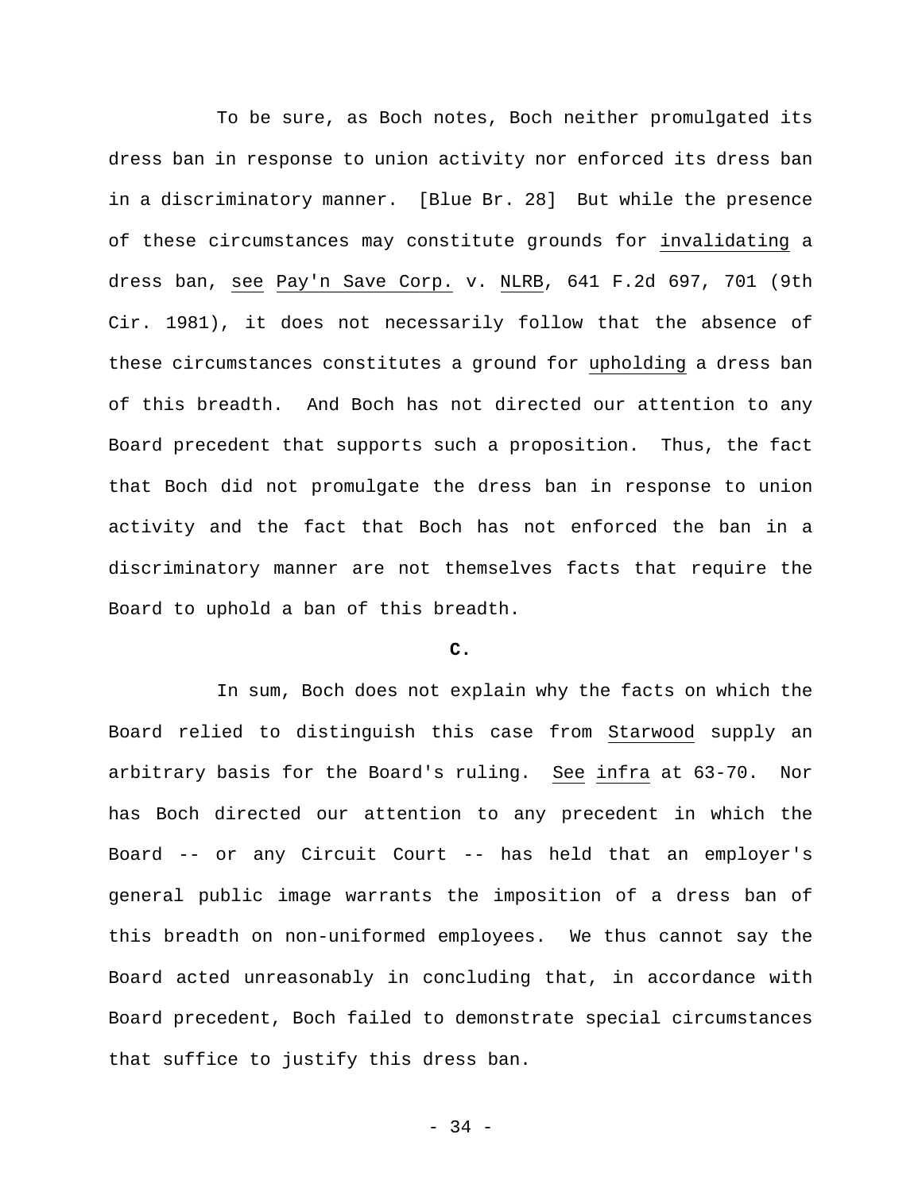To be sure, as Boch notes, Boch neither promulgated its dress ban in response to union activity nor enforced its dress ban in a discriminatory manner. [Blue Br. 28] But while the presence of these circumstances may constitute grounds for _invalidating_ a dress ban, _see_ _Pay'n Save Corp._ v. _NLRB_, 641 F.2d 697, 701 (9th Cir. 1981), it does not necessarily follow that the absence of these circumstances constitutes a ground for _upholding_ a dress ban of this breadth. And Boch has not directed our attention to any Board precedent that supports such a proposition. Thus, the fact that Boch did not promulgate the dress ban in response to union activity and the fact that Boch has not enforced the ban in a discriminatory manner are not themselves facts that require the Board to uphold a ban of this breadth.

**C.**

In sum, Boch does not explain why the facts on which the Board relied to distinguish this case from _Starwood_ supply an arbitrary basis for the Board's ruling. _See_ _infra_ at 63-70. Nor has Boch directed our attention to any precedent in which the Board -- or any Circuit Court -- has held that an employer's general public image warrants the imposition of a dress ban of this breadth on non-uniformed employees. We thus cannot say the Board acted unreasonably in concluding that, in accordance with Board precedent, Boch failed to demonstrate special circumstances that suffice to justify this dress ban.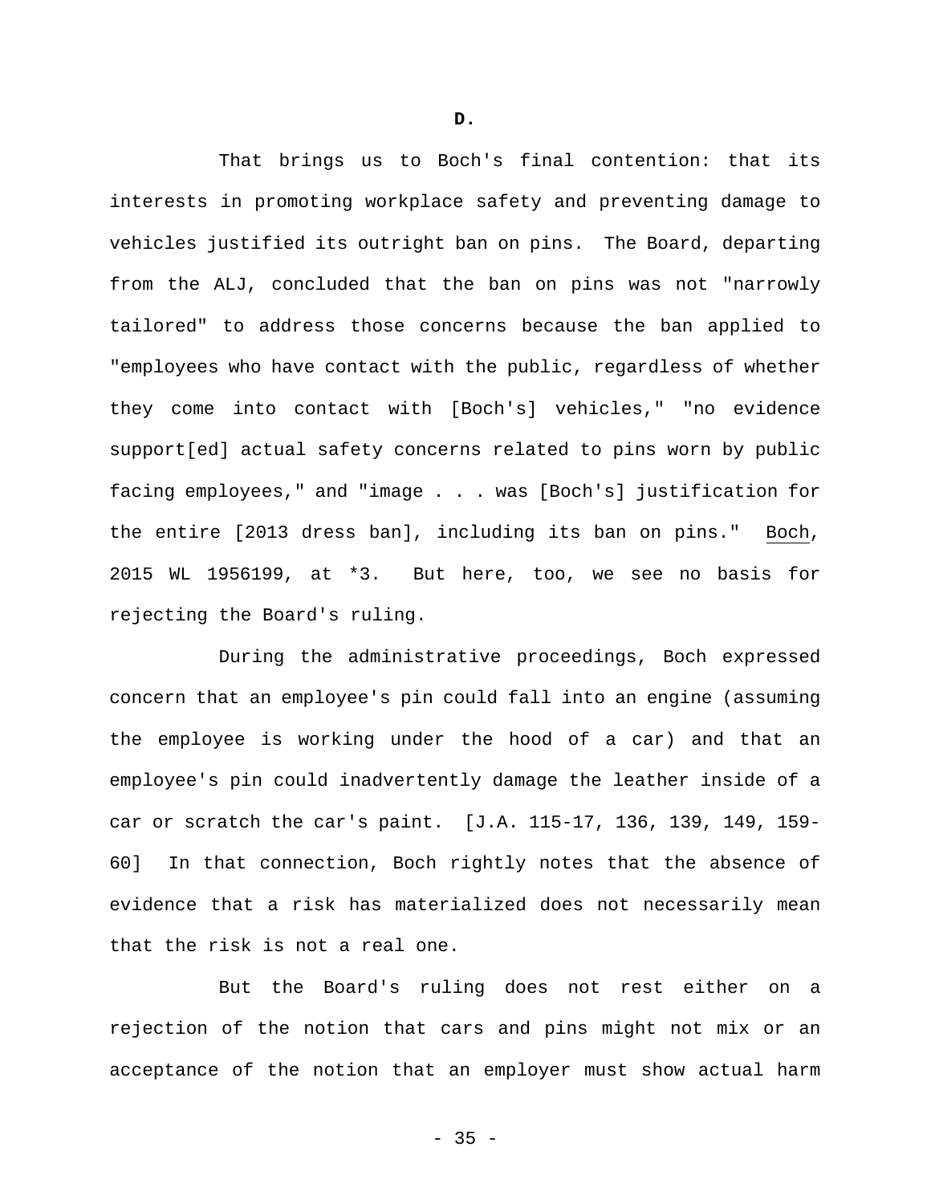**D.**

That brings us to Boch's final contention: that its interests in promoting workplace safety and preventing damage to vehicles justified its outright ban on pins. The Board, departing from the ALJ, concluded that the ban on pins was not "narrowly tailored" to address those concerns because the ban applied to "employees who have contact with the public, regardless of whether they come into contact with [Boch's] vehicles," "no evidence support[ed] actual safety concerns related to pins worn by public facing employees," and "image . . . was [Boch's] justification for the entire [2013 dress ban], including its ban on pins." Boch, 2015 WL 1956199, at *3. But here, too, we see no basis for rejecting the Board's ruling.

During the administrative proceedings, Boch expressed concern that an employee's pin could fall into an engine (assuming the employee is working under the hood of a car) and that an employee's pin could inadvertently damage the leather inside of a car or scratch the car's paint. [J.A. 115-17, 136, 139, 149, 159-60] In that connection, Boch rightly notes that the absence of evidence that a risk has materialized does not necessarily mean that the risk is not a real one.

But the Board's ruling does not rest either on a rejection of the notion that cars and pins might not mix or an acceptance of the notion that an employer must show actual harm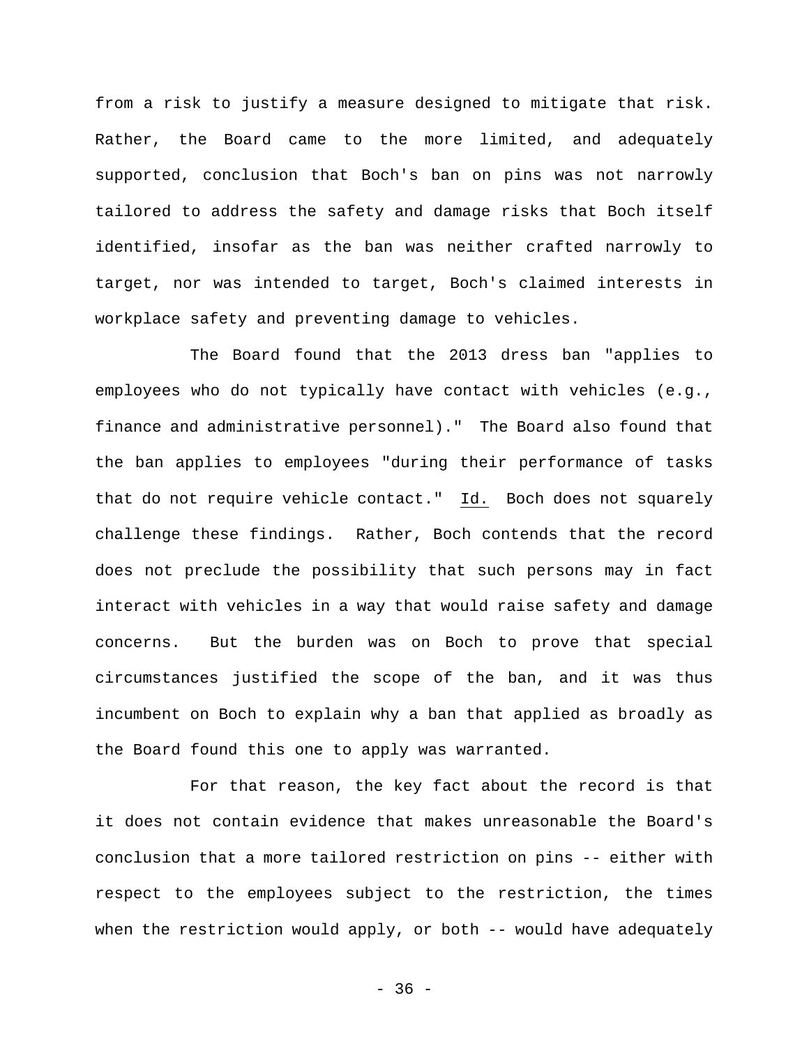from a risk to justify a measure designed to mitigate that risk. Rather, the Board came to the more limited, and adequately supported, conclusion that Boch's ban on pins was not narrowly tailored to address the safety and damage risks that Boch itself identified, insofar as the ban was neither crafted narrowly to target, nor was intended to target, Boch's claimed interests in workplace safety and preventing damage to vehicles.

The Board found that the 2013 dress ban "applies to employees who do not typically have contact with vehicles (e.g., finance and administrative personnel)." The Board also found that the ban applies to employees "during their performance of tasks that do not require vehicle contact." Id. Boch does not squarely challenge these findings. Rather, Boch contends that the record does not preclude the possibility that such persons may in fact interact with vehicles in a way that would raise safety and damage concerns. But the burden was on Boch to prove that special circumstances justified the scope of the ban, and it was thus incumbent on Boch to explain why a ban that applied as broadly as the Board found this one to apply was warranted.

For that reason, the key fact about the record is that it does not contain evidence that makes unreasonable the Board's conclusion that a more tailored restriction on pins -- either with respect to the employees subject to the restriction, the times when the restriction would apply, or both -- would have adequately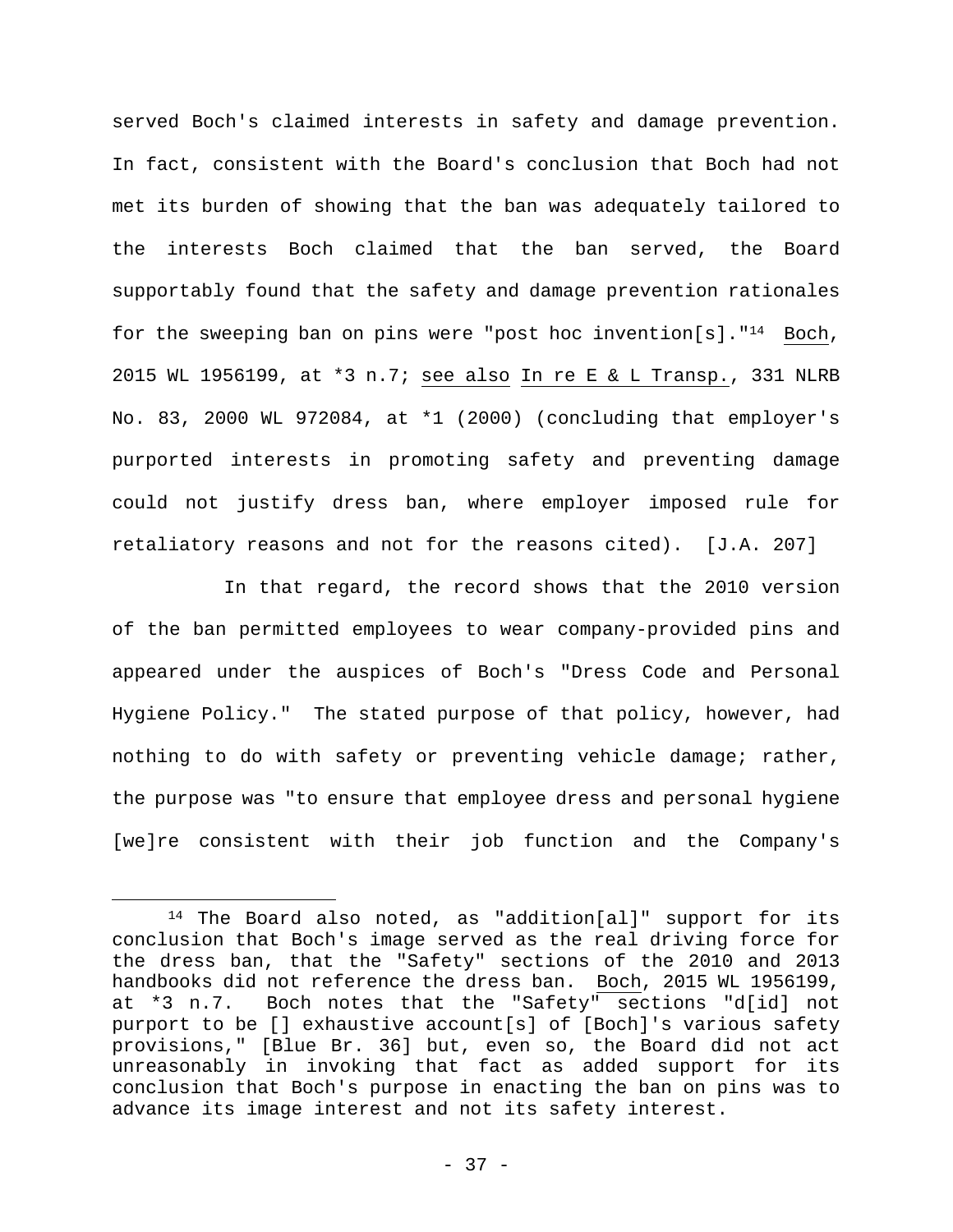served Boch's claimed interests in safety and damage prevention. In fact, consistent with the Board's conclusion that Boch had not met its burden of showing that the ban was adequately tailored to the interests Boch claimed that the ban served, the Board supportably found that the safety and damage prevention rationales for the sweeping ban on pins were "post hoc invention[s]."[14] Boch, 2015 WL 1956199, at *3 n.7; see also In re E & L Transp., 331 NLRB No. 83, 2000 WL 972084, at *1 (2000) (concluding that employer's purported interests in promoting safety and preventing damage could not justify dress ban, where employer imposed rule for retaliatory reasons and not for the reasons cited). [J.A. 207]

In that regard, the record shows that the 2010 version of the ban permitted employees to wear company-provided pins and appeared under the auspices of Boch's "Dress Code and Personal Hygiene Policy." The stated purpose of that policy, however, had nothing to do with safety or preventing vehicle damage; rather, the purpose was "to ensure that employee dress and personal hygiene [we]re consistent with their job function and the Company's

---

[14] The Board also noted, as "addition[al]" support for its conclusion that Boch's image served as the real driving force for the dress ban, that the "Safety" sections of the 2010 and 2013 handbooks did not reference the dress ban. Boch, 2015 WL 1956199, at *3 n.7. Boch notes that the "Safety" sections "d[id] not purport to be [] exhaustive account[s] of [Boch]'s various safety provisions," [Blue Br. 36] but, even so, the Board did not act unreasonably in invoking that fact as added support for its conclusion that Boch's purpose in enacting the ban on pins was to advance its image interest and not its safety interest.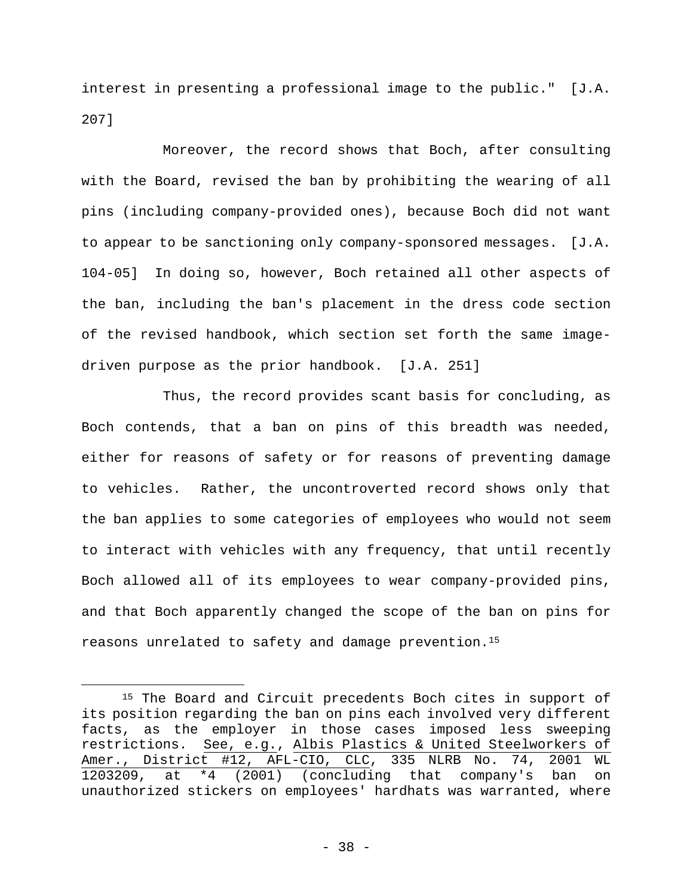interest in presenting a professional image to the public." [J.A. 207]

Moreover, the record shows that Boch, after consulting with the Board, revised the ban by prohibiting the wearing of all pins (including company-provided ones), because Boch did not want to appear to be sanctioning only company-sponsored messages. [J.A. 104-05] In doing so, however, Boch retained all other aspects of the ban, including the ban's placement in the dress code section of the revised handbook, which section set forth the same image-driven purpose as the prior handbook. [J.A. 251]

Thus, the record provides scant basis for concluding, as Boch contends, that a ban on pins of this breadth was needed, either for reasons of safety or for reasons of preventing damage to vehicles. Rather, the uncontroverted record shows only that the ban applies to some categories of employees who would not seem to interact with vehicles with any frequency, that until recently Boch allowed all of its employees to wear company-provided pins, and that Boch apparently changed the scope of the ban on pins for reasons unrelated to safety and damage prevention.[15]

---

[15] The Board and Circuit precedents Boch cites in support of its position regarding the ban on pins each involved very different facts, as the employer in those cases imposed less sweeping restrictions. See, e.g., Albis Plastics & United Steelworkers of Amer., District #12, AFL-CIO, CLC, 335 NLRB No. 74, 2001 WL 1203209, at *4 (2001) (concluding that company's ban on unauthorized stickers on employees' hardhats was warranted, where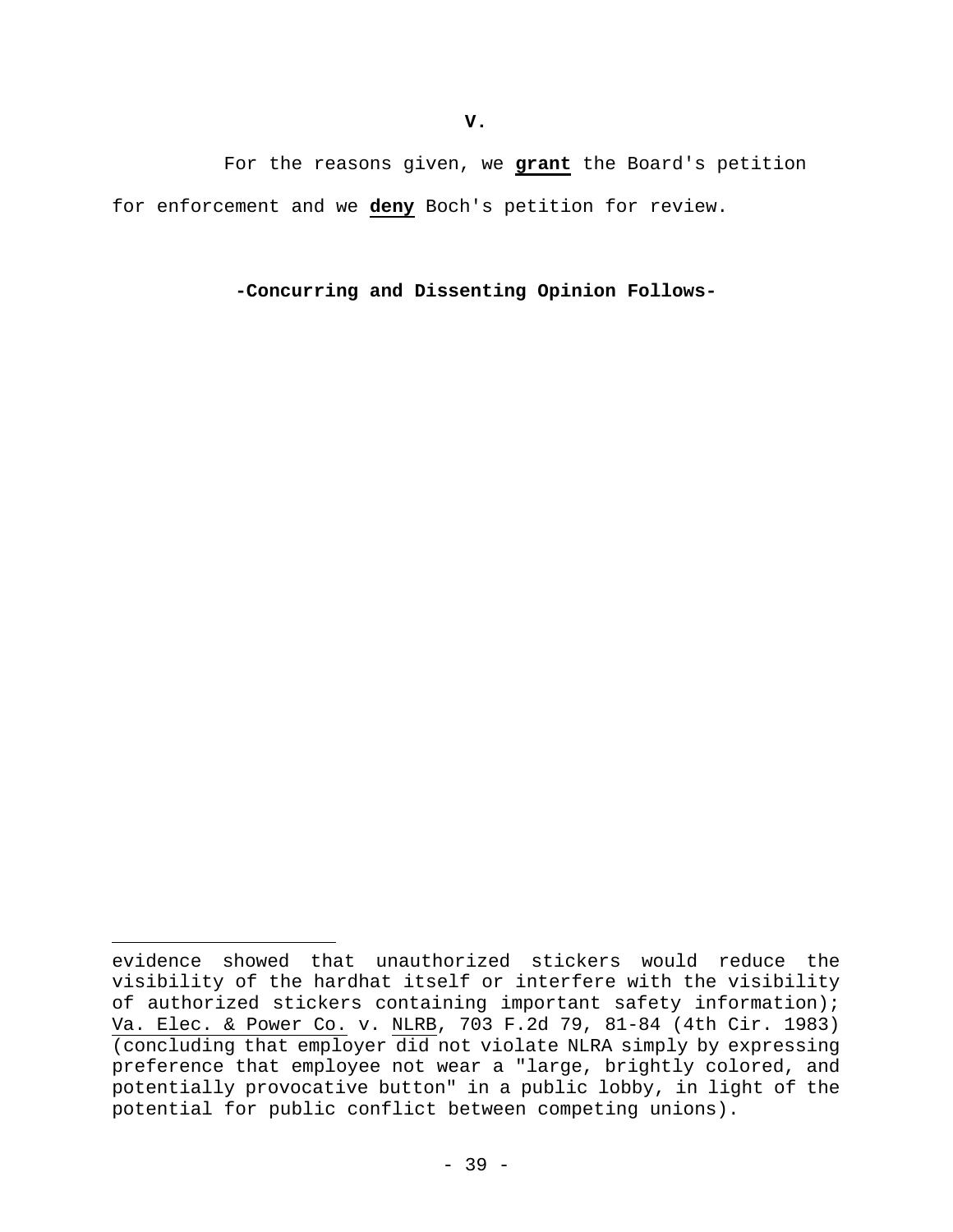**V.**

For the reasons given, we **grant** the Board's petition for enforcement and we **deny** Boch's petition for review.

**-Concurring and Dissenting Opinion Follows-**

---

evidence showed that unauthorized stickers would reduce the visibility of the hardhat itself or interfere with the visibility of authorized stickers containing important safety information); Va. Elec. & Power Co. v. NLRB, 703 F.2d 79, 81-84 (4th Cir. 1983) (concluding that employer did not violate NLRA simply by expressing preference that employee not wear a "large, brightly colored, and potentially provocative button" in a public lobby, in light of the potential for public conflict between competing unions).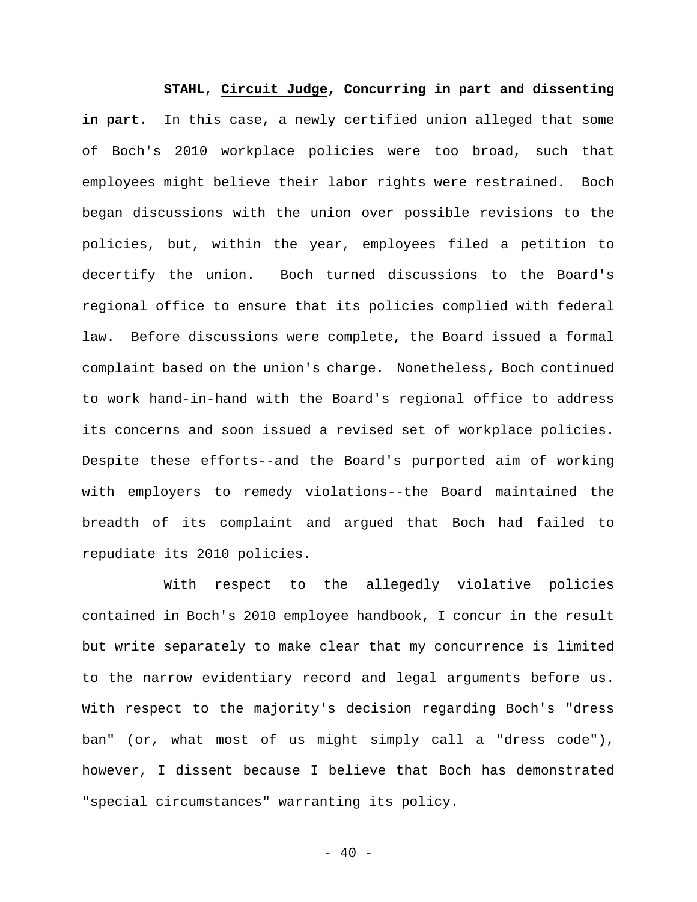**STAHL**, **Circuit Judge**, **Concurring in part and dissenting in part**. In this case, a newly certified union alleged that some of Boch's 2010 workplace policies were too broad, such that employees might believe their labor rights were restrained. Boch began discussions with the union over possible revisions to the policies, but, within the year, employees filed a petition to decertify the union. Boch turned discussions to the Board's regional office to ensure that its policies complied with federal law. Before discussions were complete, the Board issued a formal complaint based on the union's charge. Nonetheless, Boch continued to work hand-in-hand with the Board's regional office to address its concerns and soon issued a revised set of workplace policies. Despite these efforts--and the Board's purported aim of working with employers to remedy violations--the Board maintained the breadth of its complaint and argued that Boch had failed to repudiate its 2010 policies.

With respect to the allegedly violative policies contained in Boch's 2010 employee handbook, I concur in the result but write separately to make clear that my concurrence is limited to the narrow evidentiary record and legal arguments before us. With respect to the majority's decision regarding Boch's "dress ban" (or, what most of us might simply call a "dress code"), however, I dissent because I believe that Boch has demonstrated "special circumstances" warranting its policy.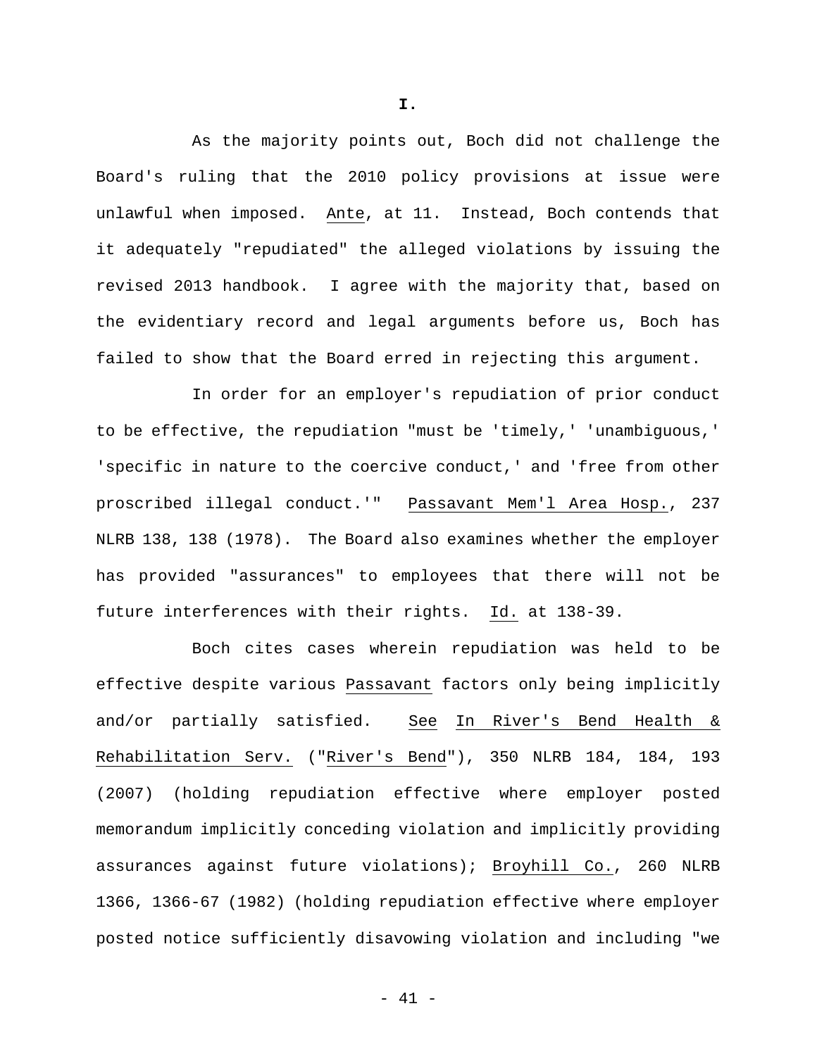## I.

As the majority points out, Boch did not challenge the Board's ruling that the 2010 policy provisions at issue were unlawful when imposed. Ante, at 11. Instead, Boch contends that it adequately "repudiated" the alleged violations by issuing the revised 2013 handbook. I agree with the majority that, based on the evidentiary record and legal arguments before us, Boch has failed to show that the Board erred in rejecting this argument.

In order for an employer's repudiation of prior conduct to be effective, the repudiation "must be 'timely,' 'unambiguous,' 'specific in nature to the coercive conduct,' and 'free from other proscribed illegal conduct.'" Passavant Mem'l Area Hosp., 237 NLRB 138, 138 (1978). The Board also examines whether the employer has provided "assurances" to employees that there will not be future interferences with their rights. Id. at 138-39.

Boch cites cases wherein repudiation was held to be effective despite various Passavant factors only being implicitly and/or partially satisfied. See In River's Bend Health & Rehabilitation Serv. ("River's Bend"), 350 NLRB 184, 184, 193 (2007) (holding repudiation effective where employer posted memorandum implicitly conceding violation and implicitly providing assurances against future violations); Broyhill Co., 260 NLRB 1366, 1366-67 (1982) (holding repudiation effective where employer posted notice sufficiently disavowing violation and including "we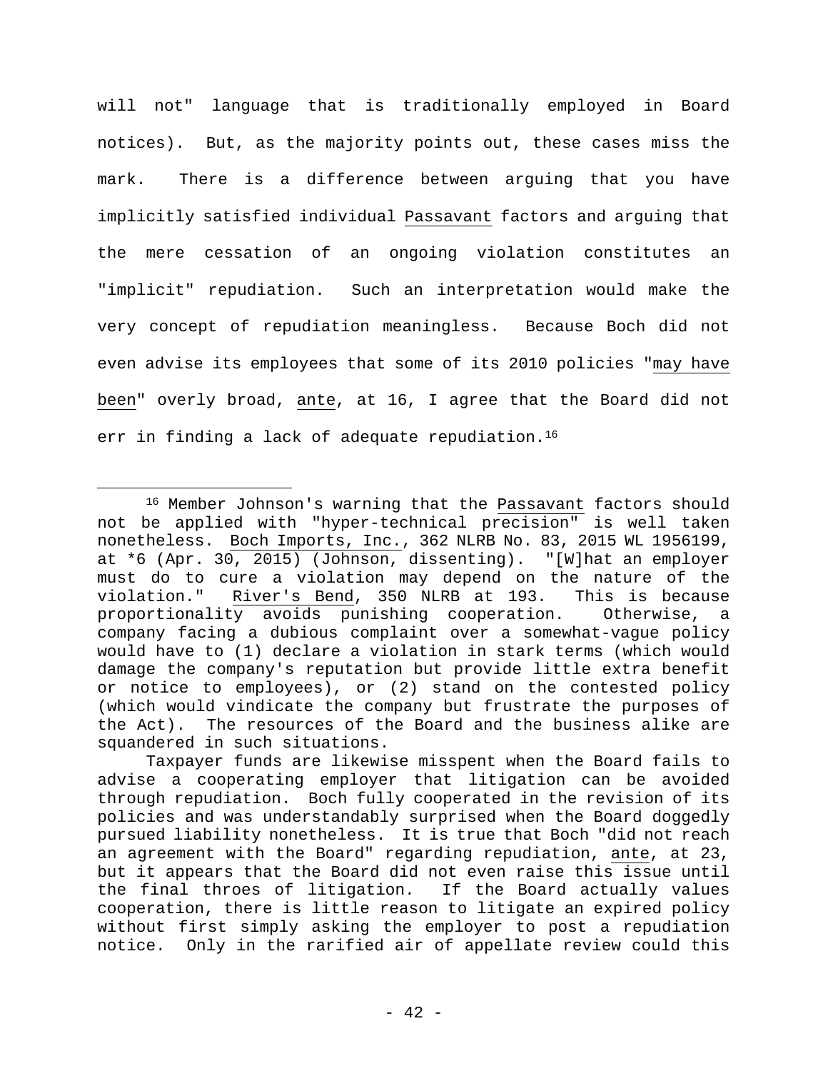will not" language that is traditionally employed in Board notices). But, as the majority points out, these cases miss the mark. There is a difference between arguing that you have implicitly satisfied individual Passavant factors and arguing that the mere cessation of an ongoing violation constitutes an "implicit" repudiation. Such an interpretation would make the very concept of repudiation meaningless. Because Boch did not even advise its employees that some of its 2010 policies "may have been" overly broad, ante, at 16, I agree that the Board did not err in finding a lack of adequate repudiation.[16]

---

[16] Member Johnson's warning that the Passavant factors should not be applied with "hyper-technical precision" is well taken nonetheless. Boch Imports, Inc., 362 NLRB No. 83, 2015 WL 1956199, at *6 (Apr. 30, 2015) (Johnson, dissenting). "[W]hat an employer must do to cure a violation may depend on the nature of the violation." River's Bend, 350 NLRB at 193. This is because proportionality avoids punishing cooperation. Otherwise, a company facing a dubious complaint over a somewhat-vague policy would have to (1) declare a violation in stark terms (which would damage the company's reputation but provide little extra benefit or notice to employees), or (2) stand on the contested policy (which would vindicate the company but frustrate the purposes of the Act). The resources of the Board and the business alike are squandered in such situations.

Taxpayer funds are likewise misspent when the Board fails to advise a cooperating employer that litigation can be avoided through repudiation. Boch fully cooperated in the revision of its policies and was understandably surprised when the Board doggedly pursued liability nonetheless. It is true that Boch "did not reach an agreement with the Board" regarding repudiation, ante, at 23, but it appears that the Board did not even raise this issue until the final throes of litigation. If the Board actually values cooperation, there is little reason to litigate an expired policy without first simply asking the employer to post a repudiation notice. Only in the rarified air of appellate review could this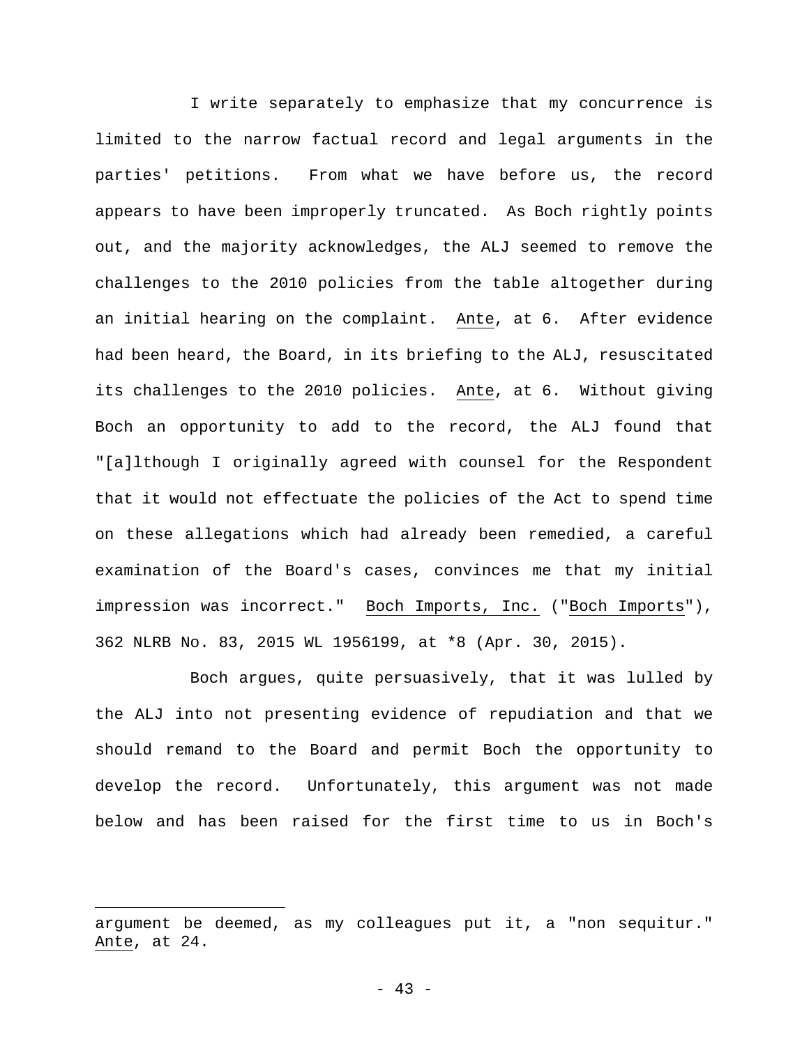I write separately to emphasize that my concurrence is limited to the narrow factual record and legal arguments in the parties' petitions. From what we have before us, the record appears to have been improperly truncated. As Boch rightly points out, and the majority acknowledges, the ALJ seemed to remove the challenges to the 2010 policies from the table altogether during an initial hearing on the complaint. Ante, at 6. After evidence had been heard, the Board, in its briefing to the ALJ, resuscitated its challenges to the 2010 policies. Ante, at 6. Without giving Boch an opportunity to add to the record, the ALJ found that "[a]lthough I originally agreed with counsel for the Respondent that it would not effectuate the policies of the Act to spend time on these allegations which had already been remedied, a careful examination of the Board's cases, convinces me that my initial impression was incorrect." Boch Imports, Inc. ("Boch Imports"), 362 NLRB No. 83, 2015 WL 1956199, at *8 (Apr. 30, 2015).

Boch argues, quite persuasively, that it was lulled by the ALJ into not presenting evidence of repudiation and that we should remand to the Board and permit Boch the opportunity to develop the record. Unfortunately, this argument was not made below and has been raised for the first time to us in Boch's

---

argument be deemed, as my colleagues put it, a "non sequitur." Ante, at 24.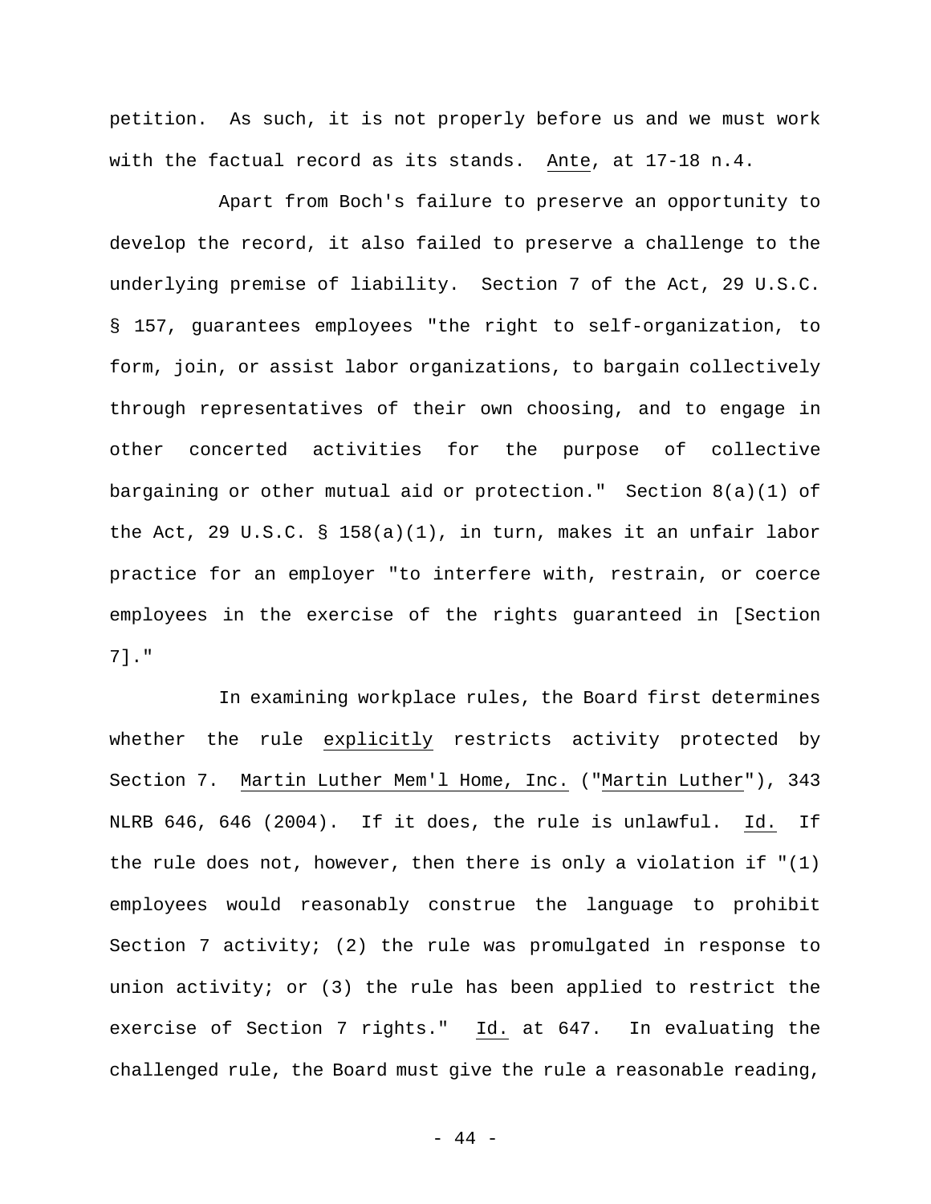petition. As such, it is not properly before us and we must work with the factual record as its stands. Ante, at 17-18 n.4.

Apart from Boch's failure to preserve an opportunity to develop the record, it also failed to preserve a challenge to the underlying premise of liability. Section 7 of the Act, 29 U.S.C. § 157, guarantees employees "the right to self-organization, to form, join, or assist labor organizations, to bargain collectively through representatives of their own choosing, and to engage in other concerted activities for the purpose of collective bargaining or other mutual aid or protection." Section 8(a)(1) of the Act, 29 U.S.C. § 158(a)(1), in turn, makes it an unfair labor practice for an employer "to interfere with, restrain, or coerce employees in the exercise of the rights guaranteed in [Section 7]."

In examining workplace rules, the Board first determines whether the rule explicitly restricts activity protected by Section 7. Martin Luther Mem'l Home, Inc. ("Martin Luther"), 343 NLRB 646, 646 (2004). If it does, the rule is unlawful. Id. If the rule does not, however, then there is only a violation if "(1) employees would reasonably construe the language to prohibit Section 7 activity; (2) the rule was promulgated in response to union activity; or (3) the rule has been applied to restrict the exercise of Section 7 rights." Id. at 647. In evaluating the challenged rule, the Board must give the rule a reasonable reading,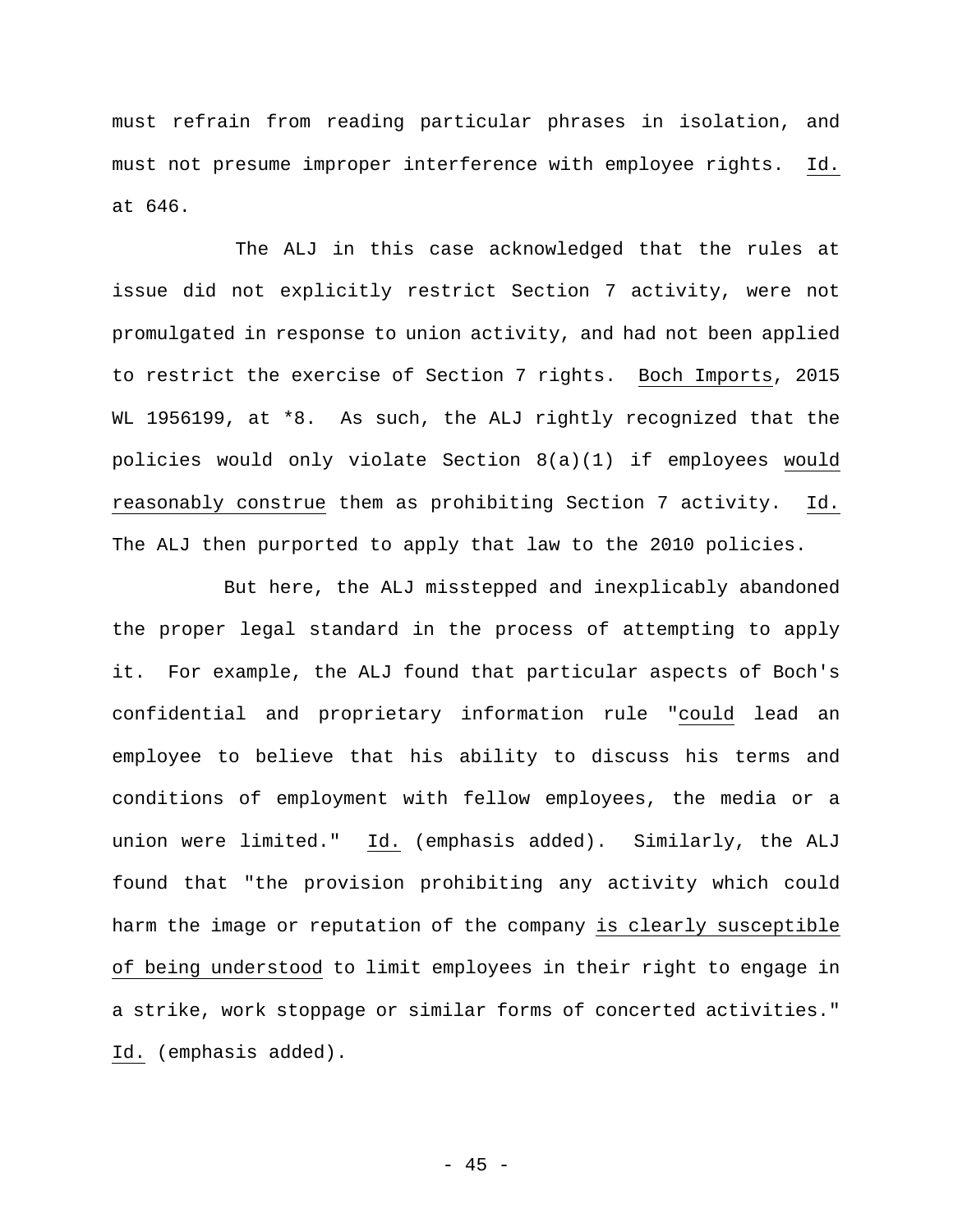must refrain from reading particular phrases in isolation, and must not presume improper interference with employee rights. Id. at 646.

The ALJ in this case acknowledged that the rules at issue did not explicitly restrict Section 7 activity, were not promulgated in response to union activity, and had not been applied to restrict the exercise of Section 7 rights. Boch Imports, 2015 WL 1956199, at *8. As such, the ALJ rightly recognized that the policies would only violate Section 8(a)(1) if employees would reasonably construe them as prohibiting Section 7 activity. Id. The ALJ then purported to apply that law to the 2010 policies.

But here, the ALJ misstepped and inexplicably abandoned the proper legal standard in the process of attempting to apply it. For example, the ALJ found that particular aspects of Boch's confidential and proprietary information rule "could lead an employee to believe that his ability to discuss his terms and conditions of employment with fellow employees, the media or a union were limited." Id. (emphasis added). Similarly, the ALJ found that "the provision prohibiting any activity which could harm the image or reputation of the company is clearly susceptible of being understood to limit employees in their right to engage in a strike, work stoppage or similar forms of concerted activities." Id. (emphasis added).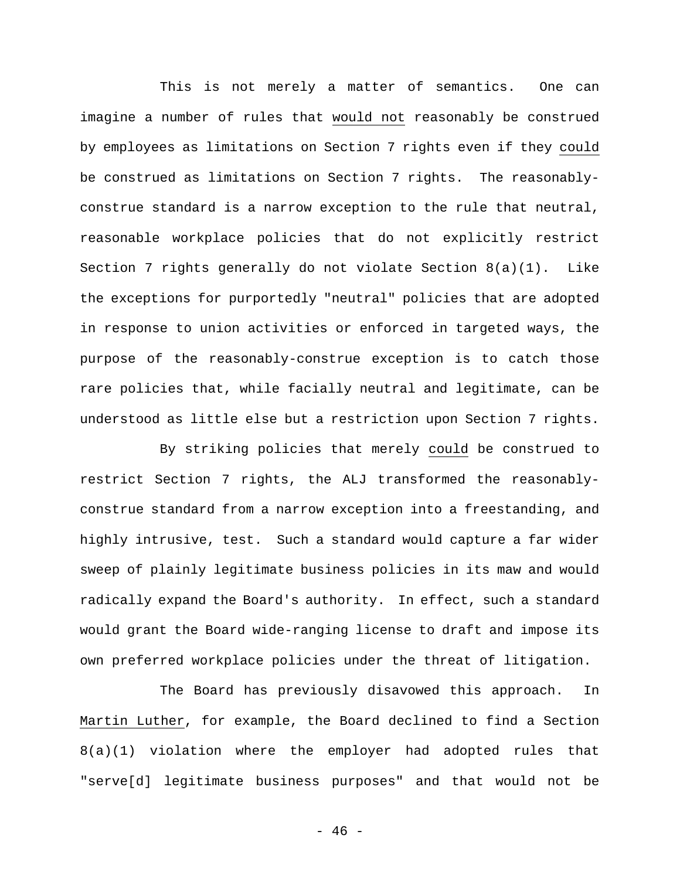This is not merely a matter of semantics. One can imagine a number of rules that would not reasonably be construed by employees as limitations on Section 7 rights even if they could be construed as limitations on Section 7 rights. The reasonably-construe standard is a narrow exception to the rule that neutral, reasonable workplace policies that do not explicitly restrict Section 7 rights generally do not violate Section 8(a)(1). Like the exceptions for purportedly "neutral" policies that are adopted in response to union activities or enforced in targeted ways, the purpose of the reasonably-construe exception is to catch those rare policies that, while facially neutral and legitimate, can be understood as little else but a restriction upon Section 7 rights.

By striking policies that merely could be construed to restrict Section 7 rights, the ALJ transformed the reasonably-construe standard from a narrow exception into a freestanding, and highly intrusive, test. Such a standard would capture a far wider sweep of plainly legitimate business policies in its maw and would radically expand the Board's authority. In effect, such a standard would grant the Board wide-ranging license to draft and impose its own preferred workplace policies under the threat of litigation.

The Board has previously disavowed this approach. In Martin Luther, for example, the Board declined to find a Section 8(a)(1) violation where the employer had adopted rules that "serve[d] legitimate business purposes" and that would not be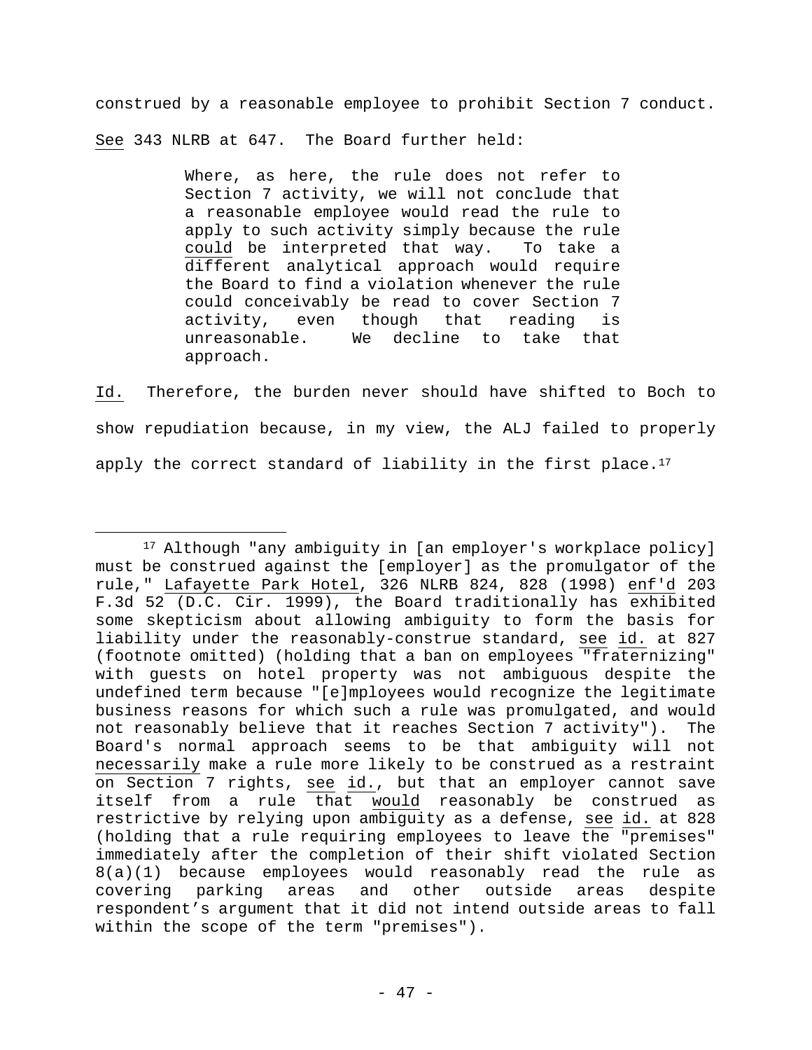construed by a reasonable employee to prohibit Section 7 conduct. See 343 NLRB at 647. The Board further held:

> Where, as here, the rule does not refer to Section 7 activity, we will not conclude that a reasonable employee would read the rule to apply to such activity simply because the rule could be interpreted that way. To take a different analytical approach would require the Board to find a violation whenever the rule could conceivably be read to cover Section 7 activity, even though that reading is unreasonable. We decline to take that approach.

Id. Therefore, the burden never should have shifted to Boch to show repudiation because, in my view, the ALJ failed to properly apply the correct standard of liability in the first place.[17]

---

[17] Although "any ambiguity in [an employer's workplace policy] must be construed against the [employer] as the promulgator of the rule," Lafayette Park Hotel, 326 NLRB 824, 828 (1998) enf'd 203 F.3d 52 (D.C. Cir. 1999), the Board traditionally has exhibited some skepticism about allowing ambiguity to form the basis for liability under the reasonably-construe standard, see id. at 827 (footnote omitted) (holding that a ban on employees "fraternizing" with guests on hotel property was not ambiguous despite the undefined term because "[e]mployees would recognize the legitimate business reasons for which such a rule was promulgated, and would not reasonably believe that it reaches Section 7 activity"). The Board's normal approach seems to be that ambiguity will not necessarily make a rule more likely to be construed as a restraint on Section 7 rights, see id., but that an employer cannot save itself from a rule that would reasonably be construed as restrictive by relying upon ambiguity as a defense, see id. at 828 (holding that a rule requiring employees to leave the "premises" immediately after the completion of their shift violated Section 8(a)(1) because employees would reasonably read the rule as covering parking areas and other outside areas despite respondent's argument that it did not intend outside areas to fall within the scope of the term "premises").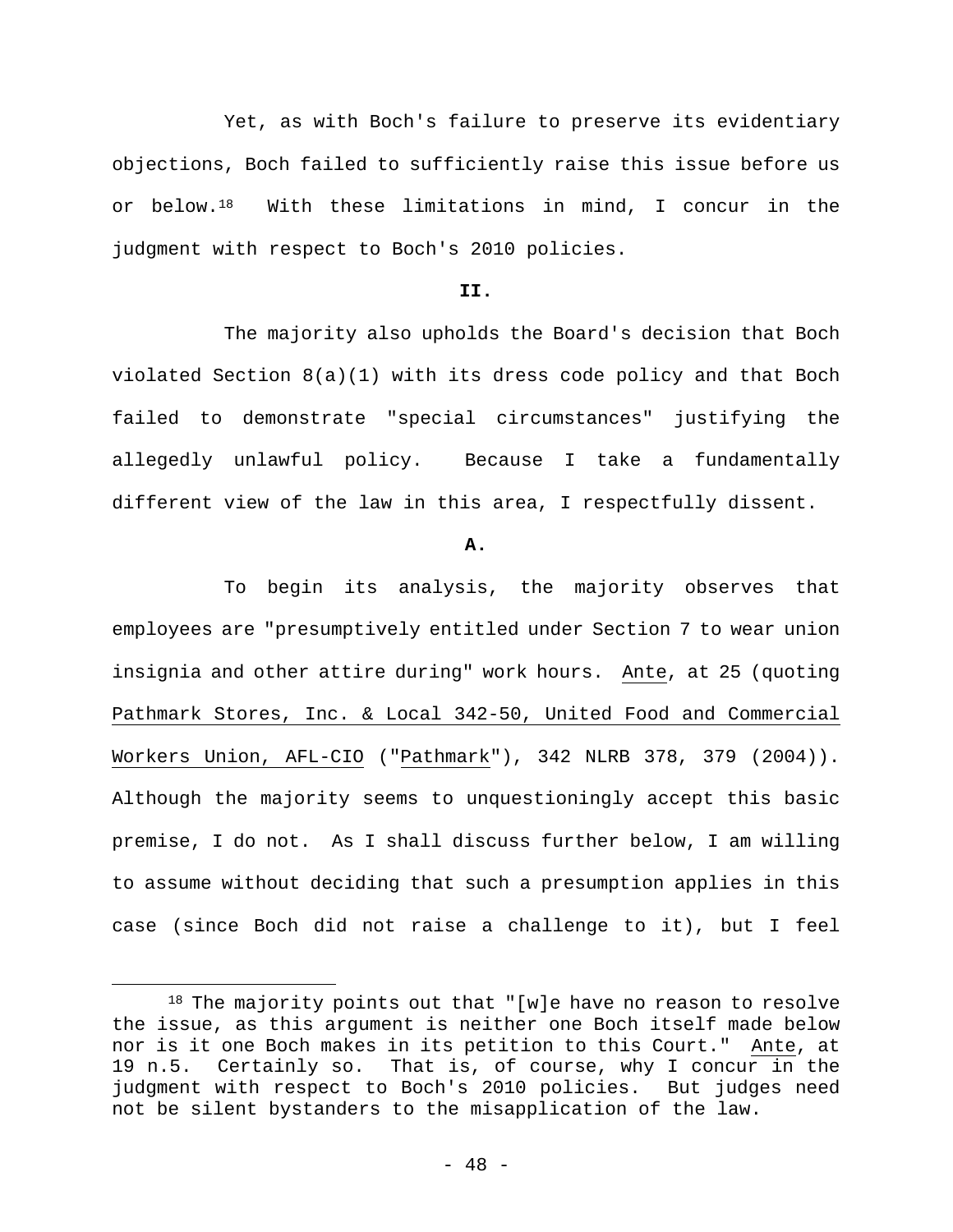Yet, as with Boch's failure to preserve its evidentiary objections, Boch failed to sufficiently raise this issue before us or below.[18] With these limitations in mind, I concur in the judgment with respect to Boch's 2010 policies.

**II.**

The majority also upholds the Board's decision that Boch violated Section 8(a)(1) with its dress code policy and that Boch failed to demonstrate "special circumstances" justifying the allegedly unlawful policy. Because I take a fundamentally different view of the law in this area, I respectfully dissent.

**A.**

To begin its analysis, the majority observes that employees are "presumptively entitled under Section 7 to wear union insignia and other attire during" work hours. Ante, at 25 (quoting Pathmark Stores, Inc. & Local 342-50, United Food and Commercial Workers Union, AFL-CIO ("Pathmark"), 342 NLRB 378, 379 (2004)). Although the majority seems to unquestioningly accept this basic premise, I do not. As I shall discuss further below, I am willing to assume without deciding that such a presumption applies in this case (since Boch did not raise a challenge to it), but I feel

[18] The majority points out that "[w]e have no reason to resolve the issue, as this argument is neither one Boch itself made below nor is it one Boch makes in its petition to this Court." Ante, at 19 n.5. Certainly so. That is, of course, why I concur in the judgment with respect to Boch's 2010 policies. But judges need not be silent bystanders to the misapplication of the law.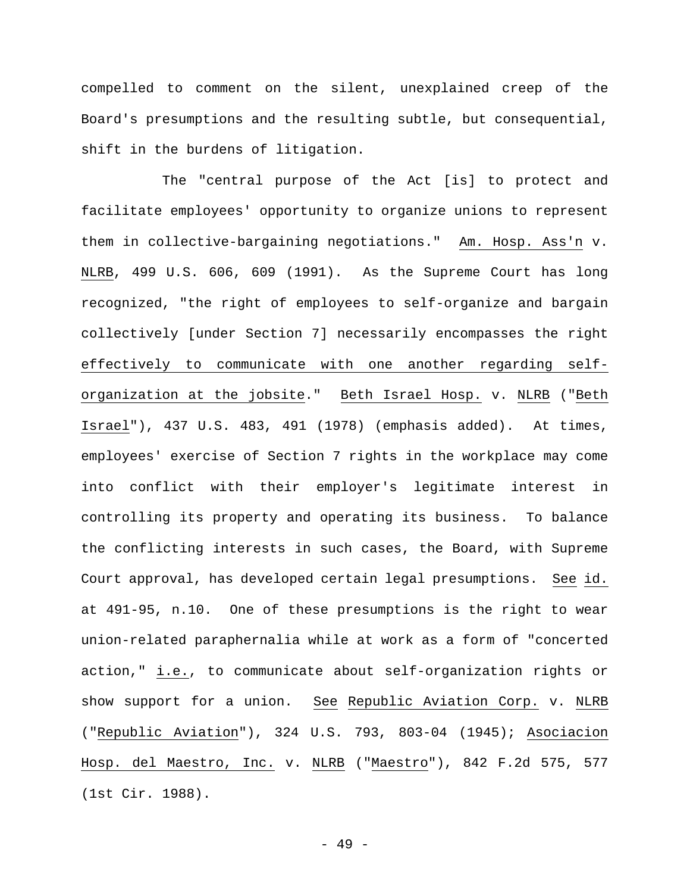compelled to comment on the silent, unexplained creep of the Board's presumptions and the resulting subtle, but consequential, shift in the burdens of litigation.

The "central purpose of the Act [is] to protect and facilitate employees' opportunity to organize unions to represent them in collective-bargaining negotiations." Am. Hosp. Ass'n v. NLRB, 499 U.S. 606, 609 (1991). As the Supreme Court has long recognized, "the right of employees to self-organize and bargain collectively [under Section 7] necessarily encompasses the right effectively to communicate with one another regarding self-organization at the jobsite." Beth Israel Hosp. v. NLRB ("Beth Israel"), 437 U.S. 483, 491 (1978) (emphasis added). At times, employees' exercise of Section 7 rights in the workplace may come into conflict with their employer's legitimate interest in controlling its property and operating its business. To balance the conflicting interests in such cases, the Board, with Supreme Court approval, has developed certain legal presumptions. See id. at 491-95, n.10. One of these presumptions is the right to wear union-related paraphernalia while at work as a form of "concerted action," i.e., to communicate about self-organization rights or show support for a union. See Republic Aviation Corp. v. NLRB ("Republic Aviation"), 324 U.S. 793, 803-04 (1945); Asociacion Hosp. del Maestro, Inc. v. NLRB ("Maestro"), 842 F.2d 575, 577 (1st Cir. 1988).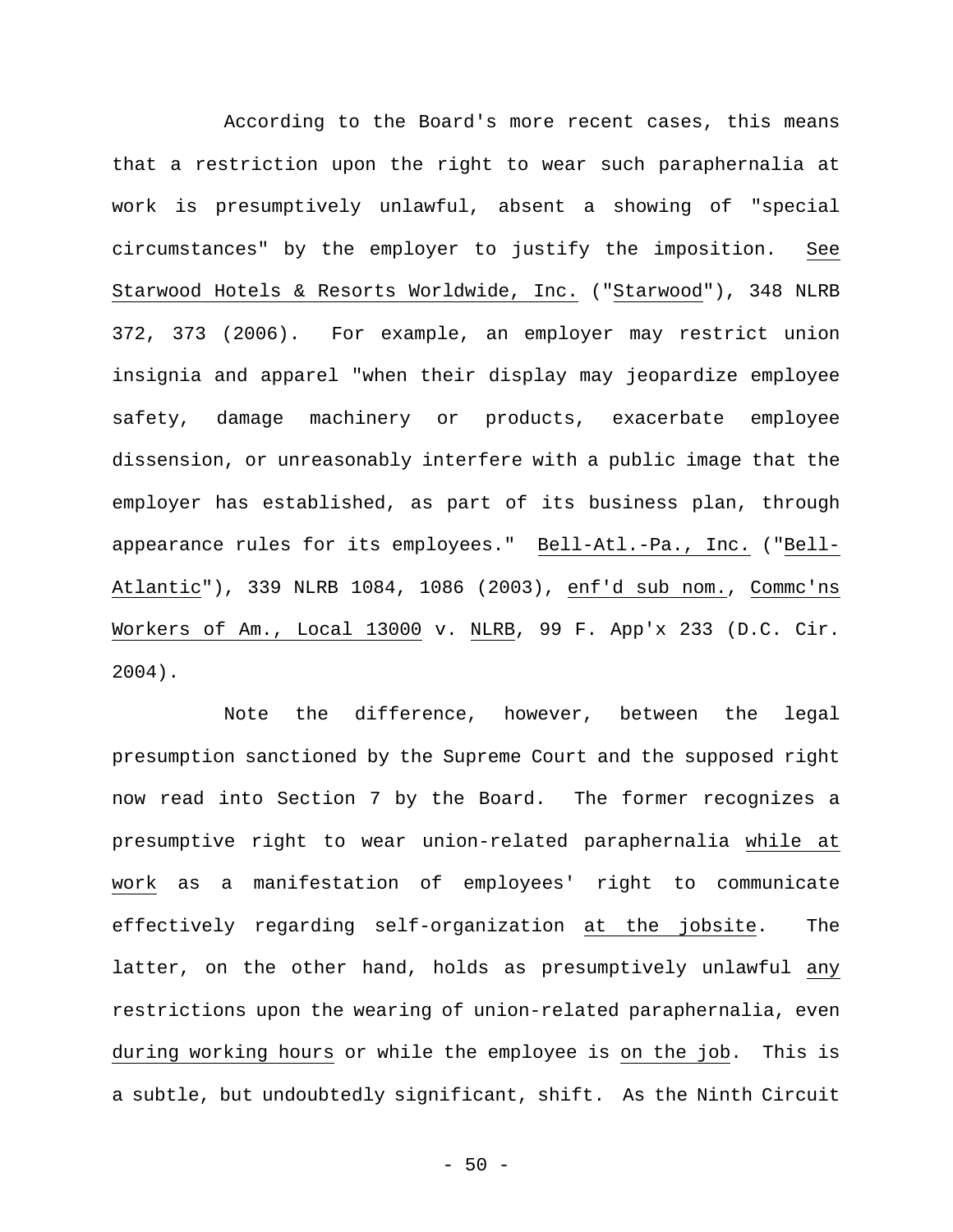According to the Board's more recent cases, this means that a restriction upon the right to wear such paraphernalia at work is presumptively unlawful, absent a showing of "special circumstances" by the employer to justify the imposition. See Starwood Hotels & Resorts Worldwide, Inc. ("Starwood"), 348 NLRB 372, 373 (2006). For example, an employer may restrict union insignia and apparel "when their display may jeopardize employee safety, damage machinery or products, exacerbate employee dissension, or unreasonably interfere with a public image that the employer has established, as part of its business plan, through appearance rules for its employees." Bell-Atl.-Pa., Inc. ("Bell-Atlantic"), 339 NLRB 1084, 1086 (2003), enf'd sub nom., Commc'ns Workers of Am., Local 13000 v. NLRB, 99 F. App'x 233 (D.C. Cir. 2004).

Note the difference, however, between the legal presumption sanctioned by the Supreme Court and the supposed right now read into Section 7 by the Board. The former recognizes a presumptive right to wear union-related paraphernalia while at work as a manifestation of employees' right to communicate effectively regarding self-organization at the jobsite. The latter, on the other hand, holds as presumptively unlawful any restrictions upon the wearing of union-related paraphernalia, even during working hours or while the employee is on the job. This is a subtle, but undoubtedly significant, shift. As the Ninth Circuit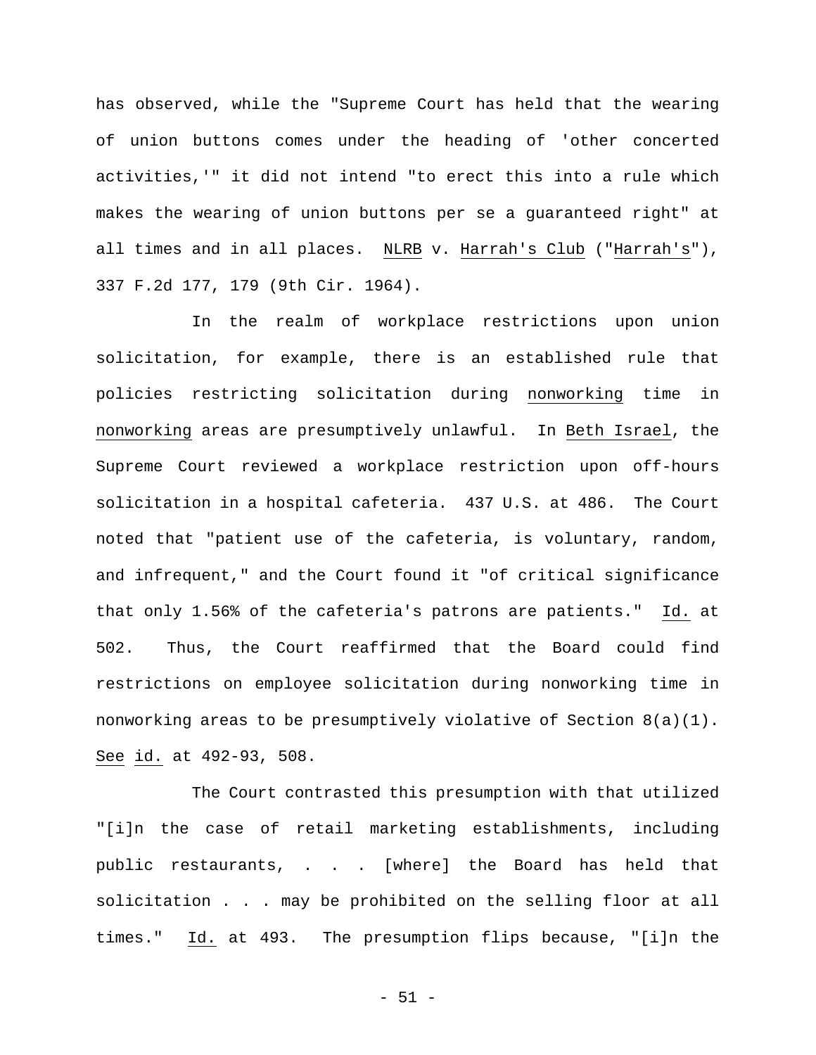has observed, while the "Supreme Court has held that the wearing of union buttons comes under the heading of 'other concerted activities,'" it did not intend "to erect this into a rule which makes the wearing of union buttons per se a guaranteed right" at all times and in all places. NLRB v. Harrah's Club ("Harrah's"), 337 F.2d 177, 179 (9th Cir. 1964).

In the realm of workplace restrictions upon union solicitation, for example, there is an established rule that policies restricting solicitation during nonworking time in nonworking areas are presumptively unlawful. In Beth Israel, the Supreme Court reviewed a workplace restriction upon off-hours solicitation in a hospital cafeteria. 437 U.S. at 486. The Court noted that "patient use of the cafeteria, is voluntary, random, and infrequent," and the Court found it "of critical significance that only 1.56% of the cafeteria's patrons are patients." Id. at 502. Thus, the Court reaffirmed that the Board could find restrictions on employee solicitation during nonworking time in nonworking areas to be presumptively violative of Section 8(a)(1). See id. at 492-93, 508.

The Court contrasted this presumption with that utilized "[i]n the case of retail marketing establishments, including public restaurants, . . . [where] the Board has held that solicitation . . . may be prohibited on the selling floor at all times." Id. at 493. The presumption flips because, "[i]n the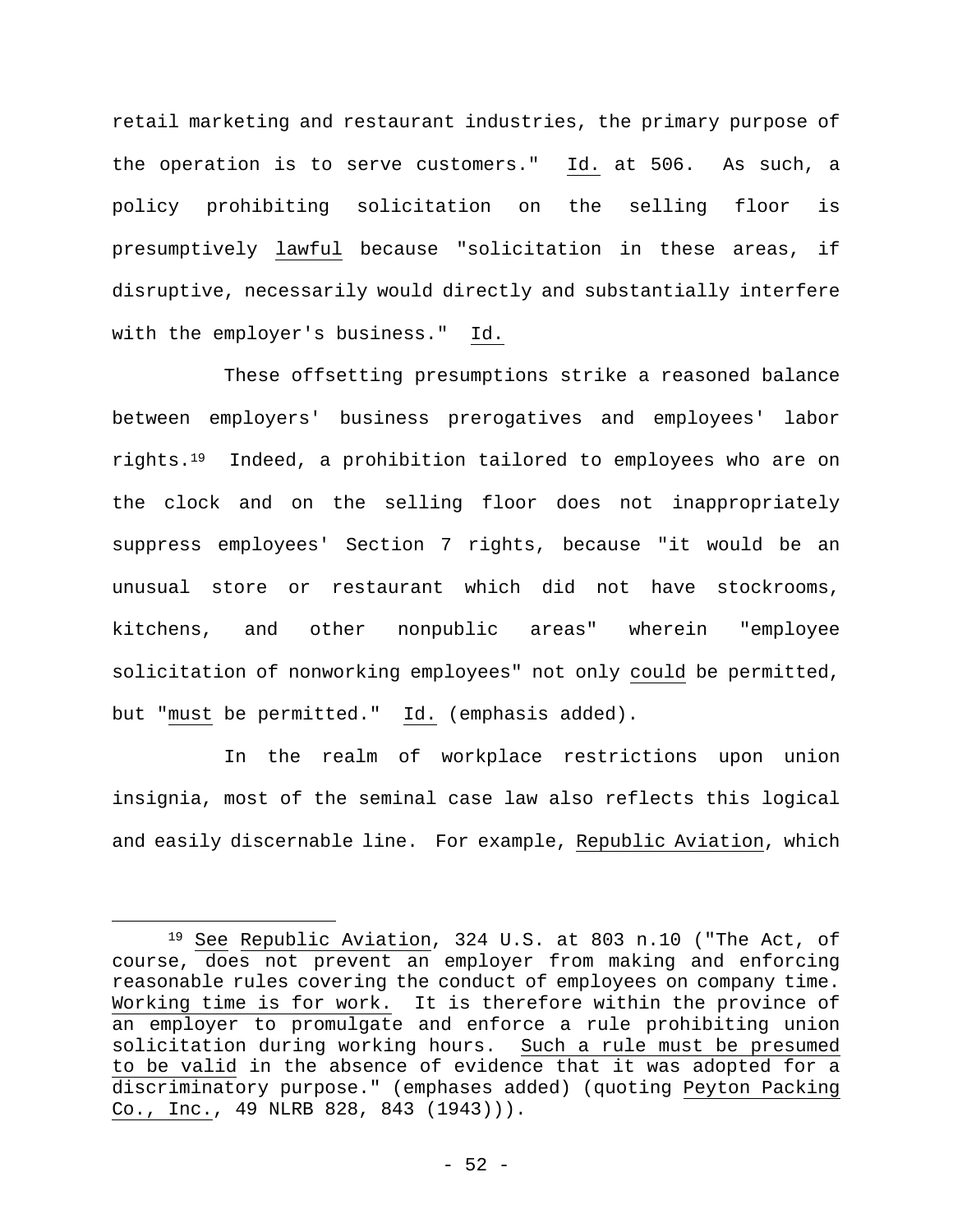retail marketing and restaurant industries, the primary purpose of the operation is to serve customers." Id. at 506. As such, a policy prohibiting solicitation on the selling floor is presumptively lawful because "solicitation in these areas, if disruptive, necessarily would directly and substantially interfere with the employer's business." Id.

These offsetting presumptions strike a reasoned balance between employers' business prerogatives and employees' labor rights.[19] Indeed, a prohibition tailored to employees who are on the clock and on the selling floor does not inappropriately suppress employees' Section 7 rights, because "it would be an unusual store or restaurant which did not have stockrooms, kitchens, and other nonpublic areas" wherein "employee solicitation of nonworking employees" not only could be permitted, but "must be permitted." Id. (emphasis added).

In the realm of workplace restrictions upon union insignia, most of the seminal case law also reflects this logical and easily discernable line. For example, Republic Aviation, which

---

[19] See Republic Aviation, 324 U.S. at 803 n.10 ("The Act, of course, does not prevent an employer from making and enforcing reasonable rules covering the conduct of employees on company time. Working time is for work. It is therefore within the province of an employer to promulgate and enforce a rule prohibiting union solicitation during working hours. Such a rule must be presumed to be valid in the absence of evidence that it was adopted for a discriminatory purpose." (emphases added) (quoting Peyton Packing Co., Inc., 49 NLRB 828, 843 (1943))).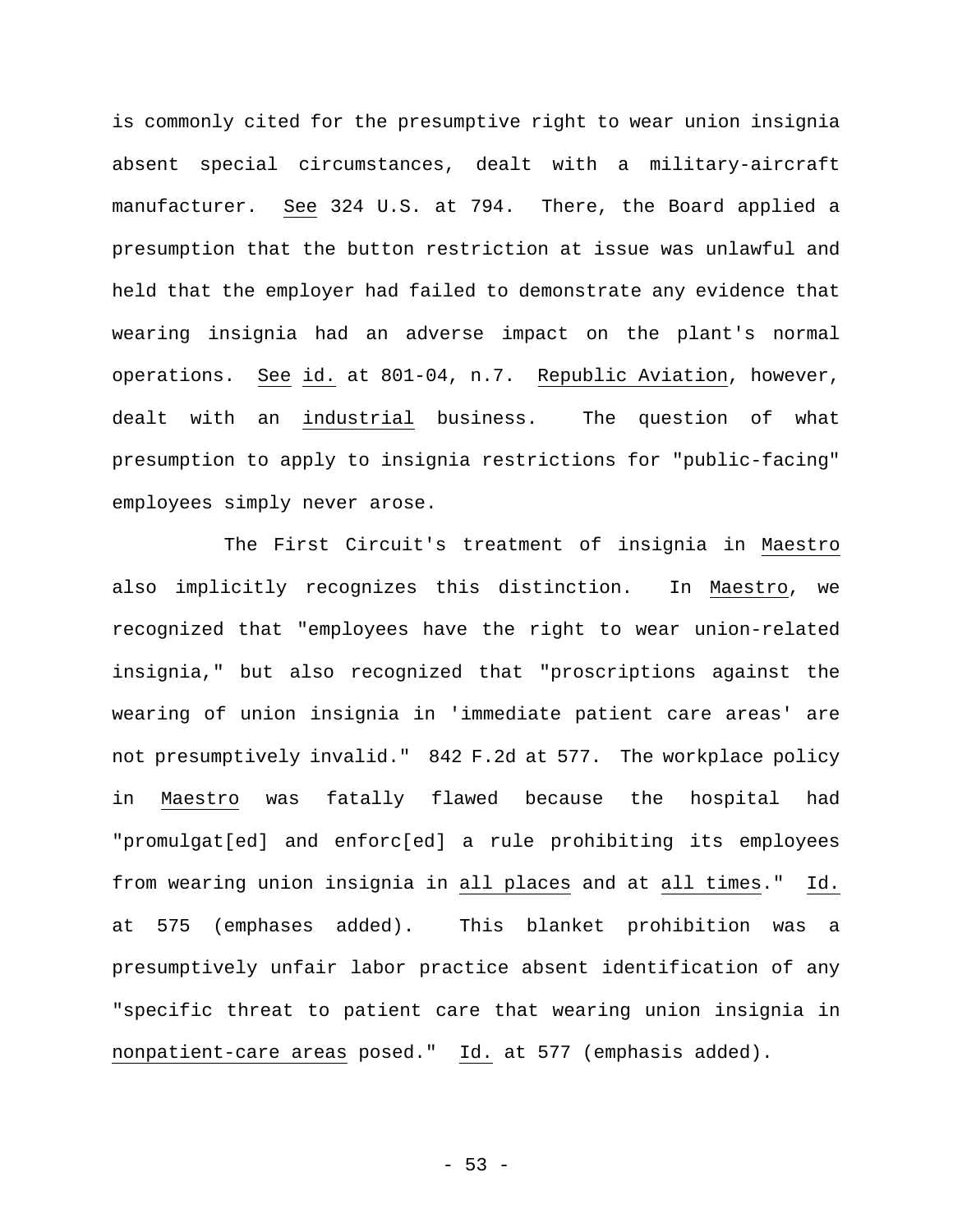is commonly cited for the presumptive right to wear union insignia absent special circumstances, dealt with a military-aircraft manufacturer. _See_ 324 U.S. at 794. There, the Board applied a presumption that the button restriction at issue was unlawful and held that the employer had failed to demonstrate any evidence that wearing insignia had an adverse impact on the plant's normal operations. _See_ _id._ at 801-04, n.7. _Republic Aviation_, however, dealt with an _industrial_ business. The question of what presumption to apply to insignia restrictions for "public-facing" employees simply never arose.

The First Circuit's treatment of insignia in _Maestro_ also implicitly recognizes this distinction. In _Maestro_, we recognized that "employees have the right to wear union-related insignia," but also recognized that "proscriptions against the wearing of union insignia in 'immediate patient care areas' are not presumptively invalid." 842 F.2d at 577. The workplace policy in _Maestro_ was fatally flawed because the hospital had "promulgat[ed] and enforc[ed] a rule prohibiting its employees from wearing union insignia in _all places_ and at _all times_." _Id._ at 575 (emphases added). This blanket prohibition was a presumptively unfair labor practice absent identification of any "specific threat to patient care that wearing union insignia in _nonpatient-care areas_ posed." _Id._ at 577 (emphasis added).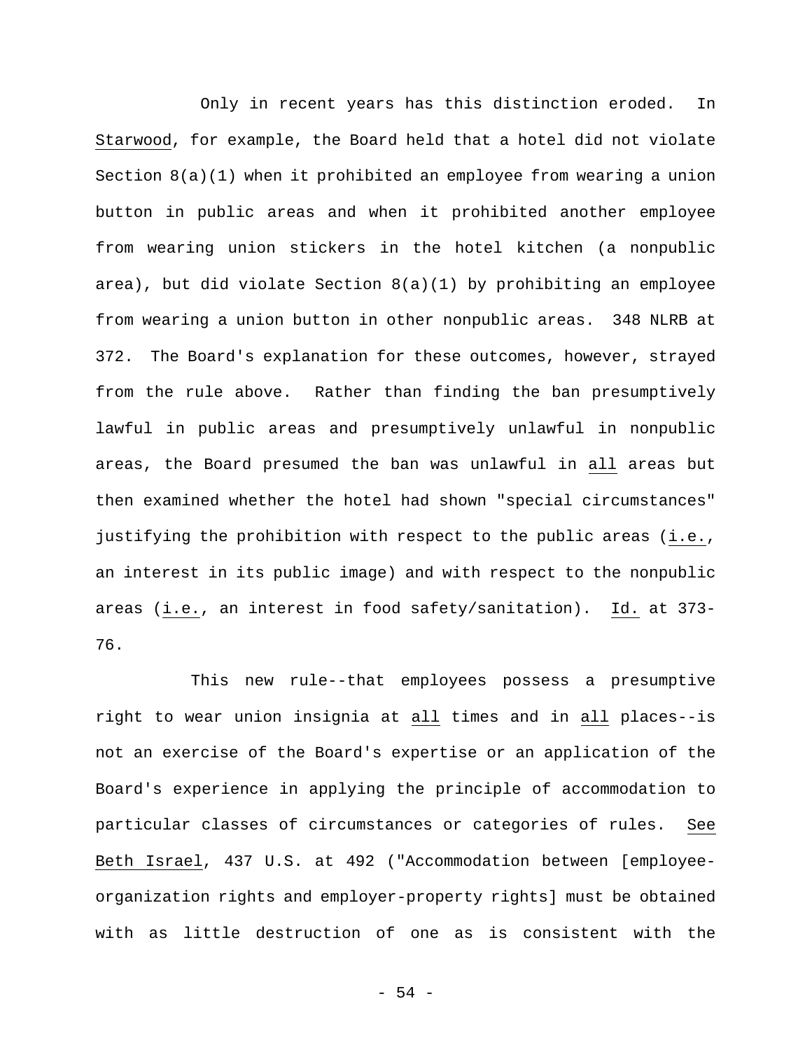Only in recent years has this distinction eroded. In _Starwood_, for example, the Board held that a hotel did not violate Section 8(a)(1) when it prohibited an employee from wearing a union button in public areas and when it prohibited another employee from wearing union stickers in the hotel kitchen (a nonpublic area), but did violate Section 8(a)(1) by prohibiting an employee from wearing a union button in other nonpublic areas. 348 NLRB at 372. The Board's explanation for these outcomes, however, strayed from the rule above. Rather than finding the ban presumptively lawful in public areas and presumptively unlawful in nonpublic areas, the Board presumed the ban was unlawful in _all_ areas but then examined whether the hotel had shown "special circumstances" justifying the prohibition with respect to the public areas (_i.e._, an interest in its public image) and with respect to the nonpublic areas (_i.e._, an interest in food safety/sanitation). _Id._ at 373-76.

This new rule--that employees possess a presumptive right to wear union insignia at _all_ times and in _all_ places--is not an exercise of the Board's expertise or an application of the Board's experience in applying the principle of accommodation to particular classes of circumstances or categories of rules. _See Beth Israel_, 437 U.S. at 492 ("Accommodation between [employee-organization rights and employer-property rights] must be obtained with as little destruction of one as is consistent with the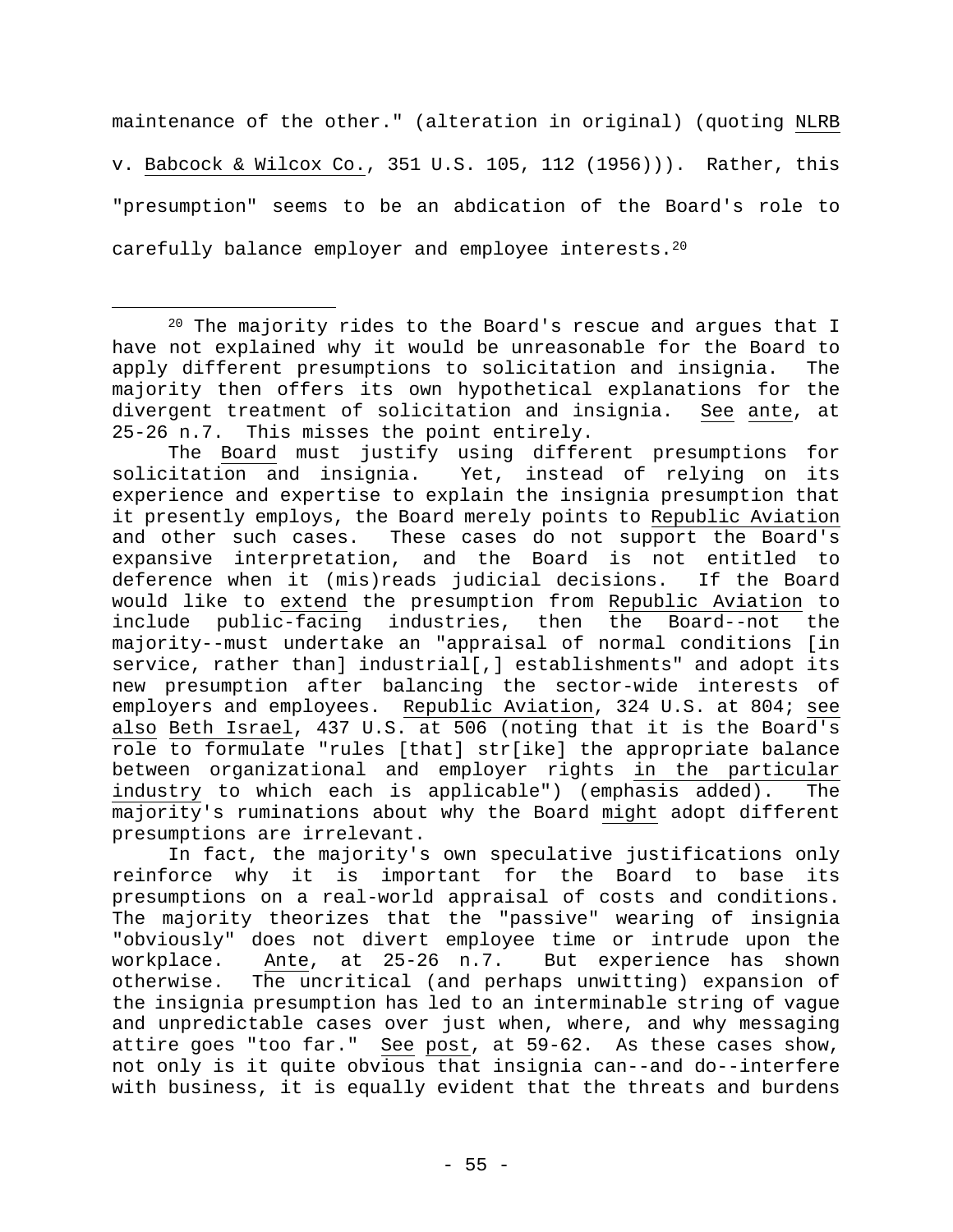maintenance of the other." (alteration in original) (quoting NLRB v. Babcock & Wilcox Co., 351 U.S. 105, 112 (1956))). Rather, this "presumption" seems to be an abdication of the Board's role to carefully balance employer and employee interests.[20]

---

[20] The majority rides to the Board's rescue and argues that I have not explained why it would be unreasonable for the Board to apply different presumptions to solicitation and insignia. The majority then offers its own hypothetical explanations for the divergent treatment of solicitation and insignia. See ante, at 25-26 n.7. This misses the point entirely.

The Board must justify using different presumptions for solicitation and insignia. Yet, instead of relying on its experience and expertise to explain the insignia presumption that it presently employs, the Board merely points to Republic Aviation and other such cases. These cases do not support the Board's expansive interpretation, and the Board is not entitled to deference when it (mis)reads judicial decisions. If the Board would like to extend the presumption from Republic Aviation to include public-facing industries, then the Board--not the majority--must undertake an "appraisal of normal conditions [in service, rather than] industrial[,] establishments" and adopt its new presumption after balancing the sector-wide interests of employers and employees. Republic Aviation, 324 U.S. at 804; see also Beth Israel, 437 U.S. at 506 (noting that it is the Board's role to formulate "rules [that] str[ike] the appropriate balance between organizational and employer rights in the particular industry to which each is applicable") (emphasis added). The majority's ruminations about why the Board might adopt different presumptions are irrelevant.

In fact, the majority's own speculative justifications only reinforce why it is important for the Board to base its presumptions on a real-world appraisal of costs and conditions. The majority theorizes that the "passive" wearing of insignia "obviously" does not divert employee time or intrude upon the workplace. Ante, at 25-26 n.7. But experience has shown otherwise. The uncritical (and perhaps unwitting) expansion of the insignia presumption has led to an interminable string of vague and unpredictable cases over just when, where, and why messaging attire goes "too far." See post, at 59-62. As these cases show, not only is it quite obvious that insignia can--and do--interfere with business, it is equally evident that the threats and burdens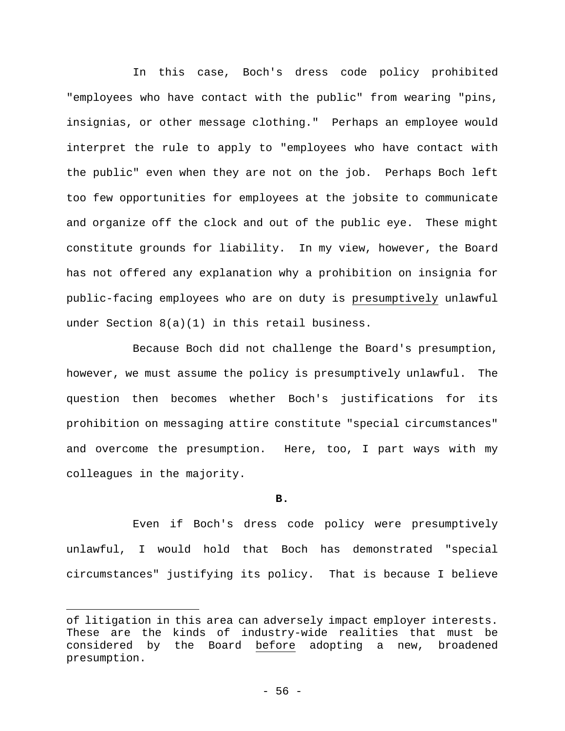In this case, Boch's dress code policy prohibited "employees who have contact with the public" from wearing "pins, insignias, or other message clothing." Perhaps an employee would interpret the rule to apply to "employees who have contact with the public" even when they are not on the job. Perhaps Boch left too few opportunities for employees at the jobsite to communicate and organize off the clock and out of the public eye. These might constitute grounds for liability. In my view, however, the Board has not offered any explanation why a prohibition on insignia for public-facing employees who are on duty is presumptively unlawful under Section 8(a)(1) in this retail business.

Because Boch did not challenge the Board's presumption, however, we must assume the policy is presumptively unlawful. The question then becomes whether Boch's justifications for its prohibition on messaging attire constitute "special circumstances" and overcome the presumption. Here, too, I part ways with my colleagues in the majority.

**B.**

Even if Boch's dress code policy were presumptively unlawful, I would hold that Boch has demonstrated "special circumstances" justifying its policy. That is because I believe

---

of litigation in this area can adversely impact employer interests. These are the kinds of industry-wide realities that must be considered by the Board before adopting a new, broadened presumption.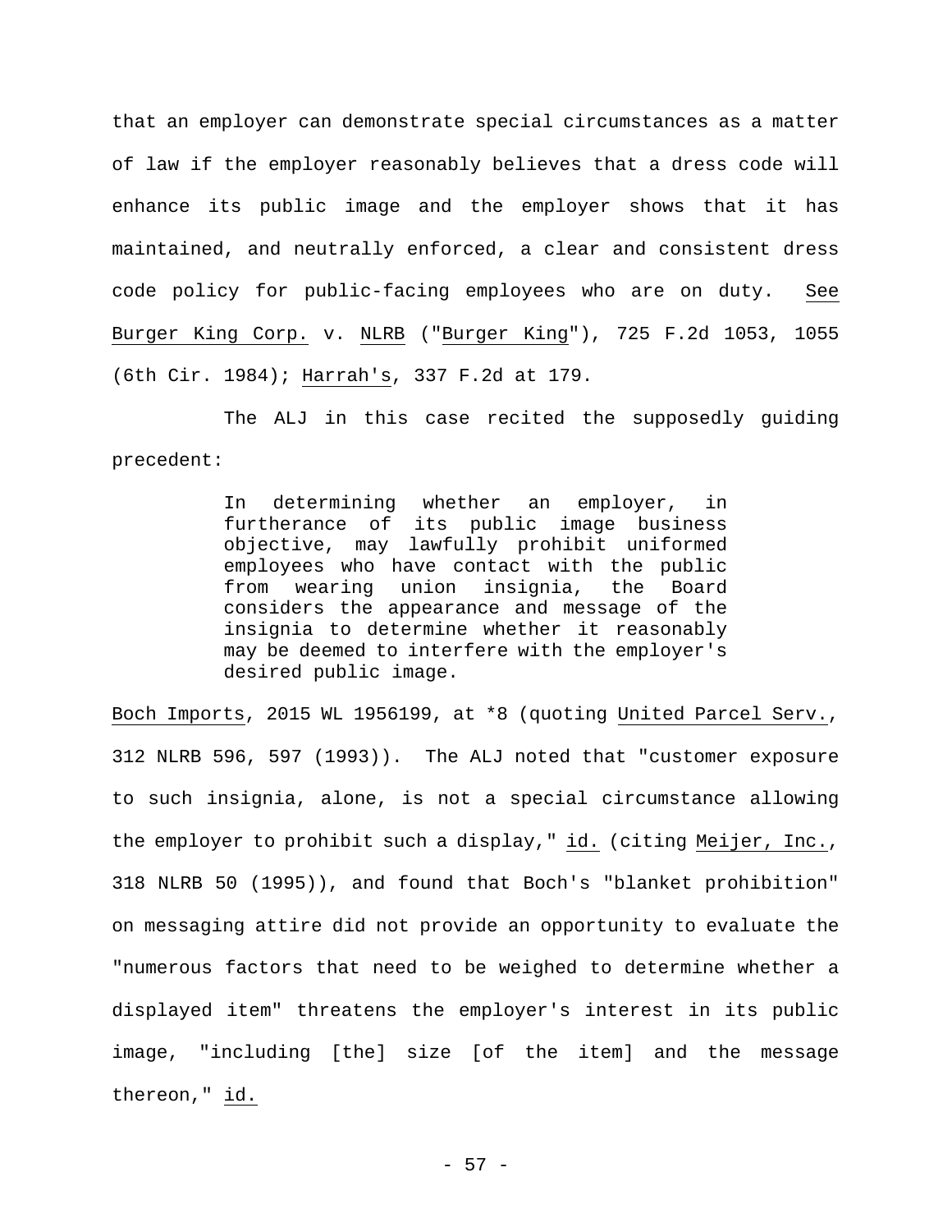that an employer can demonstrate special circumstances as a matter of law if the employer reasonably believes that a dress code will enhance its public image and the employer shows that it has maintained, and neutrally enforced, a clear and consistent dress code policy for public-facing employees who are on duty. See Burger King Corp. v. NLRB ("Burger King"), 725 F.2d 1053, 1055 (6th Cir. 1984); Harrah's, 337 F.2d at 179.

The ALJ in this case recited the supposedly guiding precedent:

> In determining whether an employer, in furtherance of its public image business objective, may lawfully prohibit uniformed employees who have contact with the public from wearing union insignia, the Board considers the appearance and message of the insignia to determine whether it reasonably may be deemed to interfere with the employer's desired public image.

Boch Imports, 2015 WL 1956199, at *8 (quoting United Parcel Serv., 312 NLRB 596, 597 (1993)). The ALJ noted that "customer exposure to such insignia, alone, is not a special circumstance allowing the employer to prohibit such a display," id. (citing Meijer, Inc., 318 NLRB 50 (1995)), and found that Boch's "blanket prohibition" on messaging attire did not provide an opportunity to evaluate the "numerous factors that need to be weighed to determine whether a displayed item" threatens the employer's interest in its public image, "including [the] size [of the item] and the message thereon," id.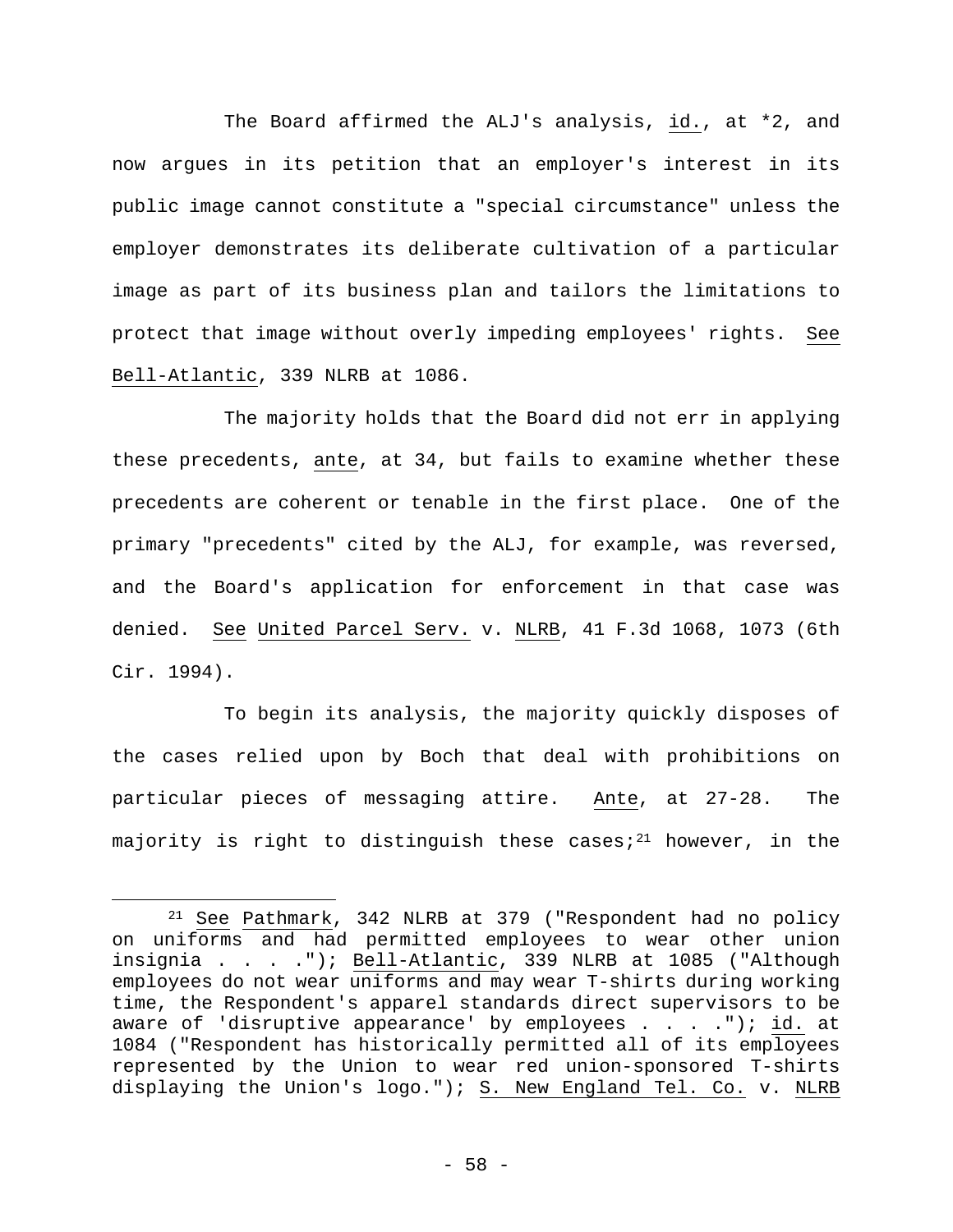The Board affirmed the ALJ's analysis, id., at *2, and now argues in its petition that an employer's interest in its public image cannot constitute a "special circumstance" unless the employer demonstrates its deliberate cultivation of a particular image as part of its business plan and tailors the limitations to protect that image without overly impeding employees' rights. See Bell-Atlantic, 339 NLRB at 1086.

The majority holds that the Board did not err in applying these precedents, ante, at 34, but fails to examine whether these precedents are coherent or tenable in the first place. One of the primary "precedents" cited by the ALJ, for example, was reversed, and the Board's application for enforcement in that case was denied. See United Parcel Serv. v. NLRB, 41 F.3d 1068, 1073 (6th Cir. 1994).

To begin its analysis, the majority quickly disposes of the cases relied upon by Boch that deal with prohibitions on particular pieces of messaging attire. Ante, at 27-28. The majority is right to distinguish these cases;[21] however, in the

---

[21] See Pathmark, 342 NLRB at 379 ("Respondent had no policy on uniforms and had permitted employees to wear other union insignia . . . ."); Bell-Atlantic, 339 NLRB at 1085 ("Although employees do not wear uniforms and may wear T-shirts during working time, the Respondent's apparel standards direct supervisors to be aware of 'disruptive appearance' by employees . . . ."); id. at 1084 ("Respondent has historically permitted all of its employees represented by the Union to wear red union-sponsored T-shirts displaying the Union's logo."); S. New England Tel. Co. v. NLRB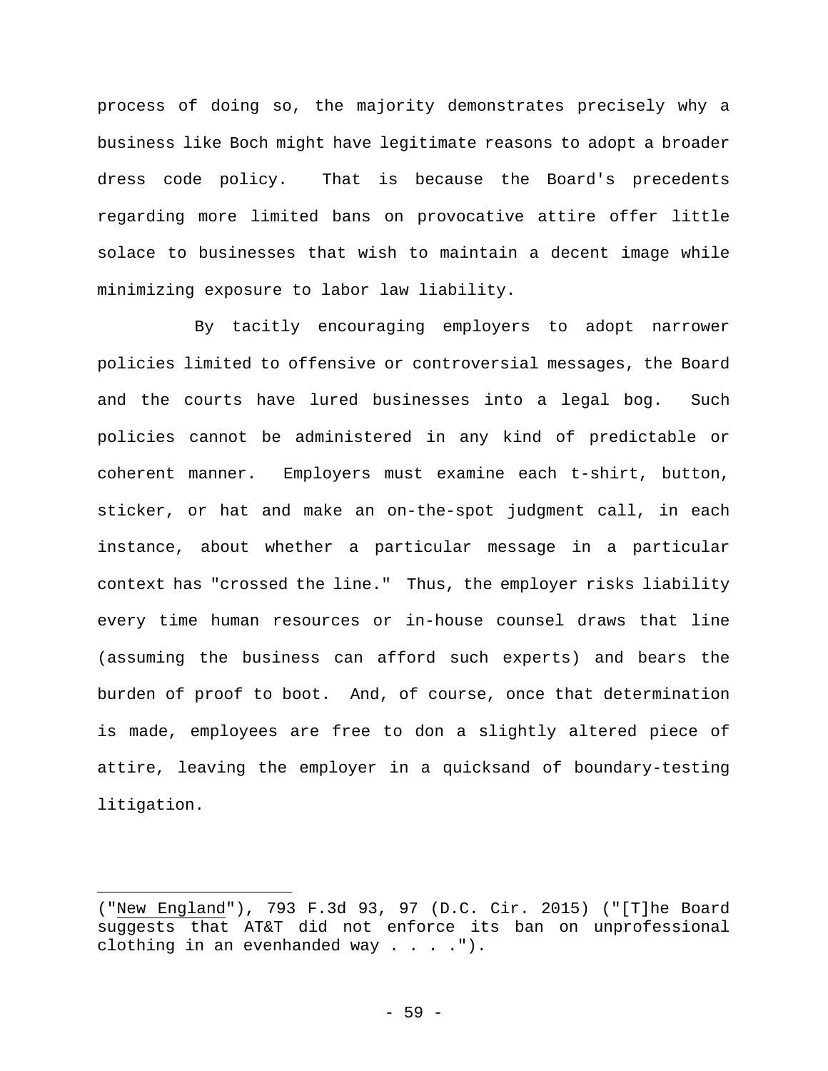process of doing so, the majority demonstrates precisely why a business like Boch might have legitimate reasons to adopt a broader dress code policy. That is because the Board's precedents regarding more limited bans on provocative attire offer little solace to businesses that wish to maintain a decent image while minimizing exposure to labor law liability.

By tacitly encouraging employers to adopt narrower policies limited to offensive or controversial messages, the Board and the courts have lured businesses into a legal bog. Such policies cannot be administered in any kind of predictable or coherent manner. Employers must examine each t-shirt, button, sticker, or hat and make an on-the-spot judgment call, in each instance, about whether a particular message in a particular context has "crossed the line." Thus, the employer risks liability every time human resources or in-house counsel draws that line (assuming the business can afford such experts) and bears the burden of proof to boot. And, of course, once that determination is made, employees are free to don a slightly altered piece of attire, leaving the employer in a quicksand of boundary-testing litigation.

---

("New England"), 793 F.3d 93, 97 (D.C. Cir. 2015) ("[T]he Board suggests that AT&T did not enforce its ban on unprofessional clothing in an evenhanded way . . . .").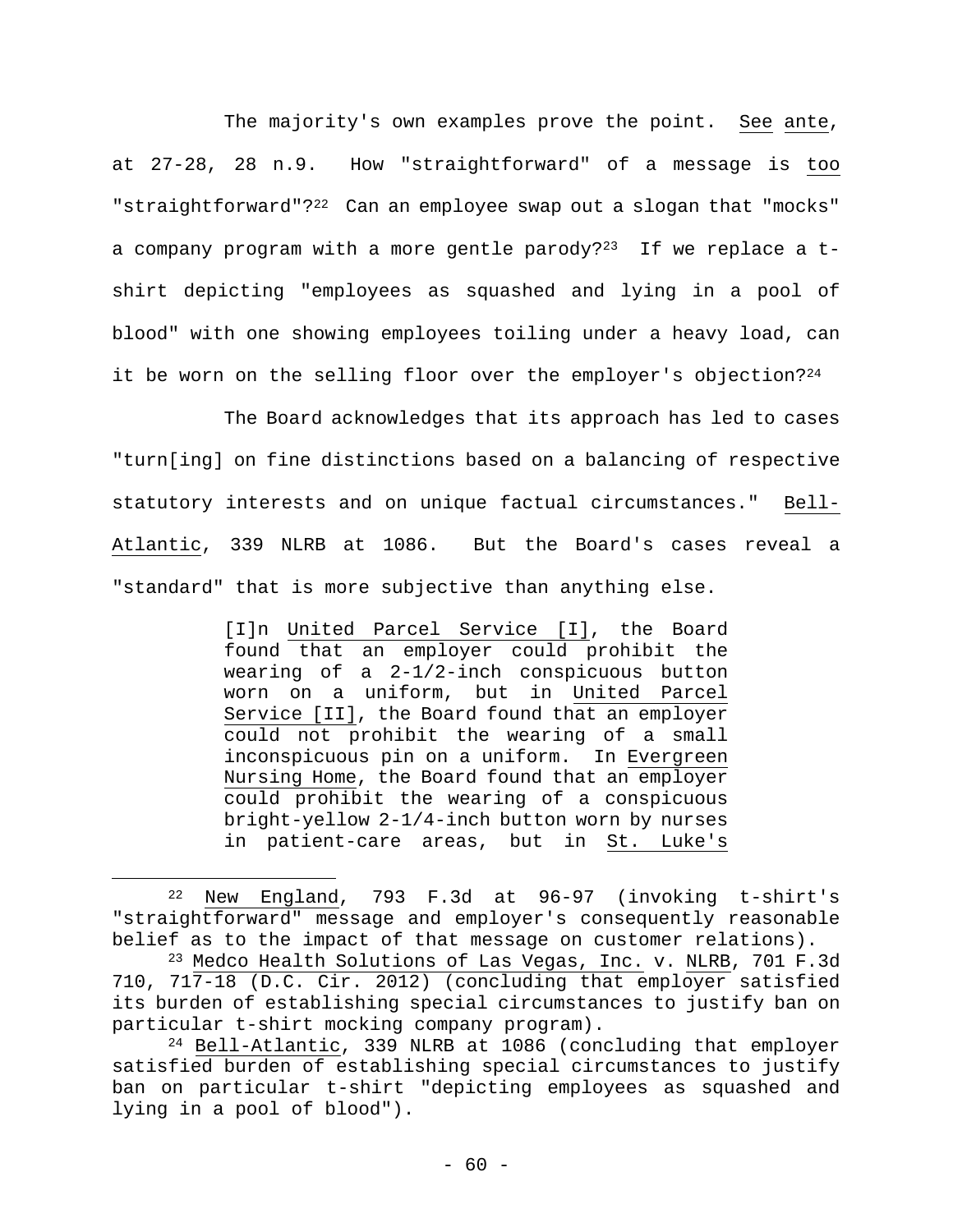The majority's own examples prove the point. _See_ _ante_, at 27-28, 28 n.9. How "straightforward" of a message is _too_ "straightforward"?[22] Can an employee swap out a slogan that "mocks" a company program with a more gentle parody?[23] If we replace a t-shirt depicting "employees as squashed and lying in a pool of blood" with one showing employees toiling under a heavy load, can it be worn on the selling floor over the employer's objection?[24]

The Board acknowledges that its approach has led to cases "turn[ing] on fine distinctions based on a balancing of respective statutory interests and on unique factual circumstances." _Bell-Atlantic_, 339 NLRB at 1086. But the Board's cases reveal a "standard" that is more subjective than anything else.

> [I]n _United Parcel Service [I]_, the Board found that an employer could prohibit the wearing of a 2-1/2-inch conspicuous button worn on a uniform, but in _United Parcel Service [II]_, the Board found that an employer could not prohibit the wearing of a small inconspicuous pin on a uniform. In _Evergreen Nursing Home_, the Board found that an employer could prohibit the wearing of a conspicuous bright-yellow 2-1/4-inch button worn by nurses in patient-care areas, but in _St. Luke's_

---

[22] _New England_, 793 F.3d at 96-97 (invoking t-shirt's "straightforward" message and employer's consequently reasonable belief as to the impact of that message on customer relations).

[23] _Medco Health Solutions of Las Vegas, Inc._ v. _NLRB_, 701 F.3d 710, 717-18 (D.C. Cir. 2012) (concluding that employer satisfied its burden of establishing special circumstances to justify ban on particular t-shirt mocking company program).

[24] _Bell-Atlantic_, 339 NLRB at 1086 (concluding that employer satisfied burden of establishing special circumstances to justify ban on particular t-shirt "depicting employees as squashed and lying in a pool of blood").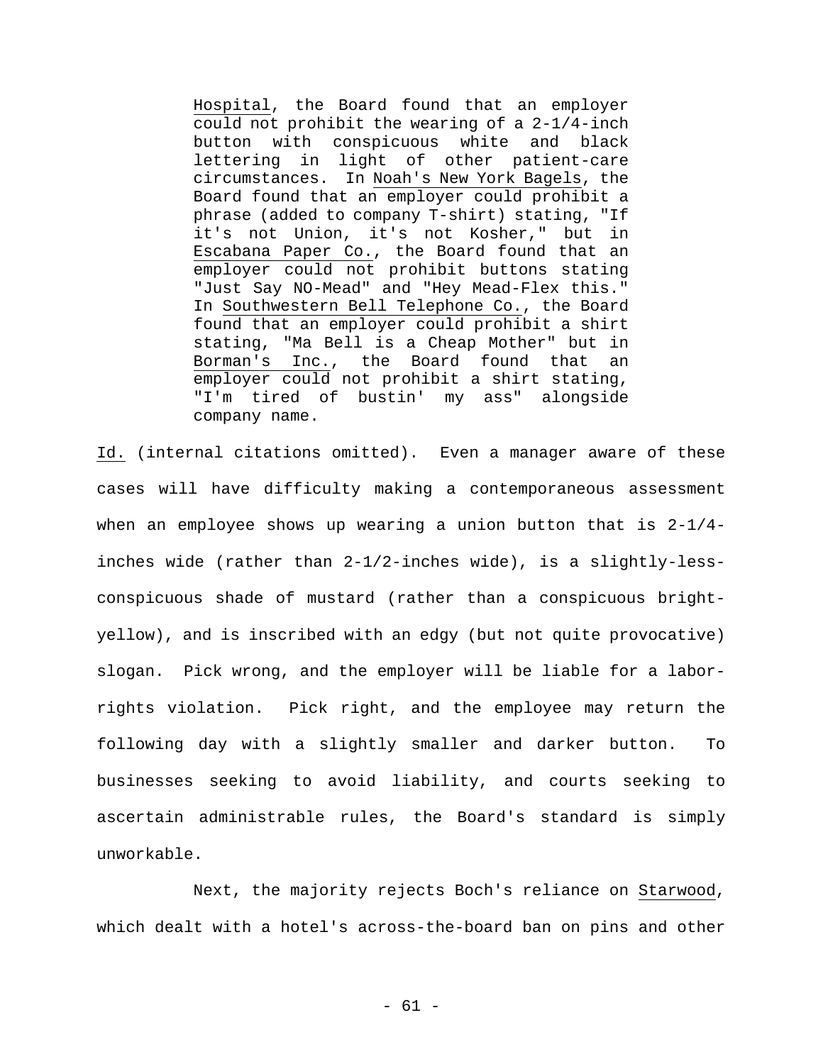> Hospital, the Board found that an employer could not prohibit the wearing of a 2-1/4-inch button with conspicuous white and black lettering in light of other patient-care circumstances. In Noah's New York Bagels, the Board found that an employer could prohibit a phrase (added to company T-shirt) stating, "If it's not Union, it's not Kosher," but in Escabana Paper Co., the Board found that an employer could not prohibit buttons stating "Just Say NO-Mead" and "Hey Mead-Flex this." In Southwestern Bell Telephone Co., the Board found that an employer could prohibit a shirt stating, "Ma Bell is a Cheap Mother" but in Borman's Inc., the Board found that an employer could not prohibit a shirt stating, "I'm tired of bustin' my ass" alongside company name.

Id. (internal citations omitted). Even a manager aware of these cases will have difficulty making a contemporaneous assessment when an employee shows up wearing a union button that is 2-1/4-inches wide (rather than 2-1/2-inches wide), is a slightly-less-conspicuous shade of mustard (rather than a conspicuous bright-yellow), and is inscribed with an edgy (but not quite provocative) slogan. Pick wrong, and the employer will be liable for a labor-rights violation. Pick right, and the employee may return the following day with a slightly smaller and darker button. To businesses seeking to avoid liability, and courts seeking to ascertain administrable rules, the Board's standard is simply unworkable.

Next, the majority rejects Boch's reliance on Starwood, which dealt with a hotel's across-the-board ban on pins and other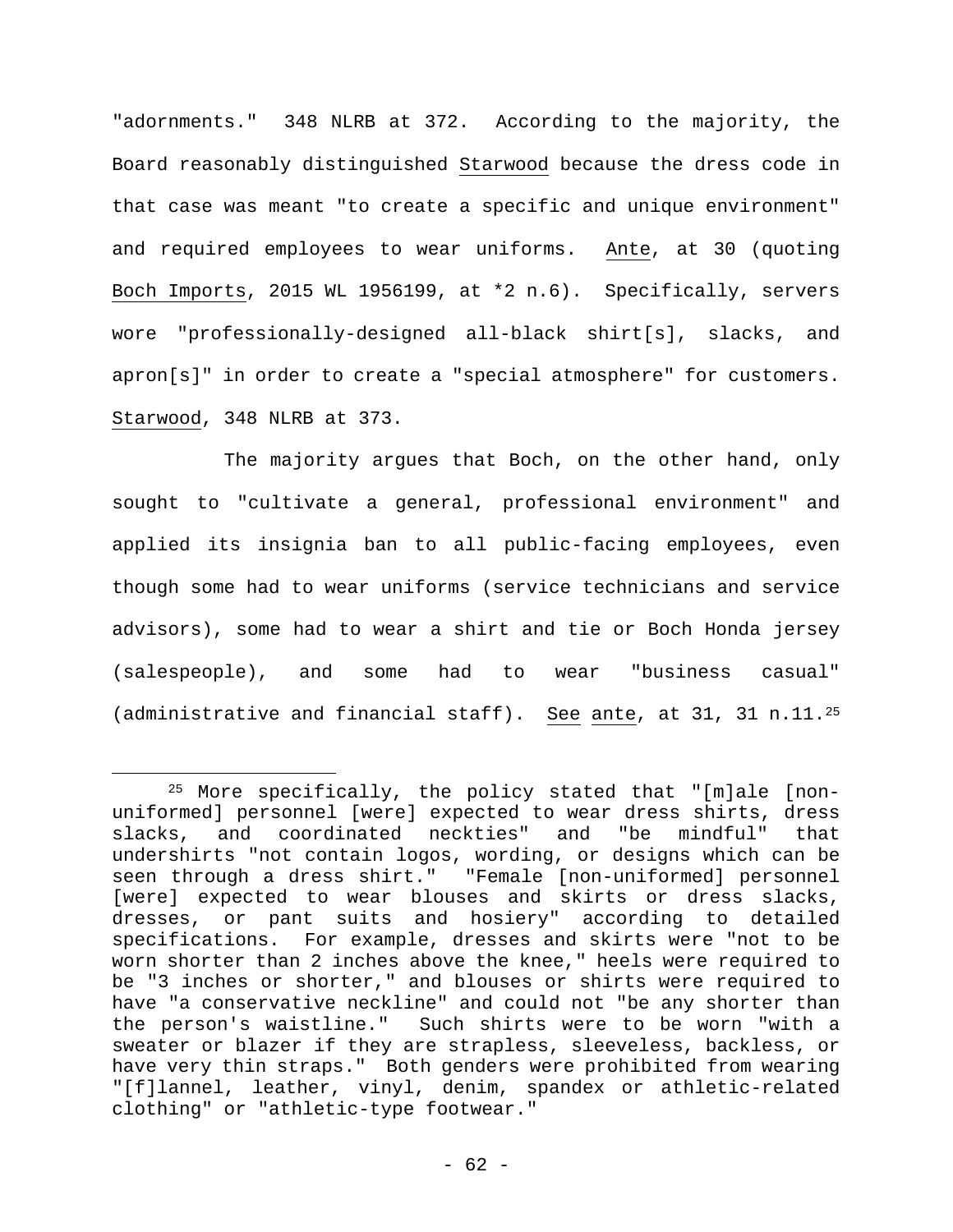"adornments." 348 NLRB at 372. According to the majority, the Board reasonably distinguished Starwood because the dress code in that case was meant "to create a specific and unique environment" and required employees to wear uniforms. Ante, at 30 (quoting Boch Imports, 2015 WL 1956199, at *2 n.6). Specifically, servers wore "professionally-designed all-black shirt[s], slacks, and apron[s]" in order to create a "special atmosphere" for customers. Starwood, 348 NLRB at 373.

The majority argues that Boch, on the other hand, only sought to "cultivate a general, professional environment" and applied its insignia ban to all public-facing employees, even though some had to wear uniforms (service technicians and service advisors), some had to wear a shirt and tie or Boch Honda jersey (salespeople), and some had to wear "business casual" (administrative and financial staff). See ante, at 31, 31 n.11.[25]

---

[25] More specifically, the policy stated that "[m]ale [non-uniformed] personnel [were] expected to wear dress shirts, dress slacks, and coordinated neckties" and "be mindful" that undershirts "not contain logos, wording, or designs which can be seen through a dress shirt." "Female [non-uniformed] personnel [were] expected to wear blouses and skirts or dress slacks, dresses, or pant suits and hosiery" according to detailed specifications. For example, dresses and skirts were "not to be worn shorter than 2 inches above the knee," heels were required to be "3 inches or shorter," and blouses or shirts were required to have "a conservative neckline" and could not "be any shorter than the person's waistline." Such shirts were to be worn "with a sweater or blazer if they are strapless, sleeveless, backless, or have very thin straps." Both genders were prohibited from wearing "[f]lannel, leather, vinyl, denim, spandex or athletic-related clothing" or "athletic-type footwear."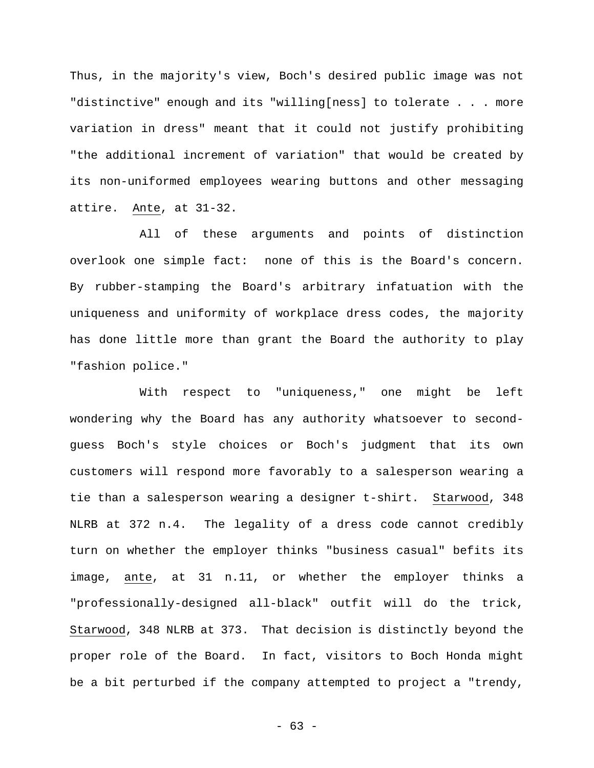Thus, in the majority's view, Boch's desired public image was not "distinctive" enough and its "willing[ness] to tolerate . . . more variation in dress" meant that it could not justify prohibiting "the additional increment of variation" that would be created by its non-uniformed employees wearing buttons and other messaging attire. _Ante_, at 31-32.

All of these arguments and points of distinction overlook one simple fact: none of this is the Board's concern. By rubber-stamping the Board's arbitrary infatuation with the uniqueness and uniformity of workplace dress codes, the majority has done little more than grant the Board the authority to play "fashion police."

With respect to "uniqueness," one might be left wondering why the Board has any authority whatsoever to second-guess Boch's style choices or Boch's judgment that its own customers will respond more favorably to a salesperson wearing a tie than a salesperson wearing a designer t-shirt. _Starwood_, 348 NLRB at 372 n.4. The legality of a dress code cannot credibly turn on whether the employer thinks "business casual" befits its image, _ante_, at 31 n.11, or whether the employer thinks a "professionally-designed all-black" outfit will do the trick, _Starwood_, 348 NLRB at 373. That decision is distinctly beyond the proper role of the Board. In fact, visitors to Boch Honda might be a bit perturbed if the company attempted to project a "trendy,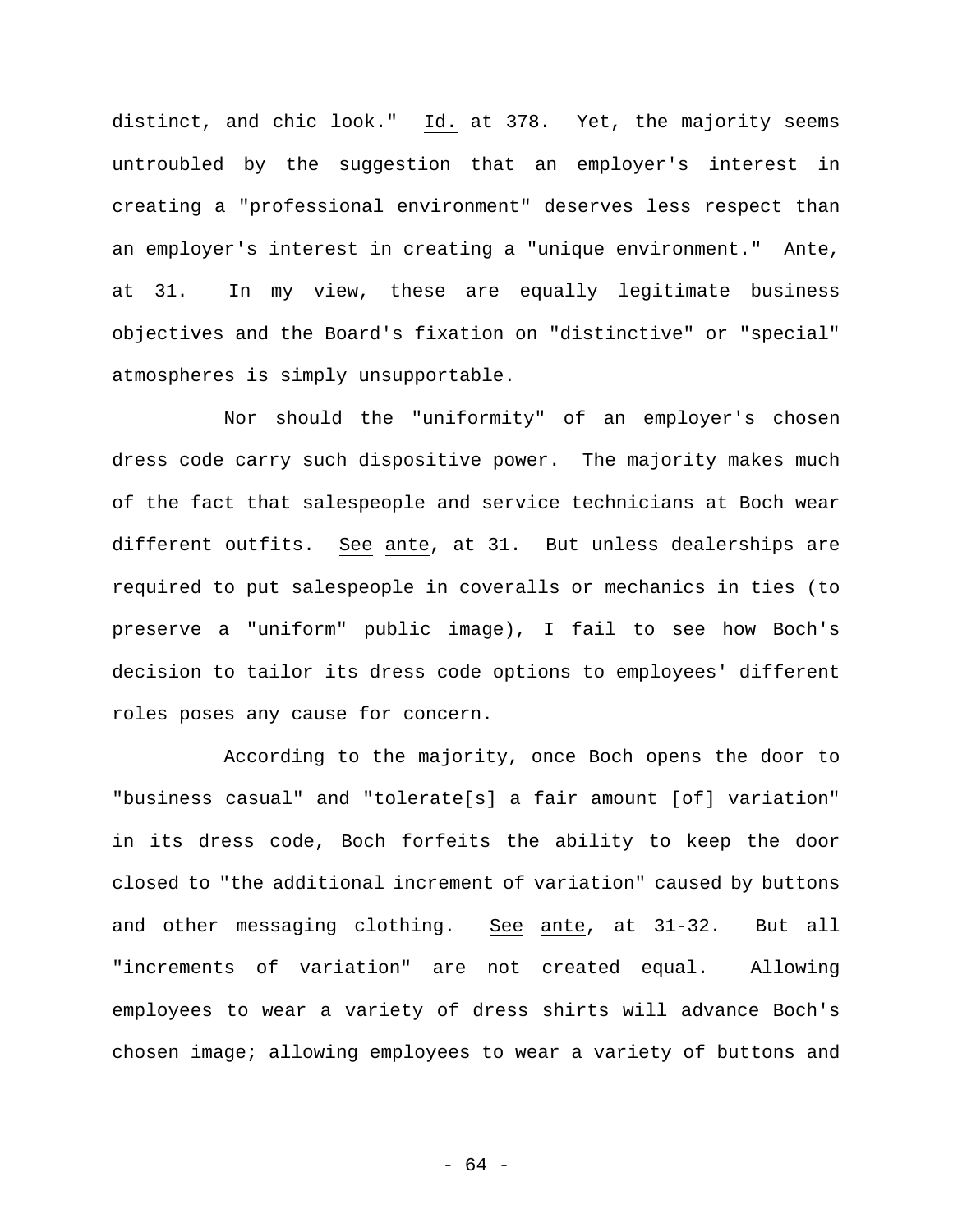distinct, and chic look." Id. at 378. Yet, the majority seems untroubled by the suggestion that an employer's interest in creating a "professional environment" deserves less respect than an employer's interest in creating a "unique environment." Ante, at 31. In my view, these are equally legitimate business objectives and the Board's fixation on "distinctive" or "special" atmospheres is simply unsupportable.

Nor should the "uniformity" of an employer's chosen dress code carry such dispositive power. The majority makes much of the fact that salespeople and service technicians at Boch wear different outfits. See ante, at 31. But unless dealerships are required to put salespeople in coveralls or mechanics in ties (to preserve a "uniform" public image), I fail to see how Boch's decision to tailor its dress code options to employees' different roles poses any cause for concern.

According to the majority, once Boch opens the door to "business casual" and "tolerate[s] a fair amount [of] variation" in its dress code, Boch forfeits the ability to keep the door closed to "the additional increment of variation" caused by buttons and other messaging clothing. See ante, at 31-32. But all "increments of variation" are not created equal. Allowing employees to wear a variety of dress shirts will advance Boch's chosen image; allowing employees to wear a variety of buttons and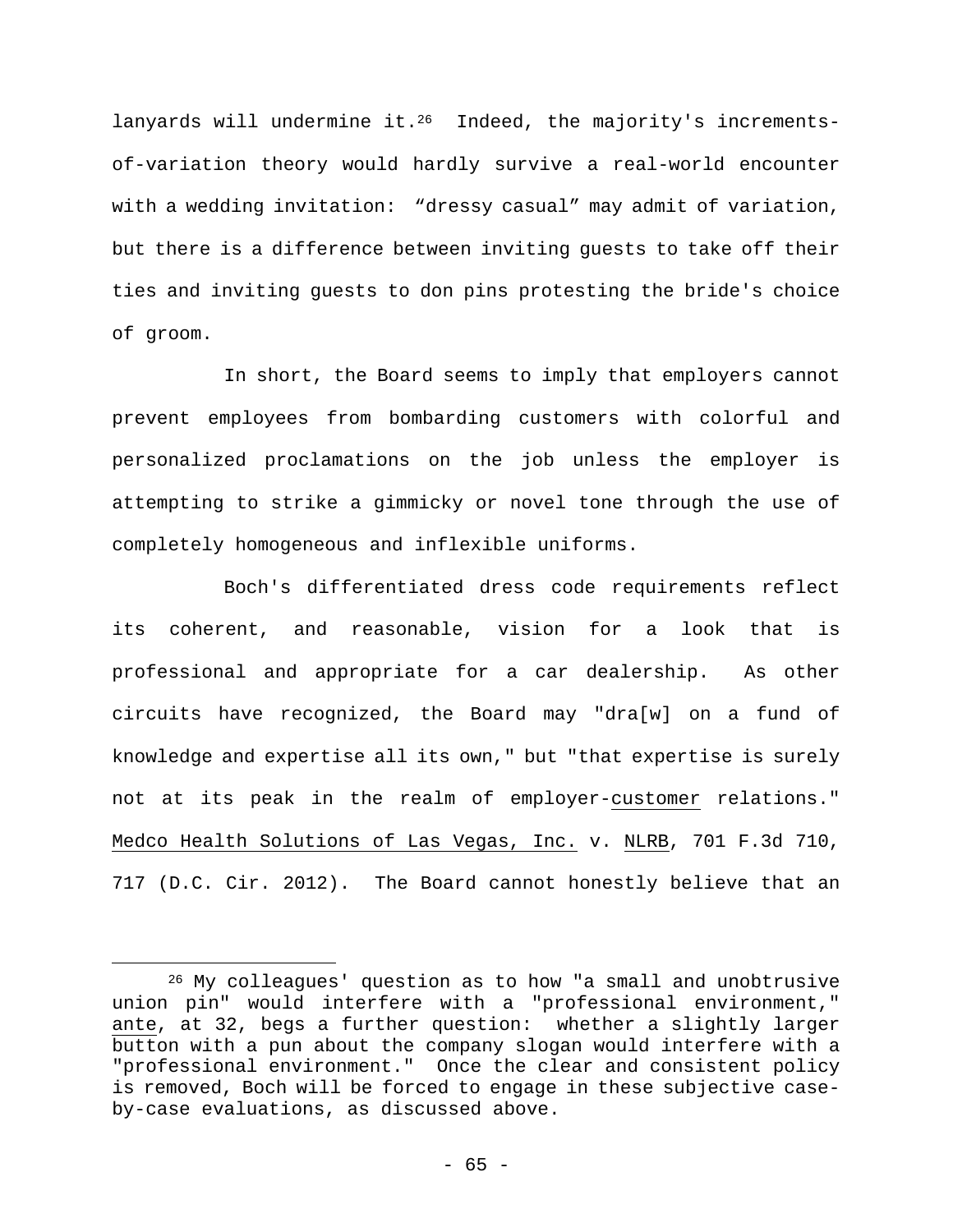lanyards will undermine it.[26] Indeed, the majority's increments-of-variation theory would hardly survive a real-world encounter with a wedding invitation: "dressy casual" may admit of variation, but there is a difference between inviting guests to take off their ties and inviting guests to don pins protesting the bride's choice of groom.

In short, the Board seems to imply that employers cannot prevent employees from bombarding customers with colorful and personalized proclamations on the job unless the employer is attempting to strike a gimmicky or novel tone through the use of completely homogeneous and inflexible uniforms.

Boch's differentiated dress code requirements reflect its coherent, and reasonable, vision for a look that is professional and appropriate for a car dealership. As other circuits have recognized, the Board may "dra[w] on a fund of knowledge and expertise all its own," but "that expertise is surely not at its peak in the realm of employer-<u>customer</u> relations." <u>Medco Health Solutions of Las Vegas, Inc.</u> v. <u>NLRB</u>, 701 F.3d 710, 717 (D.C. Cir. 2012). The Board cannot honestly believe that an

---

[26] My colleagues' question as to how "a small and unobtrusive union pin" would interfere with a "professional environment," <u>ante</u>, at 32, begs a further question: whether a slightly larger button with a pun about the company slogan would interfere with a "professional environment." Once the clear and consistent policy is removed, Boch will be forced to engage in these subjective case-by-case evaluations, as discussed above.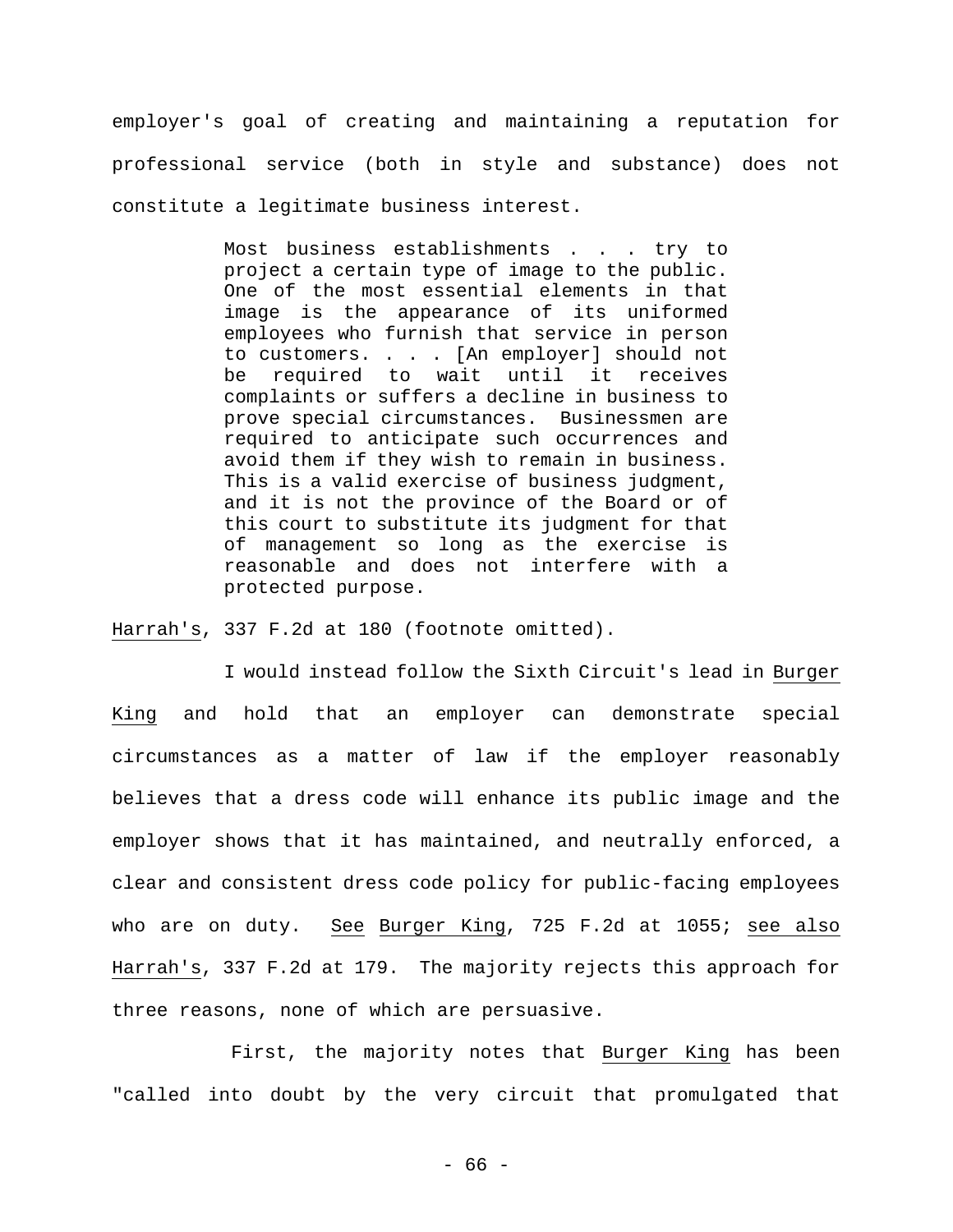employer's goal of creating and maintaining a reputation for professional service (both in style and substance) does not constitute a legitimate business interest.

> Most business establishments . . . try to project a certain type of image to the public. One of the most essential elements in that image is the appearance of its uniformed employees who furnish that service in person to customers. . . . [An employer] should not be required to wait until it receives complaints or suffers a decline in business to prove special circumstances. Businessmen are required to anticipate such occurrences and avoid them if they wish to remain in business. This is a valid exercise of business judgment, and it is not the province of the Board or of this court to substitute its judgment for that of management so long as the exercise is reasonable and does not interfere with a protected purpose.

Harrah's, 337 F.2d at 180 (footnote omitted).

I would instead follow the Sixth Circuit's lead in Burger King and hold that an employer can demonstrate special circumstances as a matter of law if the employer reasonably believes that a dress code will enhance its public image and the employer shows that it has maintained, and neutrally enforced, a clear and consistent dress code policy for public-facing employees who are on duty. See Burger King, 725 F.2d at 1055; see also Harrah's, 337 F.2d at 179. The majority rejects this approach for three reasons, none of which are persuasive.

First, the majority notes that Burger King has been "called into doubt by the very circuit that promulgated that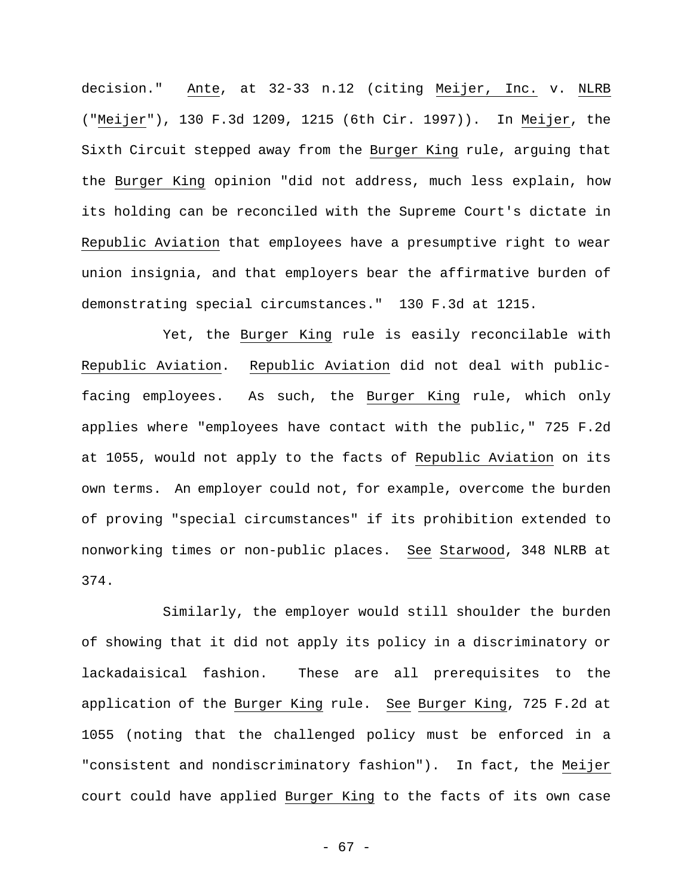decision." _Ante_, at 32-33 n.12 (citing _Meijer, Inc._ v. _NLRB_ ("_Meijer_"), 130 F.3d 1209, 1215 (6th Cir. 1997)). In _Meijer_, the Sixth Circuit stepped away from the _Burger King_ rule, arguing that the _Burger King_ opinion "did not address, much less explain, how its holding can be reconciled with the Supreme Court's dictate in _Republic Aviation_ that employees have a presumptive right to wear union insignia, and that employers bear the affirmative burden of demonstrating special circumstances." 130 F.3d at 1215.

Yet, the _Burger King_ rule is easily reconcilable with _Republic Aviation_. _Republic Aviation_ did not deal with public-facing employees. As such, the _Burger King_ rule, which only applies where "employees have contact with the public," 725 F.2d at 1055, would not apply to the facts of _Republic Aviation_ on its own terms. An employer could not, for example, overcome the burden of proving "special circumstances" if its prohibition extended to nonworking times or non-public places. _See_ _Starwood_, 348 NLRB at 374.

Similarly, the employer would still shoulder the burden of showing that it did not apply its policy in a discriminatory or lackadaisical fashion. These are all prerequisites to the application of the _Burger King_ rule. _See_ _Burger King_, 725 F.2d at 1055 (noting that the challenged policy must be enforced in a "consistent and nondiscriminatory fashion"). In fact, the _Meijer_ court could have applied _Burger King_ to the facts of its own case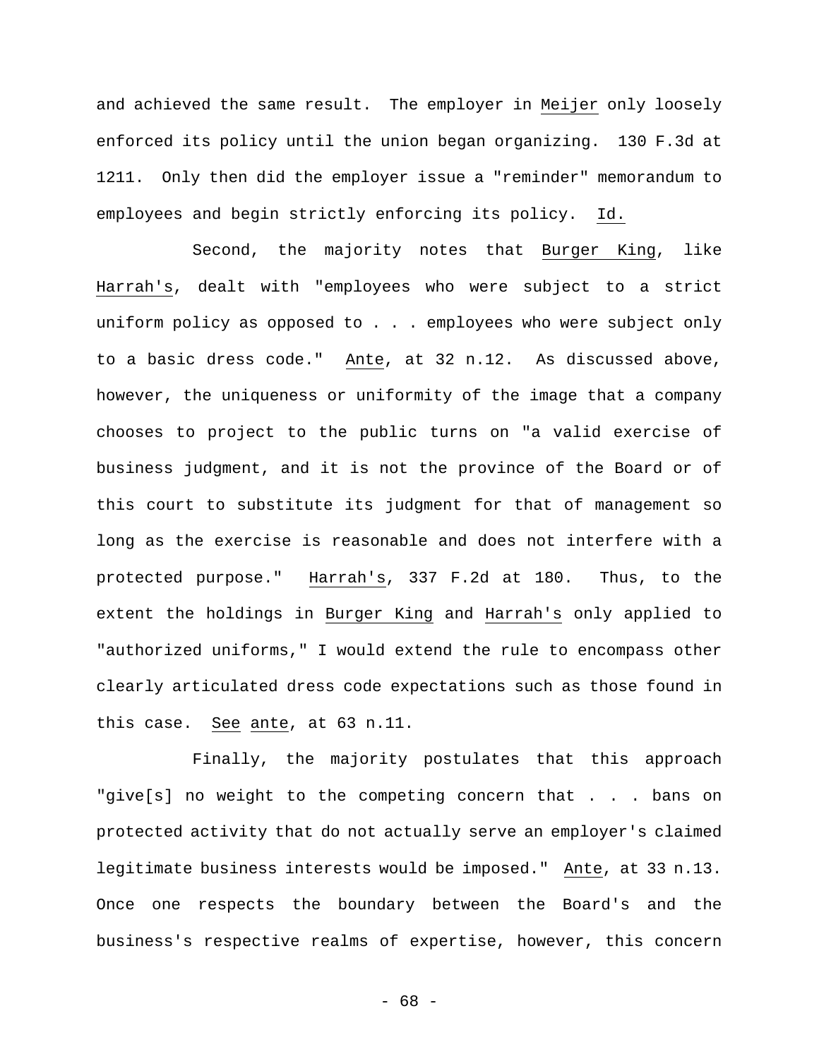and achieved the same result. The employer in Meijer only loosely enforced its policy until the union began organizing. 130 F.3d at 1211. Only then did the employer issue a "reminder" memorandum to employees and begin strictly enforcing its policy. Id.

Second, the majority notes that Burger King, like Harrah's, dealt with "employees who were subject to a strict uniform policy as opposed to . . . employees who were subject only to a basic dress code." Ante, at 32 n.12. As discussed above, however, the uniqueness or uniformity of the image that a company chooses to project to the public turns on "a valid exercise of business judgment, and it is not the province of the Board or of this court to substitute its judgment for that of management so long as the exercise is reasonable and does not interfere with a protected purpose." Harrah's, 337 F.2d at 180. Thus, to the extent the holdings in Burger King and Harrah's only applied to "authorized uniforms," I would extend the rule to encompass other clearly articulated dress code expectations such as those found in this case. See ante, at 63 n.11.

Finally, the majority postulates that this approach "give[s] no weight to the competing concern that . . . bans on protected activity that do not actually serve an employer's claimed legitimate business interests would be imposed." Ante, at 33 n.13. Once one respects the boundary between the Board's and the business's respective realms of expertise, however, this concern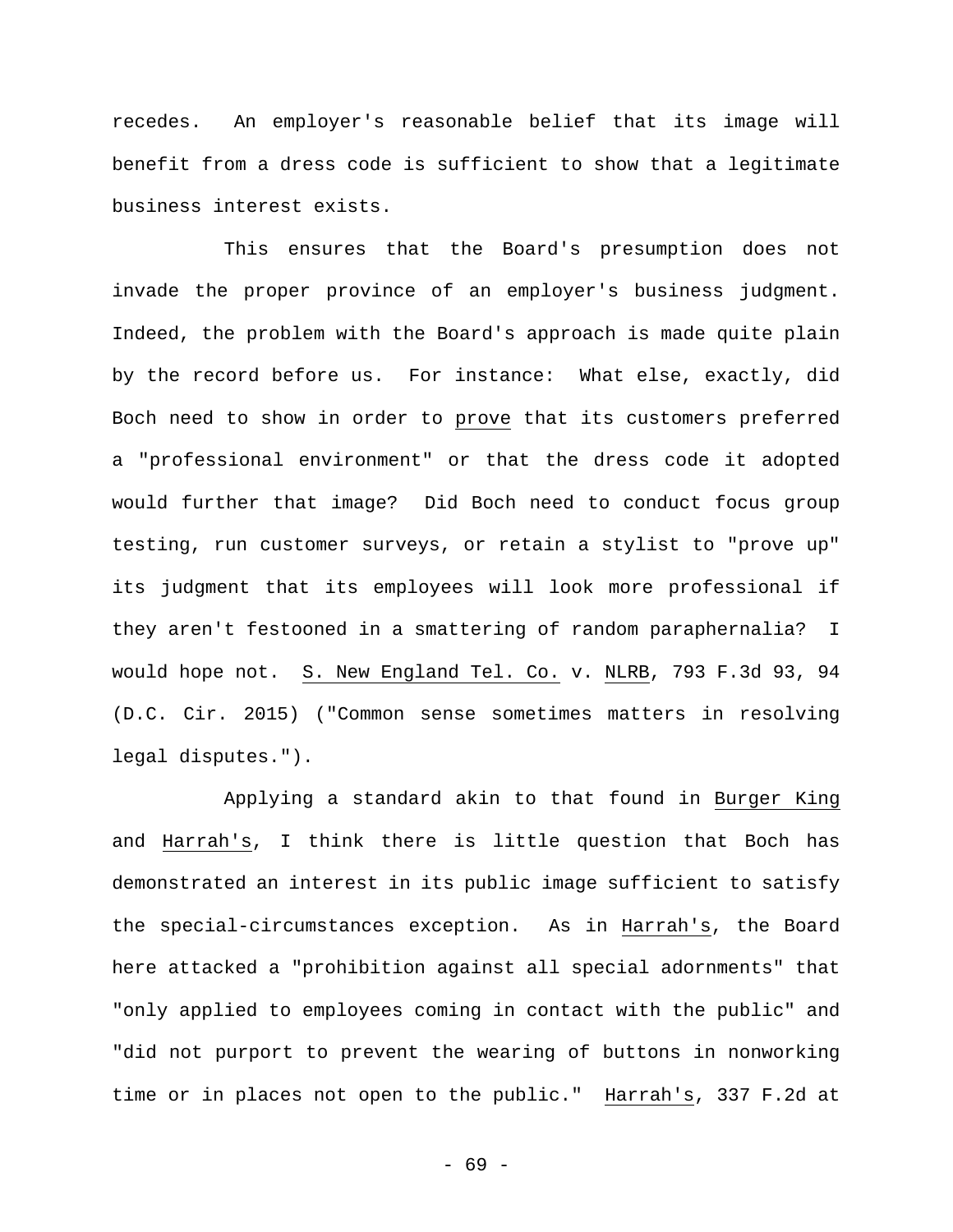recedes. An employer's reasonable belief that its image will benefit from a dress code is sufficient to show that a legitimate business interest exists.

This ensures that the Board's presumption does not invade the proper province of an employer's business judgment. Indeed, the problem with the Board's approach is made quite plain by the record before us. For instance: What else, exactly, did Boch need to show in order to prove that its customers preferred a "professional environment" or that the dress code it adopted would further that image? Did Boch need to conduct focus group testing, run customer surveys, or retain a stylist to "prove up" its judgment that its employees will look more professional if they aren't festooned in a smattering of random paraphernalia? I would hope not. S. New England Tel. Co. v. NLRB, 793 F.3d 93, 94 (D.C. Cir. 2015) ("Common sense sometimes matters in resolving legal disputes.").

Applying a standard akin to that found in Burger King and Harrah's, I think there is little question that Boch has demonstrated an interest in its public image sufficient to satisfy the special-circumstances exception. As in Harrah's, the Board here attacked a "prohibition against all special adornments" that "only applied to employees coming in contact with the public" and "did not purport to prevent the wearing of buttons in nonworking time or in places not open to the public." Harrah's, 337 F.2d at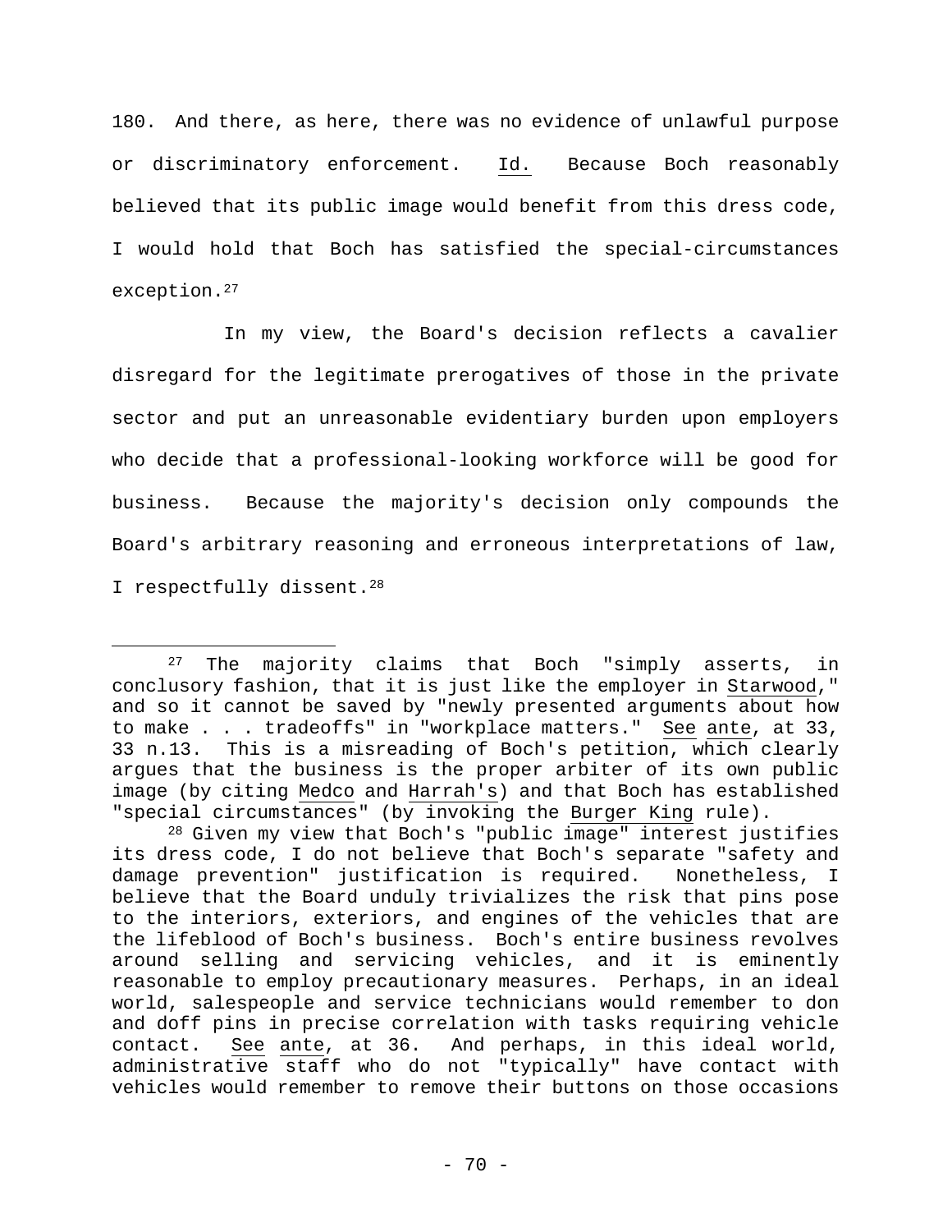180. And there, as here, there was no evidence of unlawful purpose or discriminatory enforcement. Id. Because Boch reasonably believed that its public image would benefit from this dress code, I would hold that Boch has satisfied the special-circumstances exception.[27]

In my view, the Board's decision reflects a cavalier disregard for the legitimate prerogatives of those in the private sector and put an unreasonable evidentiary burden upon employers who decide that a professional-looking workforce will be good for business. Because the majority's decision only compounds the Board's arbitrary reasoning and erroneous interpretations of law, I respectfully dissent.[28]

---

[27] The majority claims that Boch "simply asserts, in conclusory fashion, that it is just like the employer in Starwood," and so it cannot be saved by "newly presented arguments about how to make . . . tradeoffs" in "workplace matters." See ante, at 33, 33 n.13. This is a misreading of Boch's petition, which clearly argues that the business is the proper arbiter of its own public image (by citing Medco and Harrah's) and that Boch has established "special circumstances" (by invoking the Burger King rule).

[28] Given my view that Boch's "public image" interest justifies its dress code, I do not believe that Boch's separate "safety and damage prevention" justification is required. Nonetheless, I believe that the Board unduly trivializes the risk that pins pose to the interiors, exteriors, and engines of the vehicles that are the lifeblood of Boch's business. Boch's entire business revolves around selling and servicing vehicles, and it is eminently reasonable to employ precautionary measures. Perhaps, in an ideal world, salespeople and service technicians would remember to don and doff pins in precise correlation with tasks requiring vehicle contact. See ante, at 36. And perhaps, in this ideal world, administrative staff who do not "typically" have contact with vehicles would remember to remove their buttons on those occasions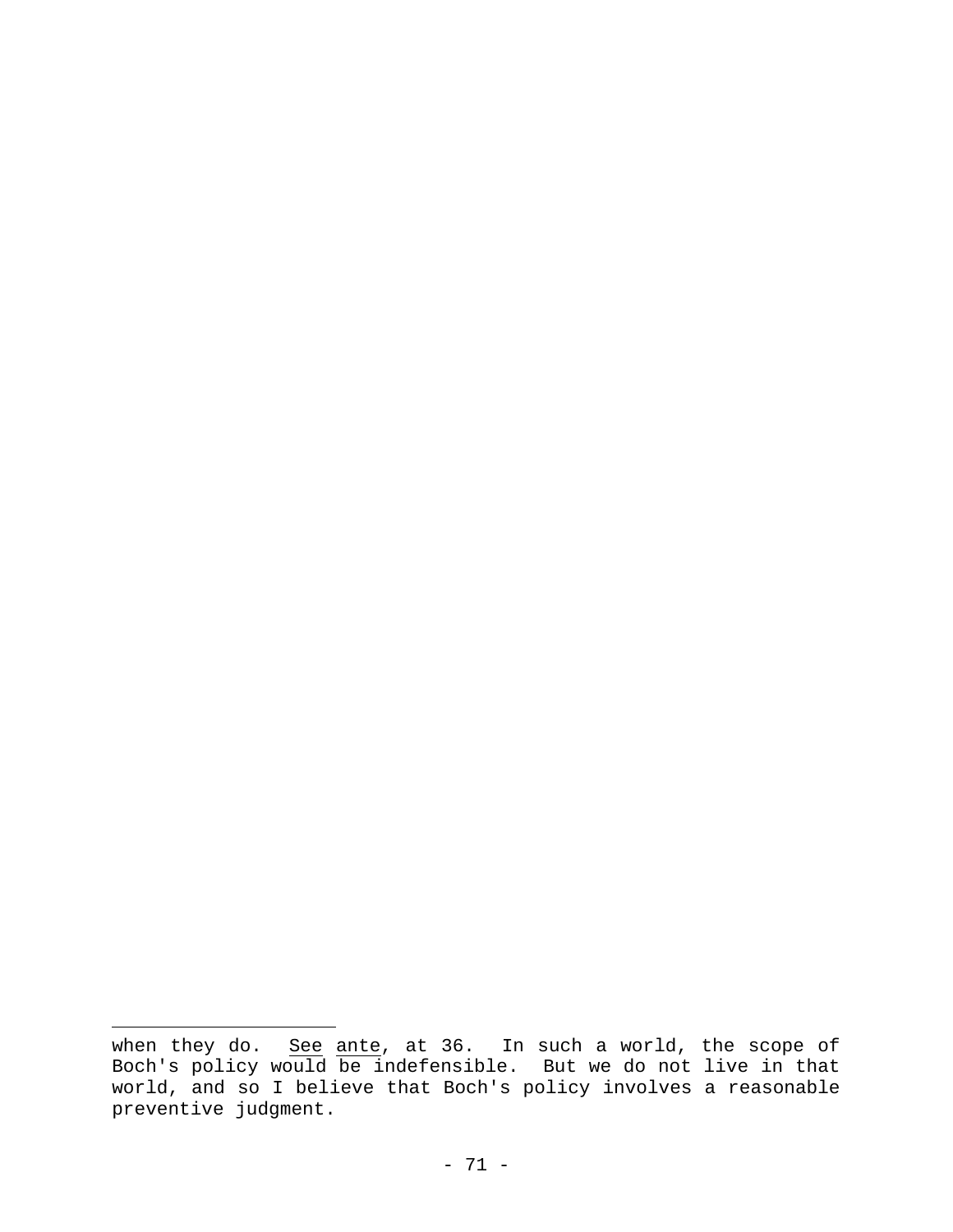when they do. See ante, at 36. In such a world, the scope of Boch's policy would be indefensible. But we do not live in that world, and so I believe that Boch's policy involves a reasonable preventive judgment.